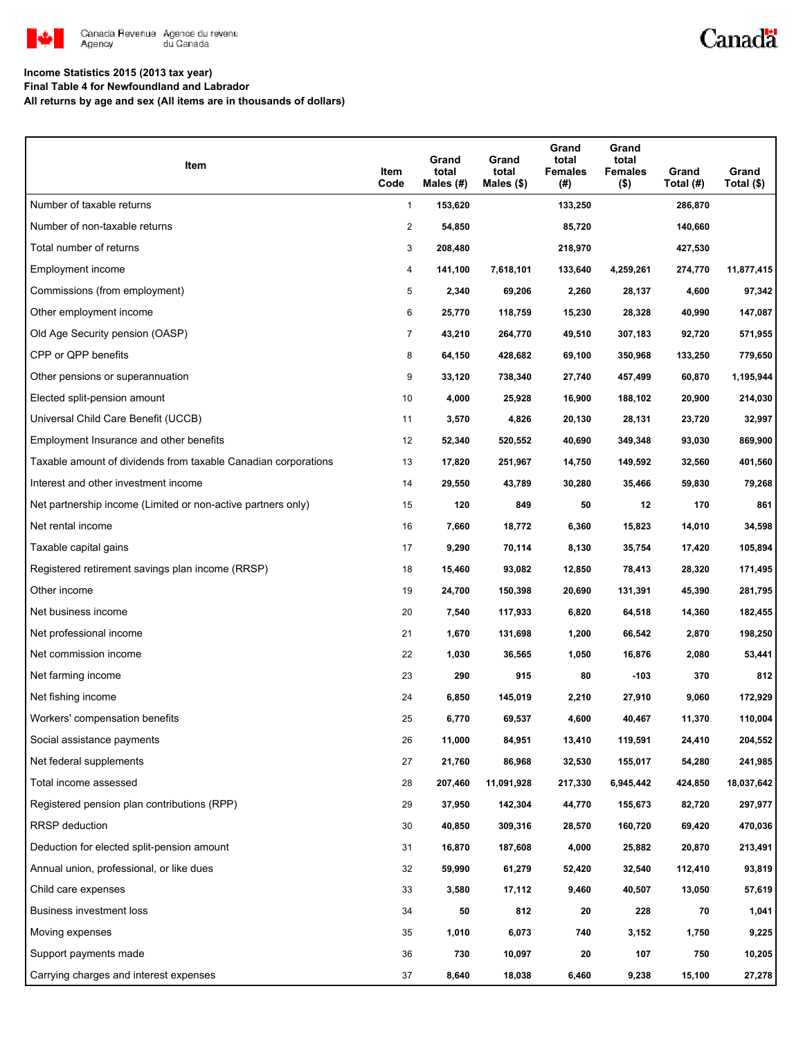Canada Revenue Agency / Agence du revenu du Canada

**Income Statistics 2015 (2013 tax year)**
**Final Table 4 for Newfoundland and Labrador**
**All returns by age and sex (All items are in thousands of dollars)**

| Item | Item Code | Grand total Males (#) | Grand total Males ($) | Grand total Females (#) | Grand total Females ($) | Grand Total (#) | Grand Total ($) |
|---|---|---|---|---|---|---|---|
| Number of taxable returns | 1 | 153,620 | | 133,250 | | 286,870 | |
| Number of non-taxable returns | 2 | 54,850 | | 85,720 | | 140,660 | |
| Total number of returns | 3 | 208,480 | | 218,970 | | 427,530 | |
| Employment income | 4 | 141,100 | 7,618,101 | 133,640 | 4,259,261 | 274,770 | 11,877,415 |
| Commissions (from employment) | 5 | 2,340 | 69,206 | 2,260 | 28,137 | 4,600 | 97,342 |
| Other employment income | 6 | 25,770 | 118,759 | 15,230 | 28,328 | 40,990 | 147,087 |
| Old Age Security pension (OASP) | 7 | 43,210 | 264,770 | 49,510 | 307,183 | 92,720 | 571,955 |
| CPP or QPP benefits | 8 | 64,150 | 428,682 | 69,100 | 350,968 | 133,250 | 779,650 |
| Other pensions or superannuation | 9 | 33,120 | 738,340 | 27,740 | 457,499 | 60,870 | 1,195,944 |
| Elected split-pension amount | 10 | 4,000 | 25,928 | 16,900 | 188,102 | 20,900 | 214,030 |
| Universal Child Care Benefit (UCCB) | 11 | 3,570 | 4,826 | 20,130 | 28,131 | 23,720 | 32,997 |
| Employment Insurance and other benefits | 12 | 52,340 | 520,552 | 40,690 | 349,348 | 93,030 | 869,900 |
| Taxable amount of dividends from taxable Canadian corporations | 13 | 17,820 | 251,967 | 14,750 | 149,592 | 32,560 | 401,560 |
| Interest and other investment income | 14 | 29,550 | 43,789 | 30,280 | 35,466 | 59,830 | 79,268 |
| Net partnership income (Limited or non-active partners only) | 15 | 120 | 849 | 50 | 12 | 170 | 861 |
| Net rental income | 16 | 7,660 | 18,772 | 6,360 | 15,823 | 14,010 | 34,598 |
| Taxable capital gains | 17 | 9,290 | 70,114 | 8,130 | 35,754 | 17,420 | 105,894 |
| Registered retirement savings plan income (RRSP) | 18 | 15,460 | 93,082 | 12,850 | 78,413 | 28,320 | 171,495 |
| Other income | 19 | 24,700 | 150,398 | 20,690 | 131,391 | 45,390 | 281,795 |
| Net business income | 20 | 7,540 | 117,933 | 6,820 | 64,518 | 14,360 | 182,455 |
| Net professional income | 21 | 1,670 | 131,698 | 1,200 | 66,542 | 2,870 | 198,250 |
| Net commission income | 22 | 1,030 | 36,565 | 1,050 | 16,876 | 2,080 | 53,441 |
| Net farming income | 23 | 290 | 915 | 80 | -103 | 370 | 812 |
| Net fishing income | 24 | 6,850 | 145,019 | 2,210 | 27,910 | 9,060 | 172,929 |
| Workers' compensation benefits | 25 | 6,770 | 69,537 | 4,600 | 40,467 | 11,370 | 110,004 |
| Social assistance payments | 26 | 11,000 | 84,951 | 13,410 | 119,591 | 24,410 | 204,552 |
| Net federal supplements | 27 | 21,760 | 86,968 | 32,530 | 155,017 | 54,280 | 241,985 |
| Total income assessed | 28 | 207,460 | 11,091,928 | 217,330 | 6,945,442 | 424,850 | 18,037,642 |
| Registered pension plan contributions (RPP) | 29 | 37,950 | 142,304 | 44,770 | 155,673 | 82,720 | 297,977 |
| RRSP deduction | 30 | 40,850 | 309,316 | 28,570 | 160,720 | 69,420 | 470,036 |
| Deduction for elected split-pension amount | 31 | 16,870 | 187,608 | 4,000 | 25,882 | 20,870 | 213,491 |
| Annual union, professional, or like dues | 32 | 59,990 | 61,279 | 52,420 | 32,540 | 112,410 | 93,819 |
| Child care expenses | 33 | 3,580 | 17,112 | 9,460 | 40,507 | 13,050 | 57,619 |
| Business investment loss | 34 | 50 | 812 | 20 | 228 | 70 | 1,041 |
| Moving expenses | 35 | 1,010 | 6,073 | 740 | 3,152 | 1,750 | 9,225 |
| Support payments made | 36 | 730 | 10,097 | 20 | 107 | 750 | 10,205 |
| Carrying charges and interest expenses | 37 | 8,640 | 18,038 | 6,460 | 9,238 | 15,100 | 27,278 |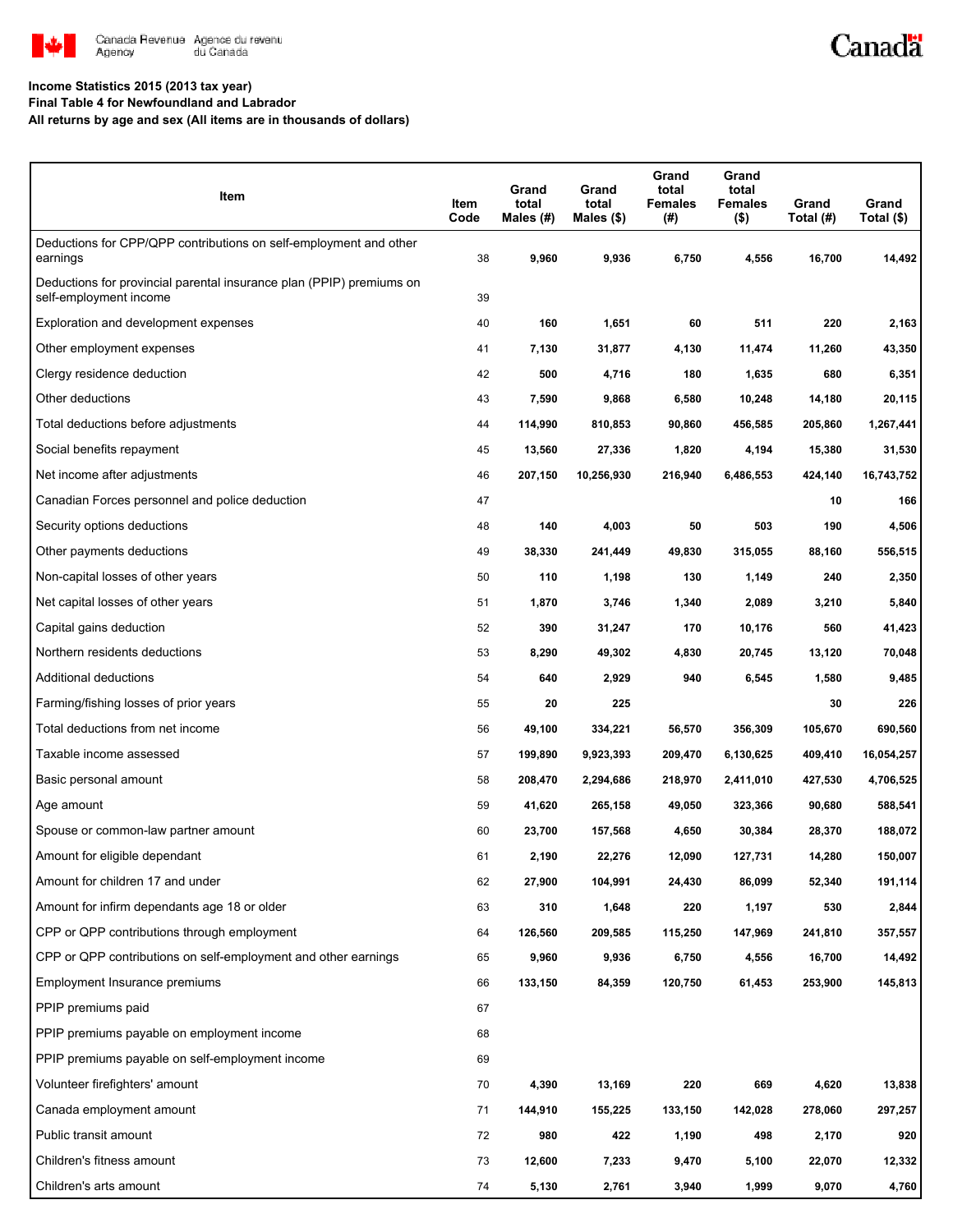Income Statistics 2015 (2013 tax year)

Final Table 4 for Newfoundland and Labrador

All returns by age and sex (All items are in thousands of dollars)

| Item | Item Code | Grand total Males (#) | Grand total Males ($) | Grand total Females (#) | Grand total Females ($) | Grand Total (#) | Grand Total ($) |
|---|---|---|---|---|---|---|---|
| Deductions for CPP/QPP contributions on self-employment and other earnings | 38 | 9,960 | 9,936 | 6,750 | 4,556 | 16,700 | 14,492 |
| Deductions for provincial parental insurance plan (PPIP) premiums on self-employment income | 39 | | | | | | |
| Exploration and development expenses | 40 | 160 | 1,651 | 60 | 511 | 220 | 2,163 |
| Other employment expenses | 41 | 7,130 | 31,877 | 4,130 | 11,474 | 11,260 | 43,350 |
| Clergy residence deduction | 42 | 500 | 4,716 | 180 | 1,635 | 680 | 6,351 |
| Other deductions | 43 | 7,590 | 9,868 | 6,580 | 10,248 | 14,180 | 20,115 |
| Total deductions before adjustments | 44 | 114,990 | 810,853 | 90,860 | 456,585 | 205,860 | 1,267,441 |
| Social benefits repayment | 45 | 13,560 | 27,336 | 1,820 | 4,194 | 15,380 | 31,530 |
| Net income after adjustments | 46 | 207,150 | 10,256,930 | 216,940 | 6,486,553 | 424,140 | 16,743,752 |
| Canadian Forces personnel and police deduction | 47 | | | | | 10 | 166 |
| Security options deductions | 48 | 140 | 4,003 | 50 | 503 | 190 | 4,506 |
| Other payments deductions | 49 | 38,330 | 241,449 | 49,830 | 315,055 | 88,160 | 556,515 |
| Non-capital losses of other years | 50 | 110 | 1,198 | 130 | 1,149 | 240 | 2,350 |
| Net capital losses of other years | 51 | 1,870 | 3,746 | 1,340 | 2,089 | 3,210 | 5,840 |
| Capital gains deduction | 52 | 390 | 31,247 | 170 | 10,176 | 560 | 41,423 |
| Northern residents deductions | 53 | 8,290 | 49,302 | 4,830 | 20,745 | 13,120 | 70,048 |
| Additional deductions | 54 | 640 | 2,929 | 940 | 6,545 | 1,580 | 9,485 |
| Farming/fishing losses of prior years | 55 | 20 | 225 | | | 30 | 226 |
| Total deductions from net income | 56 | 49,100 | 334,221 | 56,570 | 356,309 | 105,670 | 690,560 |
| Taxable income assessed | 57 | 199,890 | 9,923,393 | 209,470 | 6,130,625 | 409,410 | 16,054,257 |
| Basic personal amount | 58 | 208,470 | 2,294,686 | 218,970 | 2,411,010 | 427,530 | 4,706,525 |
| Age amount | 59 | 41,620 | 265,158 | 49,050 | 323,366 | 90,680 | 588,541 |
| Spouse or common-law partner amount | 60 | 23,700 | 157,568 | 4,650 | 30,384 | 28,370 | 188,072 |
| Amount for eligible dependant | 61 | 2,190 | 22,276 | 12,090 | 127,731 | 14,280 | 150,007 |
| Amount for children 17 and under | 62 | 27,900 | 104,991 | 24,430 | 86,099 | 52,340 | 191,114 |
| Amount for infirm dependants age 18 or older | 63 | 310 | 1,648 | 220 | 1,197 | 530 | 2,844 |
| CPP or QPP contributions through employment | 64 | 126,560 | 209,585 | 115,250 | 147,969 | 241,810 | 357,557 |
| CPP or QPP contributions on self-employment and other earnings | 65 | 9,960 | 9,936 | 6,750 | 4,556 | 16,700 | 14,492 |
| Employment Insurance premiums | 66 | 133,150 | 84,359 | 120,750 | 61,453 | 253,900 | 145,813 |
| PPIP premiums paid | 67 | | | | | | |
| PPIP premiums payable on employment income | 68 | | | | | | |
| PPIP premiums payable on self-employment income | 69 | | | | | | |
| Volunteer firefighters' amount | 70 | 4,390 | 13,169 | 220 | 669 | 4,620 | 13,838 |
| Canada employment amount | 71 | 144,910 | 155,225 | 133,150 | 142,028 | 278,060 | 297,257 |
| Public transit amount | 72 | 980 | 422 | 1,190 | 498 | 2,170 | 920 |
| Children's fitness amount | 73 | 12,600 | 7,233 | 9,470 | 5,100 | 22,070 | 12,332 |
| Children's arts amount | 74 | 5,130 | 2,761 | 3,940 | 1,999 | 9,070 | 4,760 |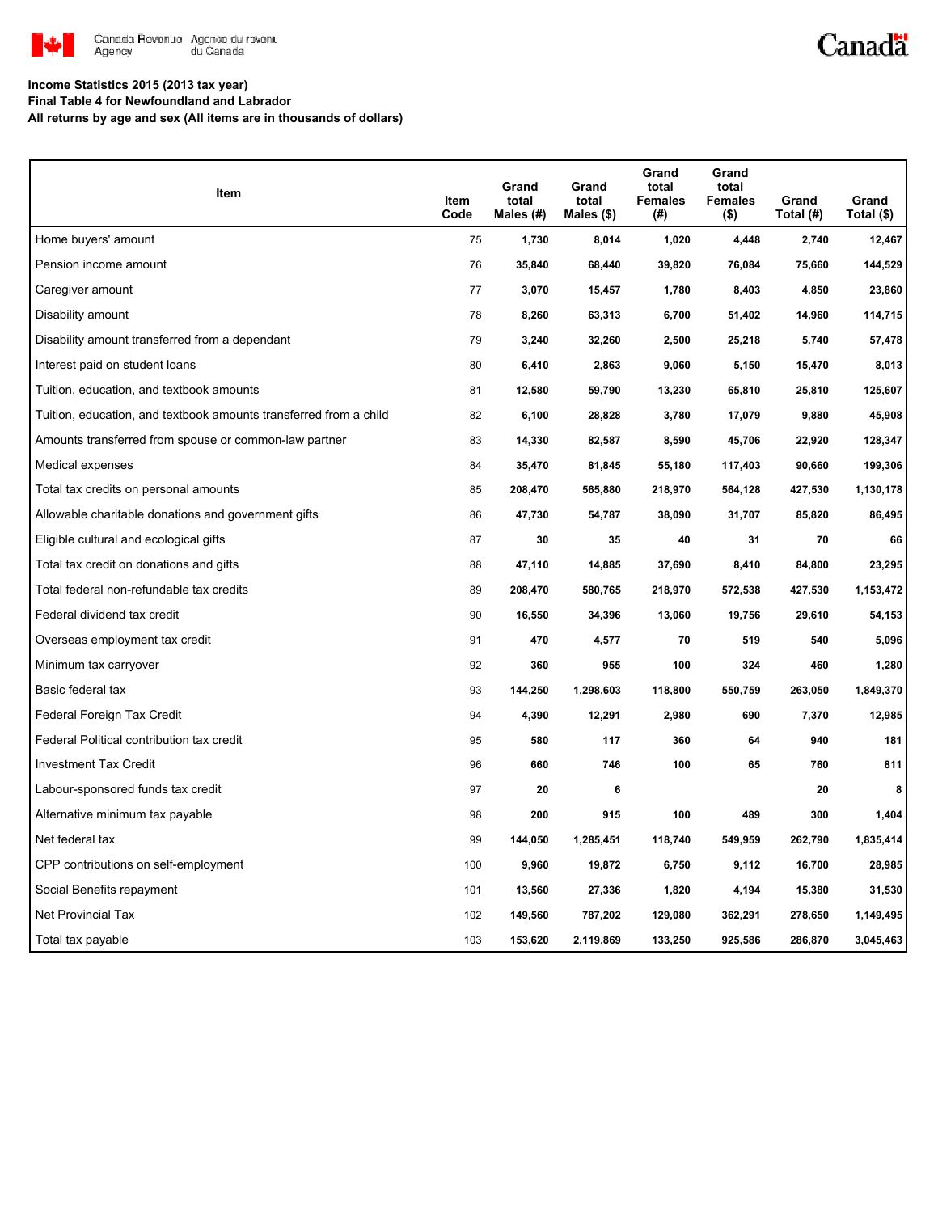**Income Statistics 2015 (2013 tax year)**

**Final Table 4 for Newfoundland and Labrador**

**All returns by age and sex (All items are in thousands of dollars)**

| Item | Item Code | Grand total Males (#) | Grand total Males ($) | Grand total Females (#) | Grand total Females ($) | Grand Total (#) | Grand Total ($) |
|---|---|---|---|---|---|---|---|
| Home buyers' amount | 75 | 1,730 | 8,014 | 1,020 | 4,448 | 2,740 | 12,467 |
| Pension income amount | 76 | 35,840 | 68,440 | 39,820 | 76,084 | 75,660 | 144,529 |
| Caregiver amount | 77 | 3,070 | 15,457 | 1,780 | 8,403 | 4,850 | 23,860 |
| Disability amount | 78 | 8,260 | 63,313 | 6,700 | 51,402 | 14,960 | 114,715 |
| Disability amount transferred from a dependant | 79 | 3,240 | 32,260 | 2,500 | 25,218 | 5,740 | 57,478 |
| Interest paid on student loans | 80 | 6,410 | 2,863 | 9,060 | 5,150 | 15,470 | 8,013 |
| Tuition, education, and textbook amounts | 81 | 12,580 | 59,790 | 13,230 | 65,810 | 25,810 | 125,607 |
| Tuition, education, and textbook amounts transferred from a child | 82 | 6,100 | 28,828 | 3,780 | 17,079 | 9,880 | 45,908 |
| Amounts transferred from spouse or common-law partner | 83 | 14,330 | 82,587 | 8,590 | 45,706 | 22,920 | 128,347 |
| Medical expenses | 84 | 35,470 | 81,845 | 55,180 | 117,403 | 90,660 | 199,306 |
| Total tax credits on personal amounts | 85 | 208,470 | 565,880 | 218,970 | 564,128 | 427,530 | 1,130,178 |
| Allowable charitable donations and government gifts | 86 | 47,730 | 54,787 | 38,090 | 31,707 | 85,820 | 86,495 |
| Eligible cultural and ecological gifts | 87 | 30 | 35 | 40 | 31 | 70 | 66 |
| Total tax credit on donations and gifts | 88 | 47,110 | 14,885 | 37,690 | 8,410 | 84,800 | 23,295 |
| Total federal non-refundable tax credits | 89 | 208,470 | 580,765 | 218,970 | 572,538 | 427,530 | 1,153,472 |
| Federal dividend tax credit | 90 | 16,550 | 34,396 | 13,060 | 19,756 | 29,610 | 54,153 |
| Overseas employment tax credit | 91 | 470 | 4,577 | 70 | 519 | 540 | 5,096 |
| Minimum tax carryover | 92 | 360 | 955 | 100 | 324 | 460 | 1,280 |
| Basic federal tax | 93 | 144,250 | 1,298,603 | 118,800 | 550,759 | 263,050 | 1,849,370 |
| Federal Foreign Tax Credit | 94 | 4,390 | 12,291 | 2,980 | 690 | 7,370 | 12,985 |
| Federal Political contribution tax credit | 95 | 580 | 117 | 360 | 64 | 940 | 181 |
| Investment Tax Credit | 96 | 660 | 746 | 100 | 65 | 760 | 811 |
| Labour-sponsored funds tax credit | 97 | 20 | 6 | | | 20 | 8 |
| Alternative minimum tax payable | 98 | 200 | 915 | 100 | 489 | 300 | 1,404 |
| Net federal tax | 99 | 144,050 | 1,285,451 | 118,740 | 549,959 | 262,790 | 1,835,414 |
| CPP contributions on self-employment | 100 | 9,960 | 19,872 | 6,750 | 9,112 | 16,700 | 28,985 |
| Social Benefits repayment | 101 | 13,560 | 27,336 | 1,820 | 4,194 | 15,380 | 31,530 |
| Net Provincial Tax | 102 | 149,560 | 787,202 | 129,080 | 362,291 | 278,650 | 1,149,495 |
| Total tax payable | 103 | 153,620 | 2,119,869 | 133,250 | 925,586 | 286,870 | 3,045,463 |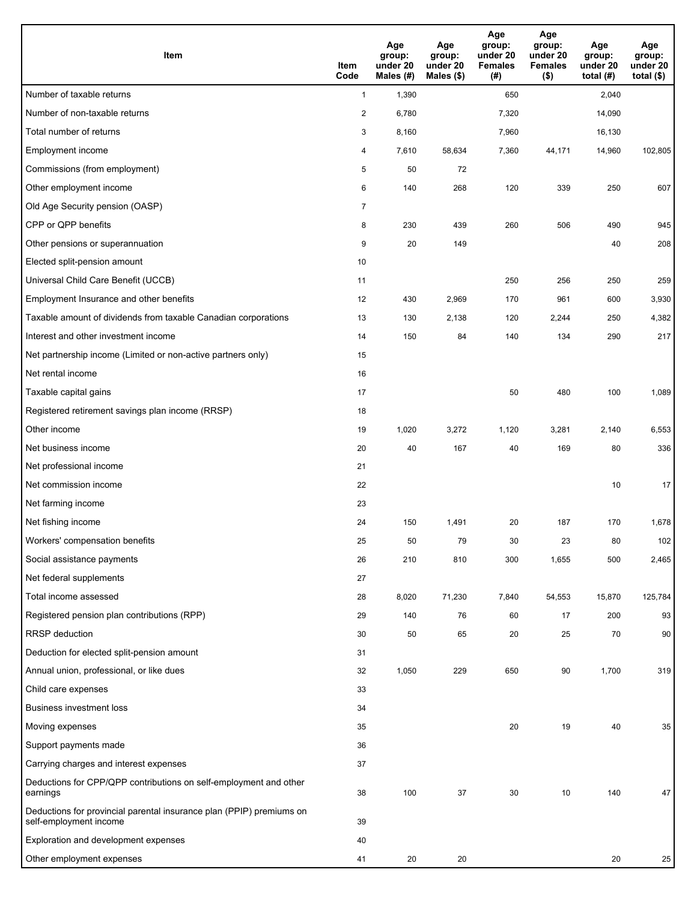| Item | Item Code | Age group: under 20 Males (#) | Age group: under 20 Males ($) | Age group: under 20 Females (#) | Age group: under 20 Females ($) | Age group: under 20 total (#) | Age group: under 20 total ($) |
|---|---|---|---|---|---|---|---|
| Number of taxable returns | 1 | 1,390 | | 650 | | 2,040 | |
| Number of non-taxable returns | 2 | 6,780 | | 7,320 | | 14,090 | |
| Total number of returns | 3 | 8,160 | | 7,960 | | 16,130 | |
| Employment income | 4 | 7,610 | 58,634 | 7,360 | 44,171 | 14,960 | 102,805 |
| Commissions (from employment) | 5 | 50 | 72 | | | | |
| Other employment income | 6 | 140 | 268 | 120 | 339 | 250 | 607 |
| Old Age Security pension (OASP) | 7 | | | | | | |
| CPP or QPP benefits | 8 | 230 | 439 | 260 | 506 | 490 | 945 |
| Other pensions or superannuation | 9 | 20 | 149 | | | 40 | 208 |
| Elected split-pension amount | 10 | | | | | | |
| Universal Child Care Benefit (UCCB) | 11 | | | 250 | 256 | 250 | 259 |
| Employment Insurance and other benefits | 12 | 430 | 2,969 | 170 | 961 | 600 | 3,930 |
| Taxable amount of dividends from taxable Canadian corporations | 13 | 130 | 2,138 | 120 | 2,244 | 250 | 4,382 |
| Interest and other investment income | 14 | 150 | 84 | 140 | 134 | 290 | 217 |
| Net partnership income (Limited or non-active partners only) | 15 | | | | | | |
| Net rental income | 16 | | | | | | |
| Taxable capital gains | 17 | | | 50 | 480 | 100 | 1,089 |
| Registered retirement savings plan income (RRSP) | 18 | | | | | | |
| Other income | 19 | 1,020 | 3,272 | 1,120 | 3,281 | 2,140 | 6,553 |
| Net business income | 20 | 40 | 167 | 40 | 169 | 80 | 336 |
| Net professional income | 21 | | | | | | |
| Net commission income | 22 | | | | | 10 | 17 |
| Net farming income | 23 | | | | | | |
| Net fishing income | 24 | 150 | 1,491 | 20 | 187 | 170 | 1,678 |
| Workers' compensation benefits | 25 | 50 | 79 | 30 | 23 | 80 | 102 |
| Social assistance payments | 26 | 210 | 810 | 300 | 1,655 | 500 | 2,465 |
| Net federal supplements | 27 | | | | | | |
| Total income assessed | 28 | 8,020 | 71,230 | 7,840 | 54,553 | 15,870 | 125,784 |
| Registered pension plan contributions (RPP) | 29 | 140 | 76 | 60 | 17 | 200 | 93 |
| RRSP deduction | 30 | 50 | 65 | 20 | 25 | 70 | 90 |
| Deduction for elected split-pension amount | 31 | | | | | | |
| Annual union, professional, or like dues | 32 | 1,050 | 229 | 650 | 90 | 1,700 | 319 |
| Child care expenses | 33 | | | | | | |
| Business investment loss | 34 | | | | | | |
| Moving expenses | 35 | | | 20 | 19 | 40 | 35 |
| Support payments made | 36 | | | | | | |
| Carrying charges and interest expenses | 37 | | | | | | |
| Deductions for CPP/QPP contributions on self-employment and other earnings | 38 | 100 | 37 | 30 | 10 | 140 | 47 |
| Deductions for provincial parental insurance plan (PPIP) premiums on self-employment income | 39 | | | | | | |
| Exploration and development expenses | 40 | | | | | | |
| Other employment expenses | 41 | 20 | 20 | | | 20 | 25 |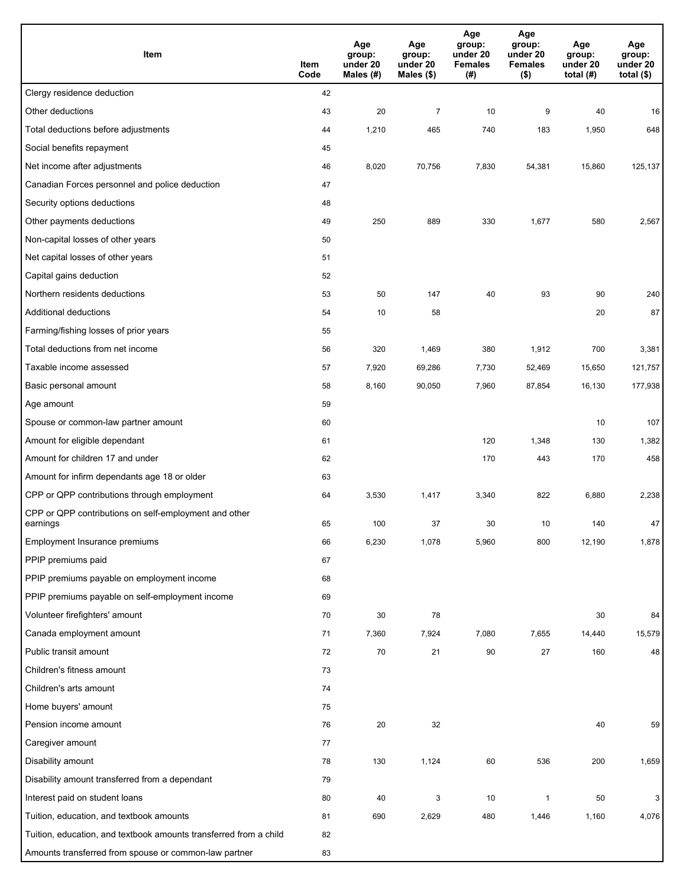| Item | Item Code | Age group: under 20 Males (#) | Age group: under 20 Males ($) | Age group: under 20 Females (#) | Age group: under 20 Females ($) | Age group: under 20 total (#) | Age group: under 20 total ($) |
|---|---|---|---|---|---|---|---|
| Clergy residence deduction | 42 | | | | | | |
| Other deductions | 43 | 20 | 7 | 10 | 9 | 40 | 16 |
| Total deductions before adjustments | 44 | 1,210 | 465 | 740 | 183 | 1,950 | 648 |
| Social benefits repayment | 45 | | | | | | |
| Net income after adjustments | 46 | 8,020 | 70,756 | 7,830 | 54,381 | 15,860 | 125,137 |
| Canadian Forces personnel and police deduction | 47 | | | | | | |
| Security options deductions | 48 | | | | | | |
| Other payments deductions | 49 | 250 | 889 | 330 | 1,677 | 580 | 2,567 |
| Non-capital losses of other years | 50 | | | | | | |
| Net capital losses of other years | 51 | | | | | | |
| Capital gains deduction | 52 | | | | | | |
| Northern residents deductions | 53 | 50 | 147 | 40 | 93 | 90 | 240 |
| Additional deductions | 54 | 10 | 58 | | | 20 | 87 |
| Farming/fishing losses of prior years | 55 | | | | | | |
| Total deductions from net income | 56 | 320 | 1,469 | 380 | 1,912 | 700 | 3,381 |
| Taxable income assessed | 57 | 7,920 | 69,286 | 7,730 | 52,469 | 15,650 | 121,757 |
| Basic personal amount | 58 | 8,160 | 90,050 | 7,960 | 87,854 | 16,130 | 177,938 |
| Age amount | 59 | | | | | | |
| Spouse or common-law partner amount | 60 | | | | | 10 | 107 |
| Amount for eligible dependant | 61 | | | 120 | 1,348 | 130 | 1,382 |
| Amount for children 17 and under | 62 | | | 170 | 443 | 170 | 458 |
| Amount for infirm dependants age 18 or older | 63 | | | | | | |
| CPP or QPP contributions through employment | 64 | 3,530 | 1,417 | 3,340 | 822 | 6,880 | 2,238 |
| CPP or QPP contributions on self-employment and other earnings | 65 | 100 | 37 | 30 | 10 | 140 | 47 |
| Employment Insurance premiums | 66 | 6,230 | 1,078 | 5,960 | 800 | 12,190 | 1,878 |
| PPIP premiums paid | 67 | | | | | | |
| PPIP premiums payable on employment income | 68 | | | | | | |
| PPIP premiums payable on self-employment income | 69 | | | | | | |
| Volunteer firefighters' amount | 70 | 30 | 78 | | | 30 | 84 |
| Canada employment amount | 71 | 7,360 | 7,924 | 7,080 | 7,655 | 14,440 | 15,579 |
| Public transit amount | 72 | 70 | 21 | 90 | 27 | 160 | 48 |
| Children's fitness amount | 73 | | | | | | |
| Children's arts amount | 74 | | | | | | |
| Home buyers' amount | 75 | | | | | | |
| Pension income amount | 76 | 20 | 32 | | | 40 | 59 |
| Caregiver amount | 77 | | | | | | |
| Disability amount | 78 | 130 | 1,124 | 60 | 536 | 200 | 1,659 |
| Disability amount transferred from a dependant | 79 | | | | | | |
| Interest paid on student loans | 80 | 40 | 3 | 10 | 1 | 50 | 3 |
| Tuition, education, and textbook amounts | 81 | 690 | 2,629 | 480 | 1,446 | 1,160 | 4,076 |
| Tuition, education, and textbook amounts transferred from a child | 82 | | | | | | |
| Amounts transferred from spouse or common-law partner | 83 | | | | | | |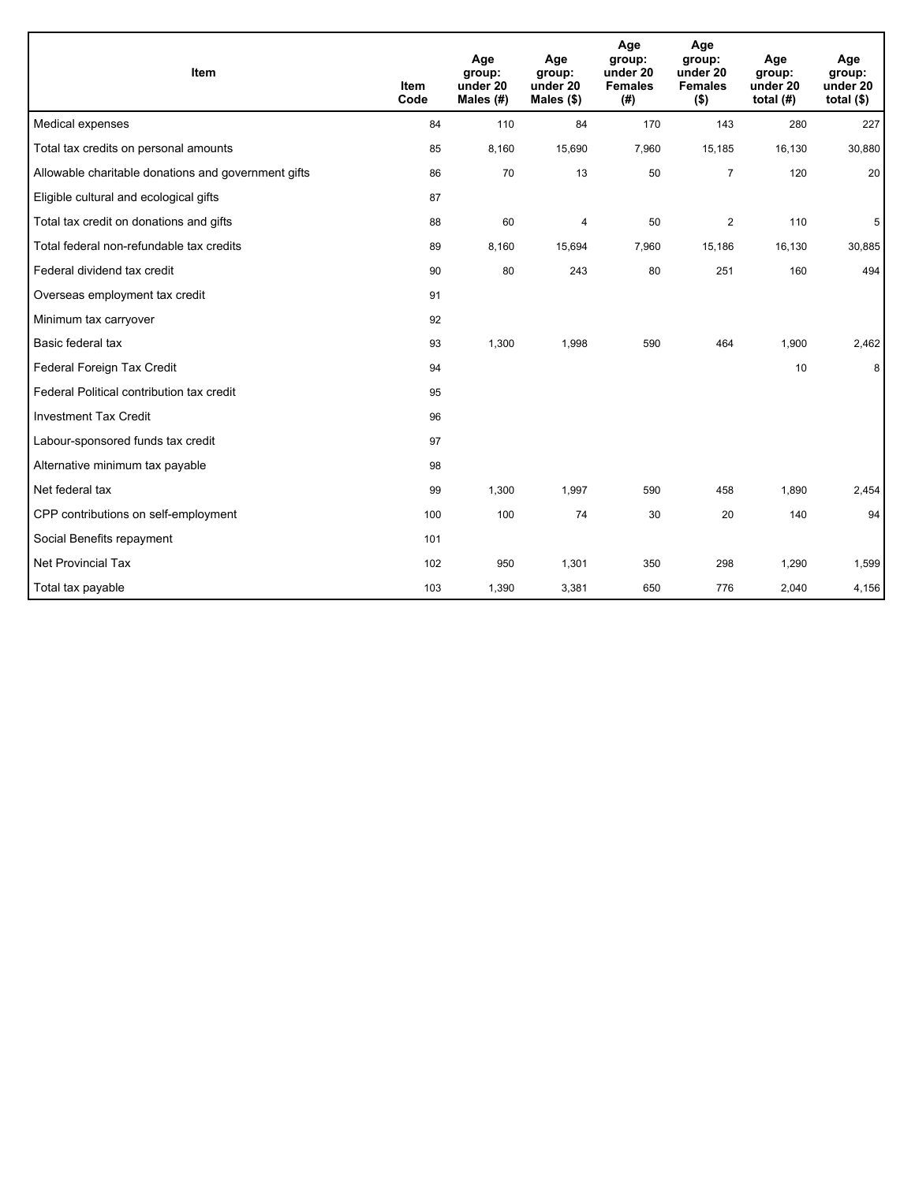| Item | Item Code | Age group: under 20 Males (#) | Age group: under 20 Males ($) | Age group: under 20 Females (#) | Age group: under 20 Females ($) | Age group: under 20 total (#) | Age group: under 20 total ($) |
|---|---|---|---|---|---|---|---|
| Medical expenses | 84 | 110 | 84 | 170 | 143 | 280 | 227 |
| Total tax credits on personal amounts | 85 | 8,160 | 15,690 | 7,960 | 15,185 | 16,130 | 30,880 |
| Allowable charitable donations and government gifts | 86 | 70 | 13 | 50 | 7 | 120 | 20 |
| Eligible cultural and ecological gifts | 87 | | | | | | |
| Total tax credit on donations and gifts | 88 | 60 | 4 | 50 | 2 | 110 | 5 |
| Total federal non-refundable tax credits | 89 | 8,160 | 15,694 | 7,960 | 15,186 | 16,130 | 30,885 |
| Federal dividend tax credit | 90 | 80 | 243 | 80 | 251 | 160 | 494 |
| Overseas employment tax credit | 91 | | | | | | |
| Minimum tax carryover | 92 | | | | | | |
| Basic federal tax | 93 | 1,300 | 1,998 | 590 | 464 | 1,900 | 2,462 |
| Federal Foreign Tax Credit | 94 | | | | | 10 | 8 |
| Federal Political contribution tax credit | 95 | | | | | | |
| Investment Tax Credit | 96 | | | | | | |
| Labour-sponsored funds tax credit | 97 | | | | | | |
| Alternative minimum tax payable | 98 | | | | | | |
| Net federal tax | 99 | 1,300 | 1,997 | 590 | 458 | 1,890 | 2,454 |
| CPP contributions on self-employment | 100 | 100 | 74 | 30 | 20 | 140 | 94 |
| Social Benefits repayment | 101 | | | | | | |
| Net Provincial Tax | 102 | 950 | 1,301 | 350 | 298 | 1,290 | 1,599 |
| Total tax payable | 103 | 1,390 | 3,381 | 650 | 776 | 2,040 | 4,156 |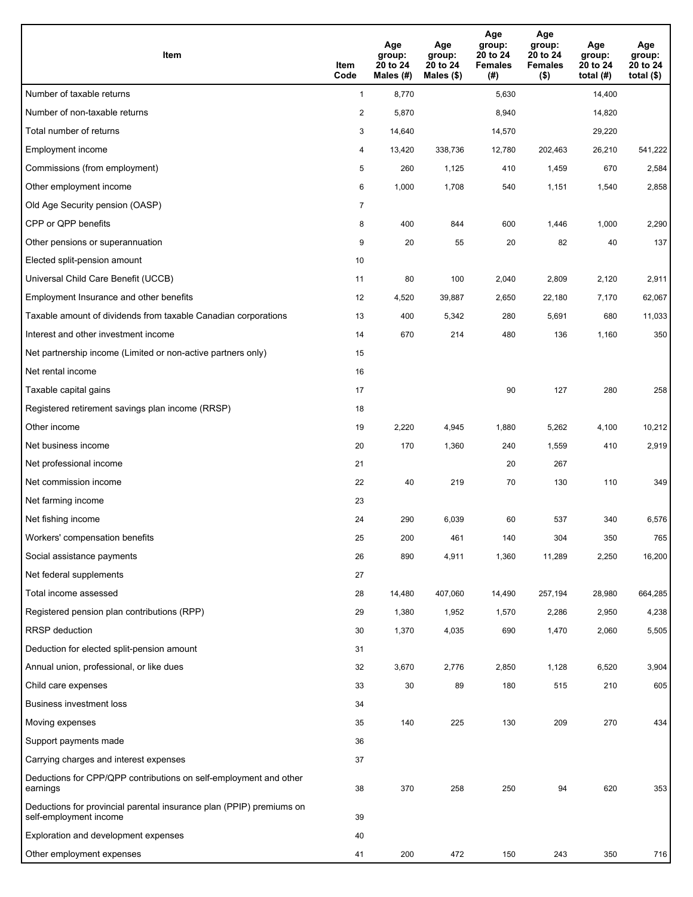| Item | Item Code | Age group: 20 to 24 Males (#) | Age group: 20 to 24 Males ($) | Age group: 20 to 24 Females (#) | Age group: 20 to 24 Females ($) | Age group: 20 to 24 total (#) | Age group: 20 to 24 total ($) |
|---|---|---|---|---|---|---|---|
| Number of taxable returns | 1 | 8,770 | | 5,630 | | 14,400 | |
| Number of non-taxable returns | 2 | 5,870 | | 8,940 | | 14,820 | |
| Total number of returns | 3 | 14,640 | | 14,570 | | 29,220 | |
| Employment income | 4 | 13,420 | 338,736 | 12,780 | 202,463 | 26,210 | 541,222 |
| Commissions (from employment) | 5 | 260 | 1,125 | 410 | 1,459 | 670 | 2,584 |
| Other employment income | 6 | 1,000 | 1,708 | 540 | 1,151 | 1,540 | 2,858 |
| Old Age Security pension (OASP) | 7 | | | | | | |
| CPP or QPP benefits | 8 | 400 | 844 | 600 | 1,446 | 1,000 | 2,290 |
| Other pensions or superannuation | 9 | 20 | 55 | 20 | 82 | 40 | 137 |
| Elected split-pension amount | 10 | | | | | | |
| Universal Child Care Benefit (UCCB) | 11 | 80 | 100 | 2,040 | 2,809 | 2,120 | 2,911 |
| Employment Insurance and other benefits | 12 | 4,520 | 39,887 | 2,650 | 22,180 | 7,170 | 62,067 |
| Taxable amount of dividends from taxable Canadian corporations | 13 | 400 | 5,342 | 280 | 5,691 | 680 | 11,033 |
| Interest and other investment income | 14 | 670 | 214 | 480 | 136 | 1,160 | 350 |
| Net partnership income (Limited or non-active partners only) | 15 | | | | | | |
| Net rental income | 16 | | | | | | |
| Taxable capital gains | 17 | | | 90 | 127 | 280 | 258 |
| Registered retirement savings plan income (RRSP) | 18 | | | | | | |
| Other income | 19 | 2,220 | 4,945 | 1,880 | 5,262 | 4,100 | 10,212 |
| Net business income | 20 | 170 | 1,360 | 240 | 1,559 | 410 | 2,919 |
| Net professional income | 21 | | | 20 | 267 | | |
| Net commission income | 22 | 40 | 219 | 70 | 130 | 110 | 349 |
| Net farming income | 23 | | | | | | |
| Net fishing income | 24 | 290 | 6,039 | 60 | 537 | 340 | 6,576 |
| Workers' compensation benefits | 25 | 200 | 461 | 140 | 304 | 350 | 765 |
| Social assistance payments | 26 | 890 | 4,911 | 1,360 | 11,289 | 2,250 | 16,200 |
| Net federal supplements | 27 | | | | | | |
| Total income assessed | 28 | 14,480 | 407,060 | 14,490 | 257,194 | 28,980 | 664,285 |
| Registered pension plan contributions (RPP) | 29 | 1,380 | 1,952 | 1,570 | 2,286 | 2,950 | 4,238 |
| RRSP deduction | 30 | 1,370 | 4,035 | 690 | 1,470 | 2,060 | 5,505 |
| Deduction for elected split-pension amount | 31 | | | | | | |
| Annual union, professional, or like dues | 32 | 3,670 | 2,776 | 2,850 | 1,128 | 6,520 | 3,904 |
| Child care expenses | 33 | 30 | 89 | 180 | 515 | 210 | 605 |
| Business investment loss | 34 | | | | | | |
| Moving expenses | 35 | 140 | 225 | 130 | 209 | 270 | 434 |
| Support payments made | 36 | | | | | | |
| Carrying charges and interest expenses | 37 | | | | | | |
| Deductions for CPP/QPP contributions on self-employment and other earnings | 38 | 370 | 258 | 250 | 94 | 620 | 353 |
| Deductions for provincial parental insurance plan (PPIP) premiums on self-employment income | 39 | | | | | | |
| Exploration and development expenses | 40 | | | | | | |
| Other employment expenses | 41 | 200 | 472 | 150 | 243 | 350 | 716 |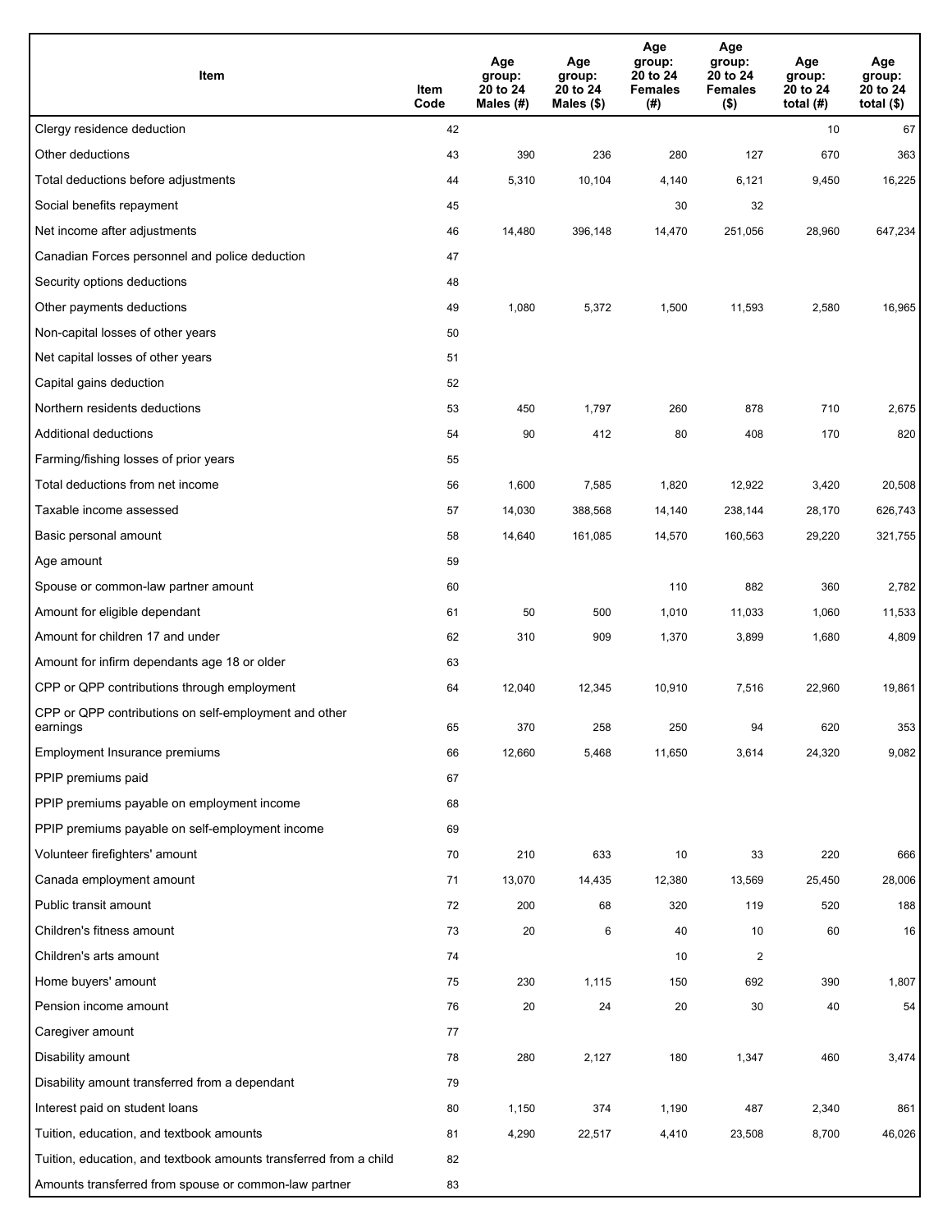| Item | Item Code | Age group: 20 to 24 Males (#) | Age group: 20 to 24 Males ($) | Age group: 20 to 24 Females (#) | Age group: 20 to 24 Females ($) | Age group: 20 to 24 total (#) | Age group: 20 to 24 total ($) |
|---|---|---|---|---|---|---|---|
| Clergy residence deduction | 42 | | | | | 10 | 67 |
| Other deductions | 43 | 390 | 236 | 280 | 127 | 670 | 363 |
| Total deductions before adjustments | 44 | 5,310 | 10,104 | 4,140 | 6,121 | 9,450 | 16,225 |
| Social benefits repayment | 45 | | | 30 | 32 | | |
| Net income after adjustments | 46 | 14,480 | 396,148 | 14,470 | 251,056 | 28,960 | 647,234 |
| Canadian Forces personnel and police deduction | 47 | | | | | | |
| Security options deductions | 48 | | | | | | |
| Other payments deductions | 49 | 1,080 | 5,372 | 1,500 | 11,593 | 2,580 | 16,965 |
| Non-capital losses of other years | 50 | | | | | | |
| Net capital losses of other years | 51 | | | | | | |
| Capital gains deduction | 52 | | | | | | |
| Northern residents deductions | 53 | 450 | 1,797 | 260 | 878 | 710 | 2,675 |
| Additional deductions | 54 | 90 | 412 | 80 | 408 | 170 | 820 |
| Farming/fishing losses of prior years | 55 | | | | | | |
| Total deductions from net income | 56 | 1,600 | 7,585 | 1,820 | 12,922 | 3,420 | 20,508 |
| Taxable income assessed | 57 | 14,030 | 388,568 | 14,140 | 238,144 | 28,170 | 626,743 |
| Basic personal amount | 58 | 14,640 | 161,085 | 14,570 | 160,563 | 29,220 | 321,755 |
| Age amount | 59 | | | | | | |
| Spouse or common-law partner amount | 60 | | | 110 | 882 | 360 | 2,782 |
| Amount for eligible dependant | 61 | 50 | 500 | 1,010 | 11,033 | 1,060 | 11,533 |
| Amount for children 17 and under | 62 | 310 | 909 | 1,370 | 3,899 | 1,680 | 4,809 |
| Amount for infirm dependants age 18 or older | 63 | | | | | | |
| CPP or QPP contributions through employment | 64 | 12,040 | 12,345 | 10,910 | 7,516 | 22,960 | 19,861 |
| CPP or QPP contributions on self-employment and other earnings | 65 | 370 | 258 | 250 | 94 | 620 | 353 |
| Employment Insurance premiums | 66 | 12,660 | 5,468 | 11,650 | 3,614 | 24,320 | 9,082 |
| PPIP premiums paid | 67 | | | | | | |
| PPIP premiums payable on employment income | 68 | | | | | | |
| PPIP premiums payable on self-employment income | 69 | | | | | | |
| Volunteer firefighters' amount | 70 | 210 | 633 | 10 | 33 | 220 | 666 |
| Canada employment amount | 71 | 13,070 | 14,435 | 12,380 | 13,569 | 25,450 | 28,006 |
| Public transit amount | 72 | 200 | 68 | 320 | 119 | 520 | 188 |
| Children's fitness amount | 73 | 20 | 6 | 40 | 10 | 60 | 16 |
| Children's arts amount | 74 | | | 10 | 2 | | |
| Home buyers' amount | 75 | 230 | 1,115 | 150 | 692 | 390 | 1,807 |
| Pension income amount | 76 | 20 | 24 | 20 | 30 | 40 | 54 |
| Caregiver amount | 77 | | | | | | |
| Disability amount | 78 | 280 | 2,127 | 180 | 1,347 | 460 | 3,474 |
| Disability amount transferred from a dependant | 79 | | | | | | |
| Interest paid on student loans | 80 | 1,150 | 374 | 1,190 | 487 | 2,340 | 861 |
| Tuition, education, and textbook amounts | 81 | 4,290 | 22,517 | 4,410 | 23,508 | 8,700 | 46,026 |
| Tuition, education, and textbook amounts transferred from a child | 82 | | | | | | |
| Amounts transferred from spouse or common-law partner | 83 | | | | | | |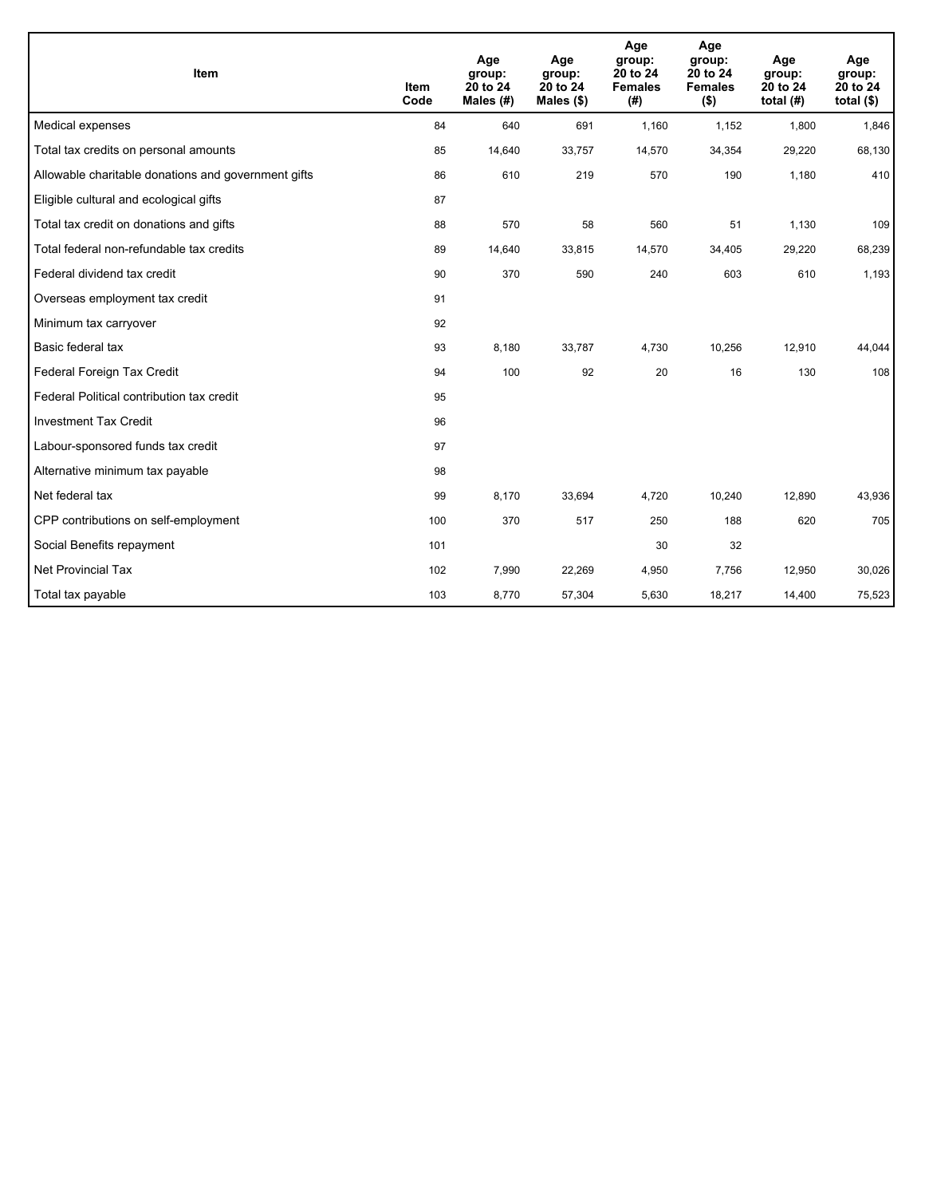| Item | Item Code | Age group: 20 to 24 Males (#) | Age group: 20 to 24 Males ($) | Age group: 20 to 24 Females (#) | Age group: 20 to 24 Females ($) | Age group: 20 to 24 total (#) | Age group: 20 to 24 total ($) |
|---|---|---|---|---|---|---|---|
| Medical expenses | 84 | 640 | 691 | 1,160 | 1,152 | 1,800 | 1,846 |
| Total tax credits on personal amounts | 85 | 14,640 | 33,757 | 14,570 | 34,354 | 29,220 | 68,130 |
| Allowable charitable donations and government gifts | 86 | 610 | 219 | 570 | 190 | 1,180 | 410 |
| Eligible cultural and ecological gifts | 87 | | | | | | |
| Total tax credit on donations and gifts | 88 | 570 | 58 | 560 | 51 | 1,130 | 109 |
| Total federal non-refundable tax credits | 89 | 14,640 | 33,815 | 14,570 | 34,405 | 29,220 | 68,239 |
| Federal dividend tax credit | 90 | 370 | 590 | 240 | 603 | 610 | 1,193 |
| Overseas employment tax credit | 91 | | | | | | |
| Minimum tax carryover | 92 | | | | | | |
| Basic federal tax | 93 | 8,180 | 33,787 | 4,730 | 10,256 | 12,910 | 44,044 |
| Federal Foreign Tax Credit | 94 | 100 | 92 | 20 | 16 | 130 | 108 |
| Federal Political contribution tax credit | 95 | | | | | | |
| Investment Tax Credit | 96 | | | | | | |
| Labour-sponsored funds tax credit | 97 | | | | | | |
| Alternative minimum tax payable | 98 | | | | | | |
| Net federal tax | 99 | 8,170 | 33,694 | 4,720 | 10,240 | 12,890 | 43,936 |
| CPP contributions on self-employment | 100 | 370 | 517 | 250 | 188 | 620 | 705 |
| Social Benefits repayment | 101 | | | 30 | 32 | | |
| Net Provincial Tax | 102 | 7,990 | 22,269 | 4,950 | 7,756 | 12,950 | 30,026 |
| Total tax payable | 103 | 8,770 | 57,304 | 5,630 | 18,217 | 14,400 | 75,523 |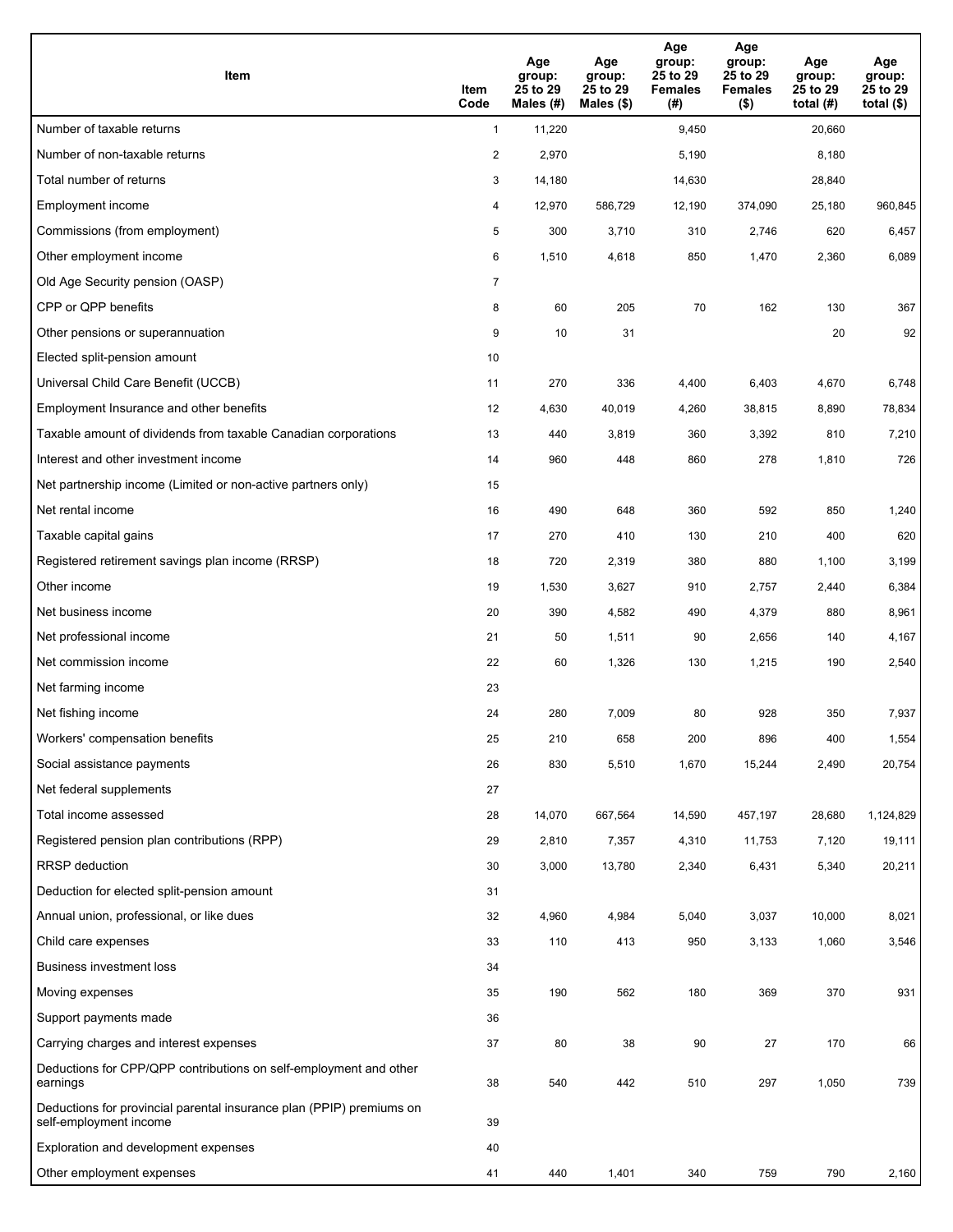| Item | Item Code | Age group: 25 to 29 Males (#) | Age group: 25 to 29 Males ($) | Age group: 25 to 29 Females (#) | Age group: 25 to 29 Females ($) | Age group: 25 to 29 total (#) | Age group: 25 to 29 total ($) |
|---|---|---|---|---|---|---|---|
| Number of taxable returns | 1 | 11,220 | | 9,450 | | 20,660 | |
| Number of non-taxable returns | 2 | 2,970 | | 5,190 | | 8,180 | |
| Total number of returns | 3 | 14,180 | | 14,630 | | 28,840 | |
| Employment income | 4 | 12,970 | 586,729 | 12,190 | 374,090 | 25,180 | 960,845 |
| Commissions (from employment) | 5 | 300 | 3,710 | 310 | 2,746 | 620 | 6,457 |
| Other employment income | 6 | 1,510 | 4,618 | 850 | 1,470 | 2,360 | 6,089 |
| Old Age Security pension (OASP) | 7 | | | | | | |
| CPP or QPP benefits | 8 | 60 | 205 | 70 | 162 | 130 | 367 |
| Other pensions or superannuation | 9 | 10 | 31 | | | 20 | 92 |
| Elected split-pension amount | 10 | | | | | | |
| Universal Child Care Benefit (UCCB) | 11 | 270 | 336 | 4,400 | 6,403 | 4,670 | 6,748 |
| Employment Insurance and other benefits | 12 | 4,630 | 40,019 | 4,260 | 38,815 | 8,890 | 78,834 |
| Taxable amount of dividends from taxable Canadian corporations | 13 | 440 | 3,819 | 360 | 3,392 | 810 | 7,210 |
| Interest and other investment income | 14 | 960 | 448 | 860 | 278 | 1,810 | 726 |
| Net partnership income (Limited or non-active partners only) | 15 | | | | | | |
| Net rental income | 16 | 490 | 648 | 360 | 592 | 850 | 1,240 |
| Taxable capital gains | 17 | 270 | 410 | 130 | 210 | 400 | 620 |
| Registered retirement savings plan income (RRSP) | 18 | 720 | 2,319 | 380 | 880 | 1,100 | 3,199 |
| Other income | 19 | 1,530 | 3,627 | 910 | 2,757 | 2,440 | 6,384 |
| Net business income | 20 | 390 | 4,582 | 490 | 4,379 | 880 | 8,961 |
| Net professional income | 21 | 50 | 1,511 | 90 | 2,656 | 140 | 4,167 |
| Net commission income | 22 | 60 | 1,326 | 130 | 1,215 | 190 | 2,540 |
| Net farming income | 23 | | | | | | |
| Net fishing income | 24 | 280 | 7,009 | 80 | 928 | 350 | 7,937 |
| Workers' compensation benefits | 25 | 210 | 658 | 200 | 896 | 400 | 1,554 |
| Social assistance payments | 26 | 830 | 5,510 | 1,670 | 15,244 | 2,490 | 20,754 |
| Net federal supplements | 27 | | | | | | |
| Total income assessed | 28 | 14,070 | 667,564 | 14,590 | 457,197 | 28,680 | 1,124,829 |
| Registered pension plan contributions (RPP) | 29 | 2,810 | 7,357 | 4,310 | 11,753 | 7,120 | 19,111 |
| RRSP deduction | 30 | 3,000 | 13,780 | 2,340 | 6,431 | 5,340 | 20,211 |
| Deduction for elected split-pension amount | 31 | | | | | | |
| Annual union, professional, or like dues | 32 | 4,960 | 4,984 | 5,040 | 3,037 | 10,000 | 8,021 |
| Child care expenses | 33 | 110 | 413 | 950 | 3,133 | 1,060 | 3,546 |
| Business investment loss | 34 | | | | | | |
| Moving expenses | 35 | 190 | 562 | 180 | 369 | 370 | 931 |
| Support payments made | 36 | | | | | | |
| Carrying charges and interest expenses | 37 | 80 | 38 | 90 | 27 | 170 | 66 |
| Deductions for CPP/QPP contributions on self-employment and other earnings | 38 | 540 | 442 | 510 | 297 | 1,050 | 739 |
| Deductions for provincial parental insurance plan (PPIP) premiums on self-employment income | 39 | | | | | | |
| Exploration and development expenses | 40 | | | | | | |
| Other employment expenses | 41 | 440 | 1,401 | 340 | 759 | 790 | 2,160 |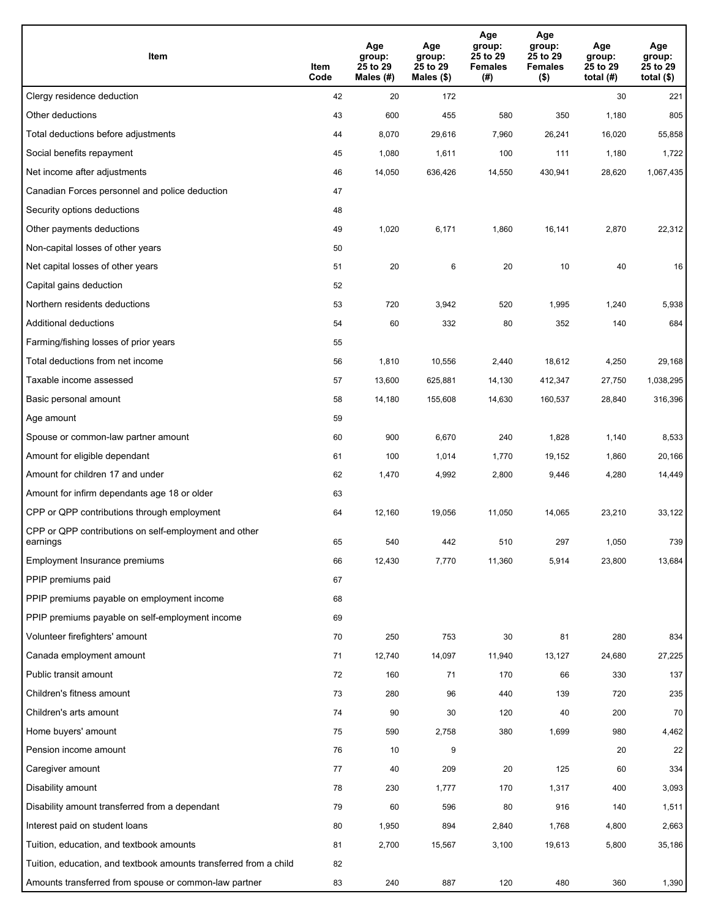| Item | Item Code | Age group: 25 to 29 Males (#) | Age group: 25 to 29 Males ($) | Age group: 25 to 29 Females (#) | Age group: 25 to 29 Females ($) | Age group: 25 to 29 total (#) | Age group: 25 to 29 total ($) |
|---|---|---|---|---|---|---|---|
| Clergy residence deduction | 42 | 20 | 172 | | | 30 | 221 |
| Other deductions | 43 | 600 | 455 | 580 | 350 | 1,180 | 805 |
| Total deductions before adjustments | 44 | 8,070 | 29,616 | 7,960 | 26,241 | 16,020 | 55,858 |
| Social benefits repayment | 45 | 1,080 | 1,611 | 100 | 111 | 1,180 | 1,722 |
| Net income after adjustments | 46 | 14,050 | 636,426 | 14,550 | 430,941 | 28,620 | 1,067,435 |
| Canadian Forces personnel and police deduction | 47 | | | | | | |
| Security options deductions | 48 | | | | | | |
| Other payments deductions | 49 | 1,020 | 6,171 | 1,860 | 16,141 | 2,870 | 22,312 |
| Non-capital losses of other years | 50 | | | | | | |
| Net capital losses of other years | 51 | 20 | 6 | 20 | 10 | 40 | 16 |
| Capital gains deduction | 52 | | | | | | |
| Northern residents deductions | 53 | 720 | 3,942 | 520 | 1,995 | 1,240 | 5,938 |
| Additional deductions | 54 | 60 | 332 | 80 | 352 | 140 | 684 |
| Farming/fishing losses of prior years | 55 | | | | | | |
| Total deductions from net income | 56 | 1,810 | 10,556 | 2,440 | 18,612 | 4,250 | 29,168 |
| Taxable income assessed | 57 | 13,600 | 625,881 | 14,130 | 412,347 | 27,750 | 1,038,295 |
| Basic personal amount | 58 | 14,180 | 155,608 | 14,630 | 160,537 | 28,840 | 316,396 |
| Age amount | 59 | | | | | | |
| Spouse or common-law partner amount | 60 | 900 | 6,670 | 240 | 1,828 | 1,140 | 8,533 |
| Amount for eligible dependant | 61 | 100 | 1,014 | 1,770 | 19,152 | 1,860 | 20,166 |
| Amount for children 17 and under | 62 | 1,470 | 4,992 | 2,800 | 9,446 | 4,280 | 14,449 |
| Amount for infirm dependants age 18 or older | 63 | | | | | | |
| CPP or QPP contributions through employment | 64 | 12,160 | 19,056 | 11,050 | 14,065 | 23,210 | 33,122 |
| CPP or QPP contributions on self-employment and other earnings | 65 | 540 | 442 | 510 | 297 | 1,050 | 739 |
| Employment Insurance premiums | 66 | 12,430 | 7,770 | 11,360 | 5,914 | 23,800 | 13,684 |
| PPIP premiums paid | 67 | | | | | | |
| PPIP premiums payable on employment income | 68 | | | | | | |
| PPIP premiums payable on self-employment income | 69 | | | | | | |
| Volunteer firefighters' amount | 70 | 250 | 753 | 30 | 81 | 280 | 834 |
| Canada employment amount | 71 | 12,740 | 14,097 | 11,940 | 13,127 | 24,680 | 27,225 |
| Public transit amount | 72 | 160 | 71 | 170 | 66 | 330 | 137 |
| Children's fitness amount | 73 | 280 | 96 | 440 | 139 | 720 | 235 |
| Children's arts amount | 74 | 90 | 30 | 120 | 40 | 200 | 70 |
| Home buyers' amount | 75 | 590 | 2,758 | 380 | 1,699 | 980 | 4,462 |
| Pension income amount | 76 | 10 | 9 | | | 20 | 22 |
| Caregiver amount | 77 | 40 | 209 | 20 | 125 | 60 | 334 |
| Disability amount | 78 | 230 | 1,777 | 170 | 1,317 | 400 | 3,093 |
| Disability amount transferred from a dependant | 79 | 60 | 596 | 80 | 916 | 140 | 1,511 |
| Interest paid on student loans | 80 | 1,950 | 894 | 2,840 | 1,768 | 4,800 | 2,663 |
| Tuition, education, and textbook amounts | 81 | 2,700 | 15,567 | 3,100 | 19,613 | 5,800 | 35,186 |
| Tuition, education, and textbook amounts transferred from a child | 82 | | | | | | |
| Amounts transferred from spouse or common-law partner | 83 | 240 | 887 | 120 | 480 | 360 | 1,390 |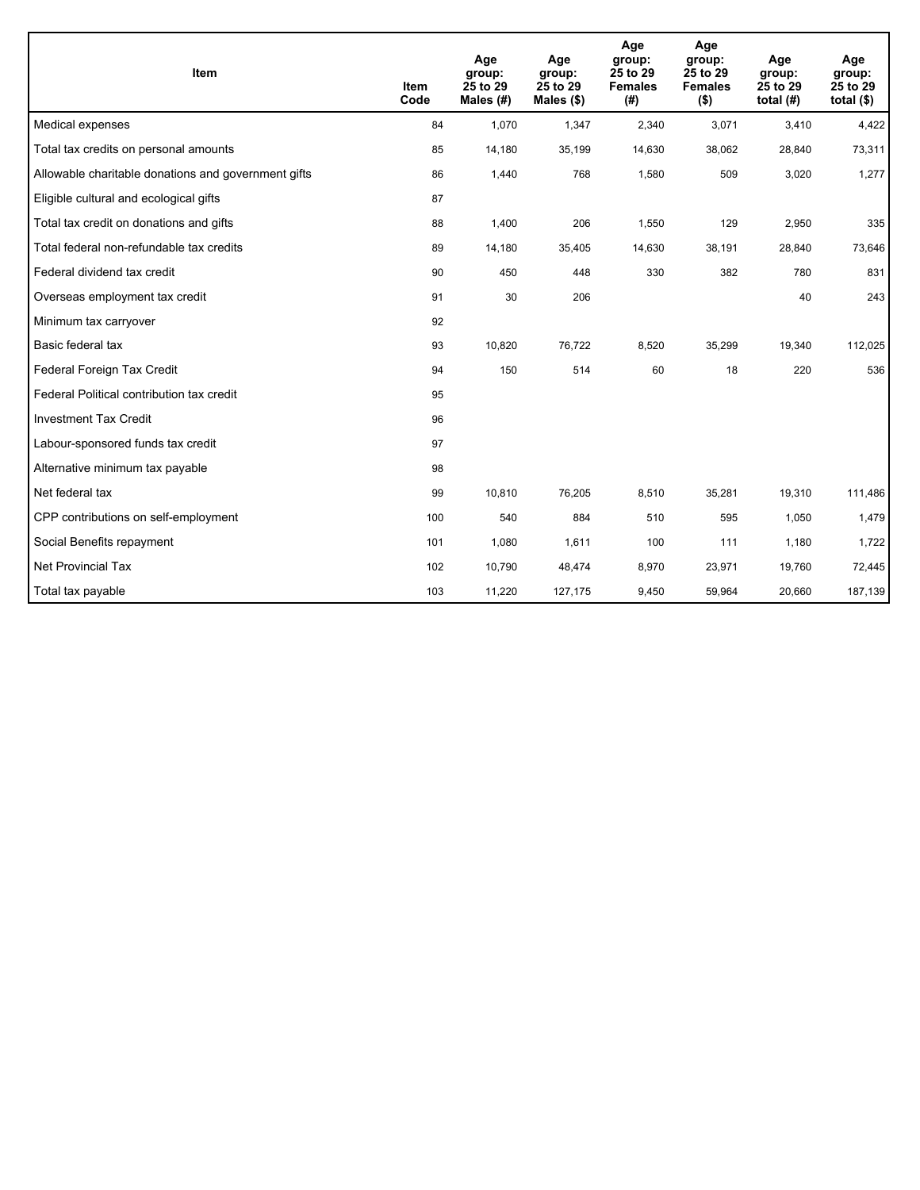| Item | Item Code | Age group: 25 to 29 Males (#) | Age group: 25 to 29 Males ($) | Age group: 25 to 29 Females (#) | Age group: 25 to 29 Females ($) | Age group: 25 to 29 total (#) | Age group: 25 to 29 total ($) |
|---|---|---|---|---|---|---|---|
| Medical expenses | 84 | 1,070 | 1,347 | 2,340 | 3,071 | 3,410 | 4,422 |
| Total tax credits on personal amounts | 85 | 14,180 | 35,199 | 14,630 | 38,062 | 28,840 | 73,311 |
| Allowable charitable donations and government gifts | 86 | 1,440 | 768 | 1,580 | 509 | 3,020 | 1,277 |
| Eligible cultural and ecological gifts | 87 | | | | | | |
| Total tax credit on donations and gifts | 88 | 1,400 | 206 | 1,550 | 129 | 2,950 | 335 |
| Total federal non-refundable tax credits | 89 | 14,180 | 35,405 | 14,630 | 38,191 | 28,840 | 73,646 |
| Federal dividend tax credit | 90 | 450 | 448 | 330 | 382 | 780 | 831 |
| Overseas employment tax credit | 91 | 30 | 206 | | | 40 | 243 |
| Minimum tax carryover | 92 | | | | | | |
| Basic federal tax | 93 | 10,820 | 76,722 | 8,520 | 35,299 | 19,340 | 112,025 |
| Federal Foreign Tax Credit | 94 | 150 | 514 | 60 | 18 | 220 | 536 |
| Federal Political contribution tax credit | 95 | | | | | | |
| Investment Tax Credit | 96 | | | | | | |
| Labour-sponsored funds tax credit | 97 | | | | | | |
| Alternative minimum tax payable | 98 | | | | | | |
| Net federal tax | 99 | 10,810 | 76,205 | 8,510 | 35,281 | 19,310 | 111,486 |
| CPP contributions on self-employment | 100 | 540 | 884 | 510 | 595 | 1,050 | 1,479 |
| Social Benefits repayment | 101 | 1,080 | 1,611 | 100 | 111 | 1,180 | 1,722 |
| Net Provincial Tax | 102 | 10,790 | 48,474 | 8,970 | 23,971 | 19,760 | 72,445 |
| Total tax payable | 103 | 11,220 | 127,175 | 9,450 | 59,964 | 20,660 | 187,139 |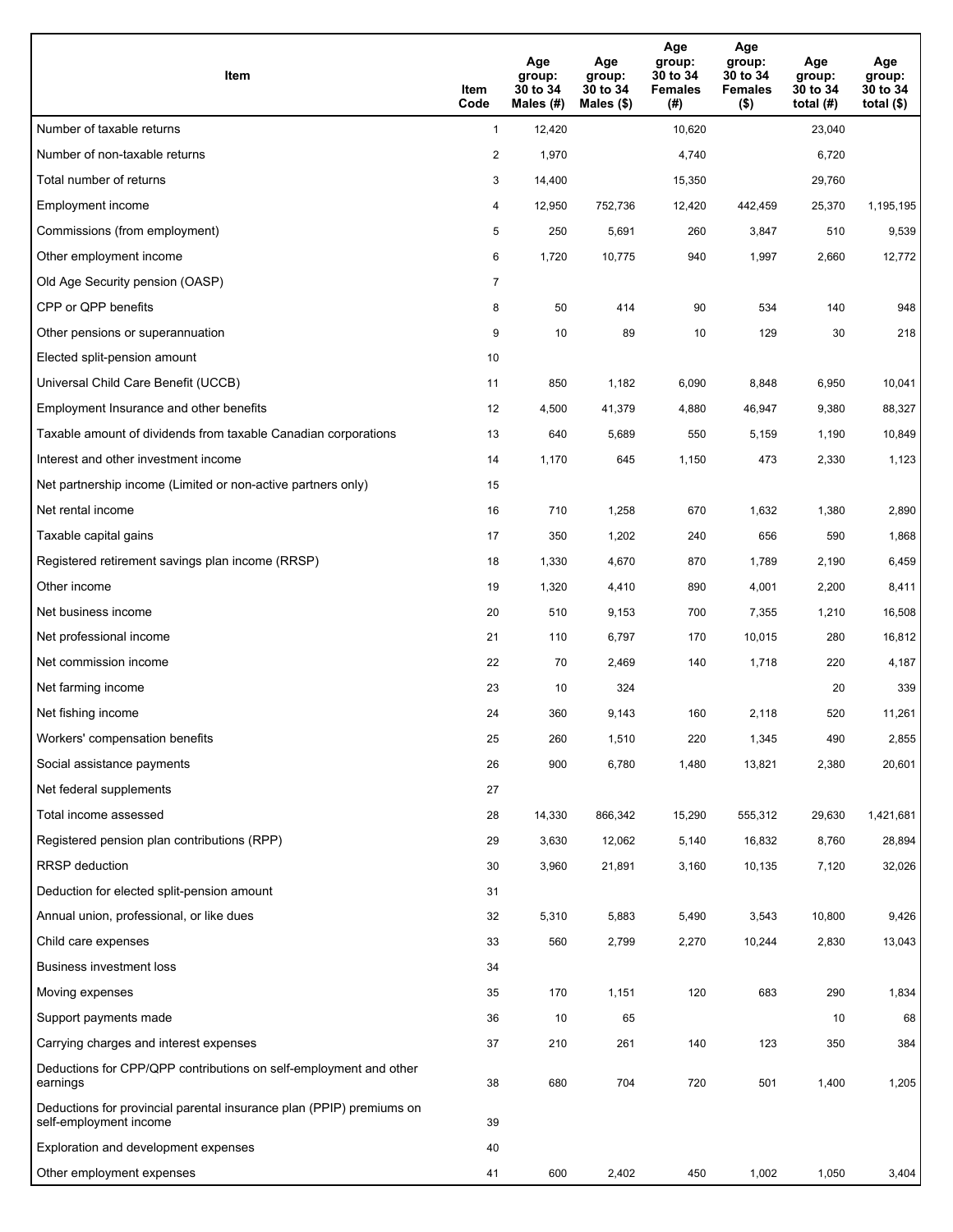| Item | Item Code | Age group: 30 to 34 Males (#) | Age group: 30 to 34 Males ($) | Age group: 30 to 34 Females (#) | Age group: 30 to 34 Females ($) | Age group: 30 to 34 total (#) | Age group: 30 to 34 total ($) |
|---|---|---|---|---|---|---|---|
| Number of taxable returns | 1 | 12,420 | | 10,620 | | 23,040 | |
| Number of non-taxable returns | 2 | 1,970 | | 4,740 | | 6,720 | |
| Total number of returns | 3 | 14,400 | | 15,350 | | 29,760 | |
| Employment income | 4 | 12,950 | 752,736 | 12,420 | 442,459 | 25,370 | 1,195,195 |
| Commissions (from employment) | 5 | 250 | 5,691 | 260 | 3,847 | 510 | 9,539 |
| Other employment income | 6 | 1,720 | 10,775 | 940 | 1,997 | 2,660 | 12,772 |
| Old Age Security pension (OASP) | 7 | | | | | | |
| CPP or QPP benefits | 8 | 50 | 414 | 90 | 534 | 140 | 948 |
| Other pensions or superannuation | 9 | 10 | 89 | 10 | 129 | 30 | 218 |
| Elected split-pension amount | 10 | | | | | | |
| Universal Child Care Benefit (UCCB) | 11 | 850 | 1,182 | 6,090 | 8,848 | 6,950 | 10,041 |
| Employment Insurance and other benefits | 12 | 4,500 | 41,379 | 4,880 | 46,947 | 9,380 | 88,327 |
| Taxable amount of dividends from taxable Canadian corporations | 13 | 640 | 5,689 | 550 | 5,159 | 1,190 | 10,849 |
| Interest and other investment income | 14 | 1,170 | 645 | 1,150 | 473 | 2,330 | 1,123 |
| Net partnership income (Limited or non-active partners only) | 15 | | | | | | |
| Net rental income | 16 | 710 | 1,258 | 670 | 1,632 | 1,380 | 2,890 |
| Taxable capital gains | 17 | 350 | 1,202 | 240 | 656 | 590 | 1,868 |
| Registered retirement savings plan income (RRSP) | 18 | 1,330 | 4,670 | 870 | 1,789 | 2,190 | 6,459 |
| Other income | 19 | 1,320 | 4,410 | 890 | 4,001 | 2,200 | 8,411 |
| Net business income | 20 | 510 | 9,153 | 700 | 7,355 | 1,210 | 16,508 |
| Net professional income | 21 | 110 | 6,797 | 170 | 10,015 | 280 | 16,812 |
| Net commission income | 22 | 70 | 2,469 | 140 | 1,718 | 220 | 4,187 |
| Net farming income | 23 | 10 | 324 | | | 20 | 339 |
| Net fishing income | 24 | 360 | 9,143 | 160 | 2,118 | 520 | 11,261 |
| Workers' compensation benefits | 25 | 260 | 1,510 | 220 | 1,345 | 490 | 2,855 |
| Social assistance payments | 26 | 900 | 6,780 | 1,480 | 13,821 | 2,380 | 20,601 |
| Net federal supplements | 27 | | | | | | |
| Total income assessed | 28 | 14,330 | 866,342 | 15,290 | 555,312 | 29,630 | 1,421,681 |
| Registered pension plan contributions (RPP) | 29 | 3,630 | 12,062 | 5,140 | 16,832 | 8,760 | 28,894 |
| RRSP deduction | 30 | 3,960 | 21,891 | 3,160 | 10,135 | 7,120 | 32,026 |
| Deduction for elected split-pension amount | 31 | | | | | | |
| Annual union, professional, or like dues | 32 | 5,310 | 5,883 | 5,490 | 3,543 | 10,800 | 9,426 |
| Child care expenses | 33 | 560 | 2,799 | 2,270 | 10,244 | 2,830 | 13,043 |
| Business investment loss | 34 | | | | | | |
| Moving expenses | 35 | 170 | 1,151 | 120 | 683 | 290 | 1,834 |
| Support payments made | 36 | 10 | 65 | | | 10 | 68 |
| Carrying charges and interest expenses | 37 | 210 | 261 | 140 | 123 | 350 | 384 |
| Deductions for CPP/QPP contributions on self-employment and other earnings | 38 | 680 | 704 | 720 | 501 | 1,400 | 1,205 |
| Deductions for provincial parental insurance plan (PPIP) premiums on self-employment income | 39 | | | | | | |
| Exploration and development expenses | 40 | | | | | | |
| Other employment expenses | 41 | 600 | 2,402 | 450 | 1,002 | 1,050 | 3,404 |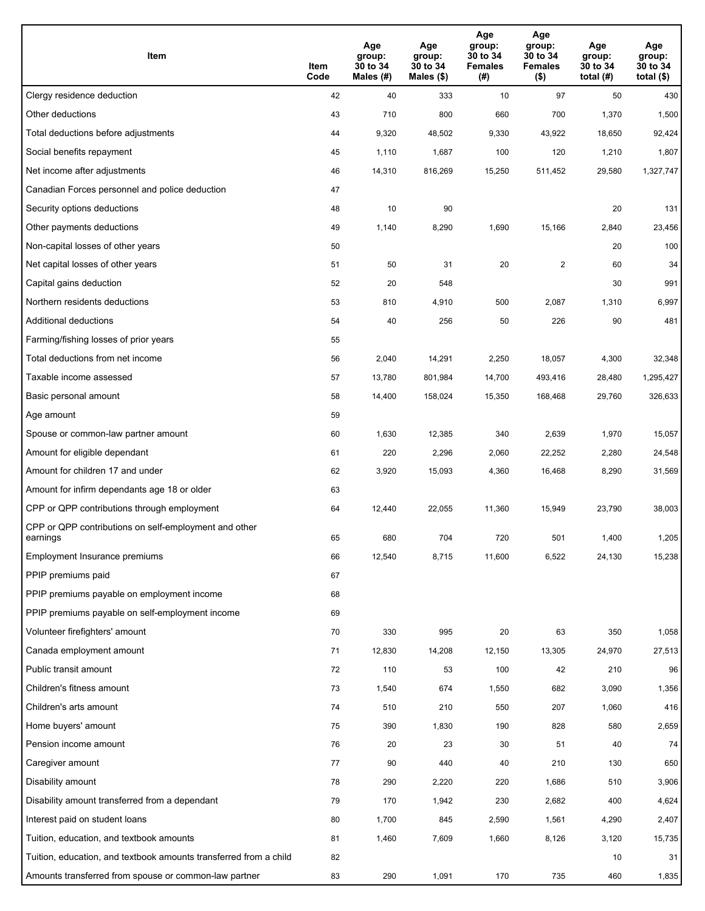| Item | Item Code | Age group: 30 to 34 Males (#) | Age group: 30 to 34 Males ($) | Age group: 30 to 34 Females (#) | Age group: 30 to 34 Females ($) | Age group: 30 to 34 total (#) | Age group: 30 to 34 total ($) |
|---|---|---|---|---|---|---|---|
| Clergy residence deduction | 42 | 40 | 333 | 10 | 97 | 50 | 430 |
| Other deductions | 43 | 710 | 800 | 660 | 700 | 1,370 | 1,500 |
| Total deductions before adjustments | 44 | 9,320 | 48,502 | 9,330 | 43,922 | 18,650 | 92,424 |
| Social benefits repayment | 45 | 1,110 | 1,687 | 100 | 120 | 1,210 | 1,807 |
| Net income after adjustments | 46 | 14,310 | 816,269 | 15,250 | 511,452 | 29,580 | 1,327,747 |
| Canadian Forces personnel and police deduction | 47 | | | | | | |
| Security options deductions | 48 | 10 | 90 | | | 20 | 131 |
| Other payments deductions | 49 | 1,140 | 8,290 | 1,690 | 15,166 | 2,840 | 23,456 |
| Non-capital losses of other years | 50 | | | | | 20 | 100 |
| Net capital losses of other years | 51 | 50 | 31 | 20 | 2 | 60 | 34 |
| Capital gains deduction | 52 | 20 | 548 | | | 30 | 991 |
| Northern residents deductions | 53 | 810 | 4,910 | 500 | 2,087 | 1,310 | 6,997 |
| Additional deductions | 54 | 40 | 256 | 50 | 226 | 90 | 481 |
| Farming/fishing losses of prior years | 55 | | | | | | |
| Total deductions from net income | 56 | 2,040 | 14,291 | 2,250 | 18,057 | 4,300 | 32,348 |
| Taxable income assessed | 57 | 13,780 | 801,984 | 14,700 | 493,416 | 28,480 | 1,295,427 |
| Basic personal amount | 58 | 14,400 | 158,024 | 15,350 | 168,468 | 29,760 | 326,633 |
| Age amount | 59 | | | | | | |
| Spouse or common-law partner amount | 60 | 1,630 | 12,385 | 340 | 2,639 | 1,970 | 15,057 |
| Amount for eligible dependant | 61 | 220 | 2,296 | 2,060 | 22,252 | 2,280 | 24,548 |
| Amount for children 17 and under | 62 | 3,920 | 15,093 | 4,360 | 16,468 | 8,290 | 31,569 |
| Amount for infirm dependants age 18 or older | 63 | | | | | | |
| CPP or QPP contributions through employment | 64 | 12,440 | 22,055 | 11,360 | 15,949 | 23,790 | 38,003 |
| CPP or QPP contributions on self-employment and other earnings | 65 | 680 | 704 | 720 | 501 | 1,400 | 1,205 |
| Employment Insurance premiums | 66 | 12,540 | 8,715 | 11,600 | 6,522 | 24,130 | 15,238 |
| PPIP premiums paid | 67 | | | | | | |
| PPIP premiums payable on employment income | 68 | | | | | | |
| PPIP premiums payable on self-employment income | 69 | | | | | | |
| Volunteer firefighters' amount | 70 | 330 | 995 | 20 | 63 | 350 | 1,058 |
| Canada employment amount | 71 | 12,830 | 14,208 | 12,150 | 13,305 | 24,970 | 27,513 |
| Public transit amount | 72 | 110 | 53 | 100 | 42 | 210 | 96 |
| Children's fitness amount | 73 | 1,540 | 674 | 1,550 | 682 | 3,090 | 1,356 |
| Children's arts amount | 74 | 510 | 210 | 550 | 207 | 1,060 | 416 |
| Home buyers' amount | 75 | 390 | 1,830 | 190 | 828 | 580 | 2,659 |
| Pension income amount | 76 | 20 | 23 | 30 | 51 | 40 | 74 |
| Caregiver amount | 77 | 90 | 440 | 40 | 210 | 130 | 650 |
| Disability amount | 78 | 290 | 2,220 | 220 | 1,686 | 510 | 3,906 |
| Disability amount transferred from a dependant | 79 | 170 | 1,942 | 230 | 2,682 | 400 | 4,624 |
| Interest paid on student loans | 80 | 1,700 | 845 | 2,590 | 1,561 | 4,290 | 2,407 |
| Tuition, education, and textbook amounts | 81 | 1,460 | 7,609 | 1,660 | 8,126 | 3,120 | 15,735 |
| Tuition, education, and textbook amounts transferred from a child | 82 | | | | | 10 | 31 |
| Amounts transferred from spouse or common-law partner | 83 | 290 | 1,091 | 170 | 735 | 460 | 1,835 |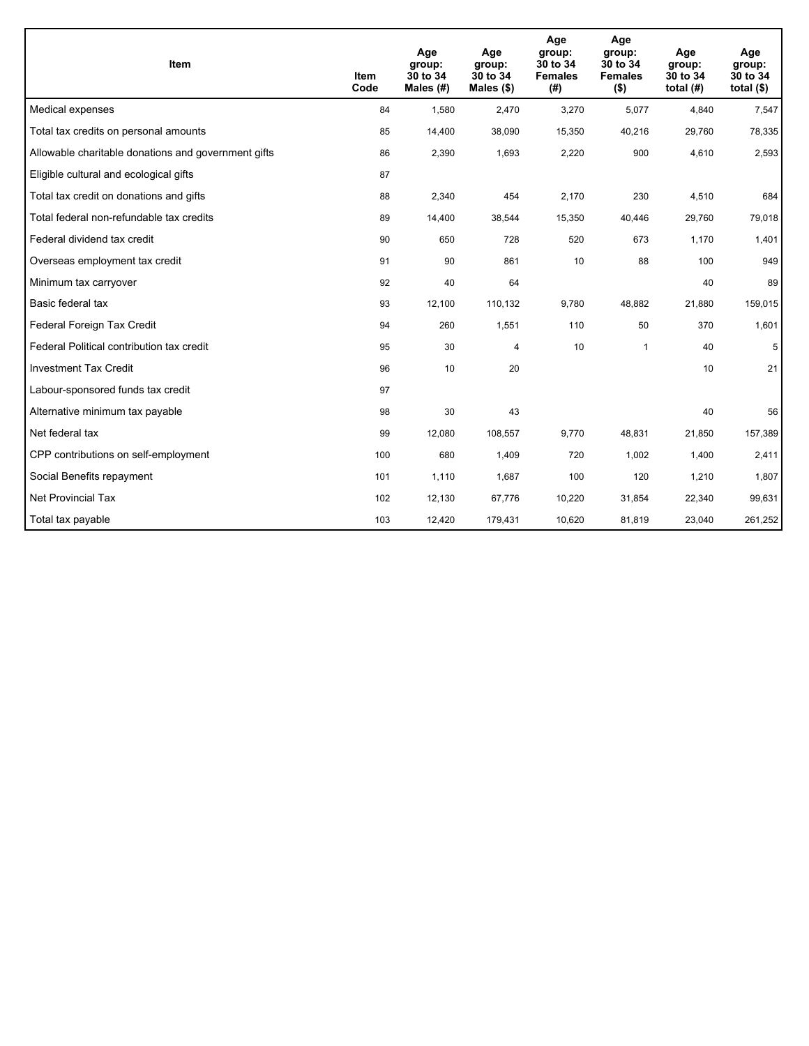| Item | Item Code | Age group: 30 to 34 Males (#) | Age group: 30 to 34 Males ($) | Age group: 30 to 34 Females (#) | Age group: 30 to 34 Females ($) | Age group: 30 to 34 total (#) | Age group: 30 to 34 total ($) |
|---|---|---|---|---|---|---|---|
| Medical expenses | 84 | 1,580 | 2,470 | 3,270 | 5,077 | 4,840 | 7,547 |
| Total tax credits on personal amounts | 85 | 14,400 | 38,090 | 15,350 | 40,216 | 29,760 | 78,335 |
| Allowable charitable donations and government gifts | 86 | 2,390 | 1,693 | 2,220 | 900 | 4,610 | 2,593 |
| Eligible cultural and ecological gifts | 87 | | | | | | |
| Total tax credit on donations and gifts | 88 | 2,340 | 454 | 2,170 | 230 | 4,510 | 684 |
| Total federal non-refundable tax credits | 89 | 14,400 | 38,544 | 15,350 | 40,446 | 29,760 | 79,018 |
| Federal dividend tax credit | 90 | 650 | 728 | 520 | 673 | 1,170 | 1,401 |
| Overseas employment tax credit | 91 | 90 | 861 | 10 | 88 | 100 | 949 |
| Minimum tax carryover | 92 | 40 | 64 | | | 40 | 89 |
| Basic federal tax | 93 | 12,100 | 110,132 | 9,780 | 48,882 | 21,880 | 159,015 |
| Federal Foreign Tax Credit | 94 | 260 | 1,551 | 110 | 50 | 370 | 1,601 |
| Federal Political contribution tax credit | 95 | 30 | 4 | 10 | 1 | 40 | 5 |
| Investment Tax Credit | 96 | 10 | 20 | | | 10 | 21 |
| Labour-sponsored funds tax credit | 97 | | | | | | |
| Alternative minimum tax payable | 98 | 30 | 43 | | | 40 | 56 |
| Net federal tax | 99 | 12,080 | 108,557 | 9,770 | 48,831 | 21,850 | 157,389 |
| CPP contributions on self-employment | 100 | 680 | 1,409 | 720 | 1,002 | 1,400 | 2,411 |
| Social Benefits repayment | 101 | 1,110 | 1,687 | 100 | 120 | 1,210 | 1,807 |
| Net Provincial Tax | 102 | 12,130 | 67,776 | 10,220 | 31,854 | 22,340 | 99,631 |
| Total tax payable | 103 | 12,420 | 179,431 | 10,620 | 81,819 | 23,040 | 261,252 |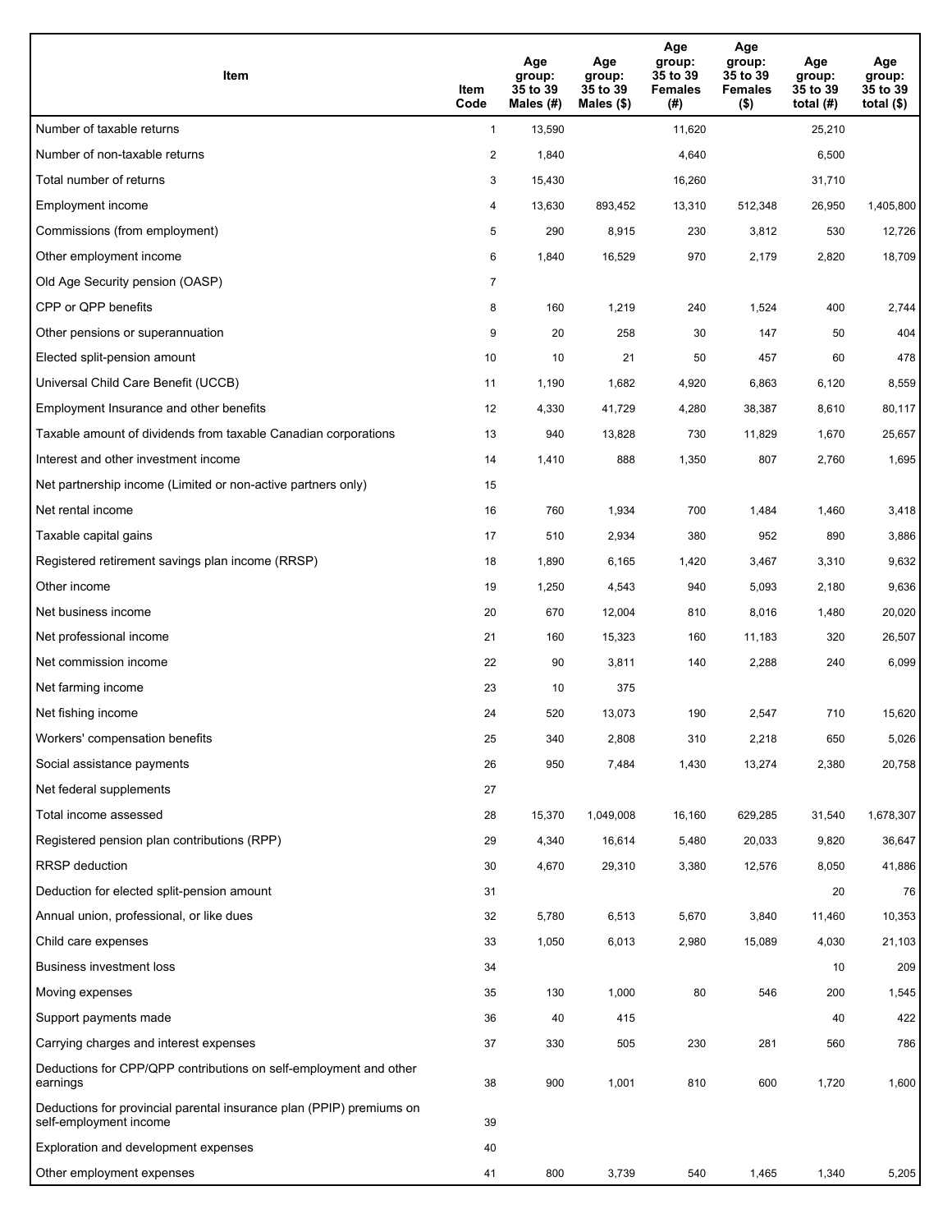| Item | Item Code | Age group: 35 to 39 Males (#) | Age group: 35 to 39 Males ($) | Age group: 35 to 39 Females (#) | Age group: 35 to 39 Females ($) | Age group: 35 to 39 total (#) | Age group: 35 to 39 total ($) |
|---|---|---|---|---|---|---|---|
| Number of taxable returns | 1 | 13,590 | | 11,620 | | 25,210 | |
| Number of non-taxable returns | 2 | 1,840 | | 4,640 | | 6,500 | |
| Total number of returns | 3 | 15,430 | | 16,260 | | 31,710 | |
| Employment income | 4 | 13,630 | 893,452 | 13,310 | 512,348 | 26,950 | 1,405,800 |
| Commissions (from employment) | 5 | 290 | 8,915 | 230 | 3,812 | 530 | 12,726 |
| Other employment income | 6 | 1,840 | 16,529 | 970 | 2,179 | 2,820 | 18,709 |
| Old Age Security pension (OASP) | 7 | | | | | | |
| CPP or QPP benefits | 8 | 160 | 1,219 | 240 | 1,524 | 400 | 2,744 |
| Other pensions or superannuation | 9 | 20 | 258 | 30 | 147 | 50 | 404 |
| Elected split-pension amount | 10 | 10 | 21 | 50 | 457 | 60 | 478 |
| Universal Child Care Benefit (UCCB) | 11 | 1,190 | 1,682 | 4,920 | 6,863 | 6,120 | 8,559 |
| Employment Insurance and other benefits | 12 | 4,330 | 41,729 | 4,280 | 38,387 | 8,610 | 80,117 |
| Taxable amount of dividends from taxable Canadian corporations | 13 | 940 | 13,828 | 730 | 11,829 | 1,670 | 25,657 |
| Interest and other investment income | 14 | 1,410 | 888 | 1,350 | 807 | 2,760 | 1,695 |
| Net partnership income (Limited or non-active partners only) | 15 | | | | | | |
| Net rental income | 16 | 760 | 1,934 | 700 | 1,484 | 1,460 | 3,418 |
| Taxable capital gains | 17 | 510 | 2,934 | 380 | 952 | 890 | 3,886 |
| Registered retirement savings plan income (RRSP) | 18 | 1,890 | 6,165 | 1,420 | 3,467 | 3,310 | 9,632 |
| Other income | 19 | 1,250 | 4,543 | 940 | 5,093 | 2,180 | 9,636 |
| Net business income | 20 | 670 | 12,004 | 810 | 8,016 | 1,480 | 20,020 |
| Net professional income | 21 | 160 | 15,323 | 160 | 11,183 | 320 | 26,507 |
| Net commission income | 22 | 90 | 3,811 | 140 | 2,288 | 240 | 6,099 |
| Net farming income | 23 | 10 | 375 | | | | |
| Net fishing income | 24 | 520 | 13,073 | 190 | 2,547 | 710 | 15,620 |
| Workers' compensation benefits | 25 | 340 | 2,808 | 310 | 2,218 | 650 | 5,026 |
| Social assistance payments | 26 | 950 | 7,484 | 1,430 | 13,274 | 2,380 | 20,758 |
| Net federal supplements | 27 | | | | | | |
| Total income assessed | 28 | 15,370 | 1,049,008 | 16,160 | 629,285 | 31,540 | 1,678,307 |
| Registered pension plan contributions (RPP) | 29 | 4,340 | 16,614 | 5,480 | 20,033 | 9,820 | 36,647 |
| RRSP deduction | 30 | 4,670 | 29,310 | 3,380 | 12,576 | 8,050 | 41,886 |
| Deduction for elected split-pension amount | 31 | | | | | 20 | 76 |
| Annual union, professional, or like dues | 32 | 5,780 | 6,513 | 5,670 | 3,840 | 11,460 | 10,353 |
| Child care expenses | 33 | 1,050 | 6,013 | 2,980 | 15,089 | 4,030 | 21,103 |
| Business investment loss | 34 | | | | | 10 | 209 |
| Moving expenses | 35 | 130 | 1,000 | 80 | 546 | 200 | 1,545 |
| Support payments made | 36 | 40 | 415 | | | 40 | 422 |
| Carrying charges and interest expenses | 37 | 330 | 505 | 230 | 281 | 560 | 786 |
| Deductions for CPP/QPP contributions on self-employment and other earnings | 38 | 900 | 1,001 | 810 | 600 | 1,720 | 1,600 |
| Deductions for provincial parental insurance plan (PPIP) premiums on self-employment income | 39 | | | | | | |
| Exploration and development expenses | 40 | | | | | | |
| Other employment expenses | 41 | 800 | 3,739 | 540 | 1,465 | 1,340 | 5,205 |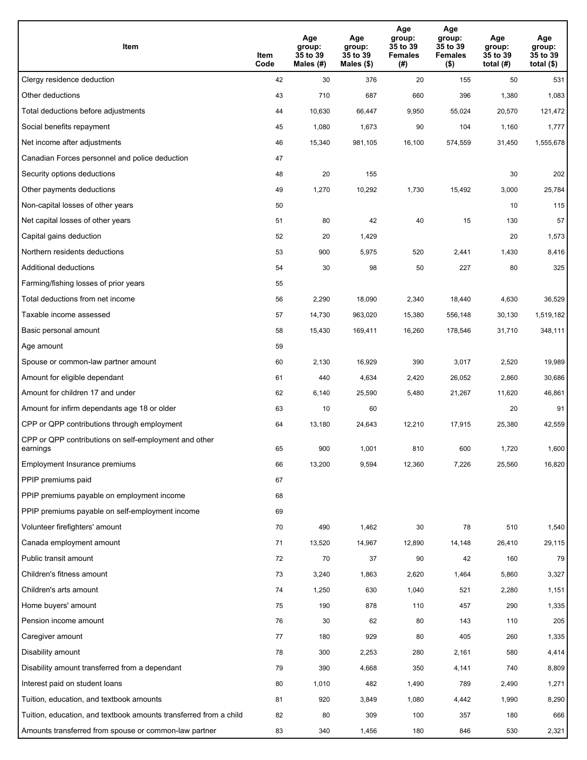| Item | Item Code | Age group: 35 to 39 Males (#) | Age group: 35 to 39 Males ($) | Age group: 35 to 39 Females (#) | Age group: 35 to 39 Females ($) | Age group: 35 to 39 total (#) | Age group: 35 to 39 total ($) |
|---|---|---|---|---|---|---|---|
| Clergy residence deduction | 42 | 30 | 376 | 20 | 155 | 50 | 531 |
| Other deductions | 43 | 710 | 687 | 660 | 396 | 1,380 | 1,083 |
| Total deductions before adjustments | 44 | 10,630 | 66,447 | 9,950 | 55,024 | 20,570 | 121,472 |
| Social benefits repayment | 45 | 1,080 | 1,673 | 90 | 104 | 1,160 | 1,777 |
| Net income after adjustments | 46 | 15,340 | 981,105 | 16,100 | 574,559 | 31,450 | 1,555,678 |
| Canadian Forces personnel and police deduction | 47 | | | | | | |
| Security options deductions | 48 | 20 | 155 | | | 30 | 202 |
| Other payments deductions | 49 | 1,270 | 10,292 | 1,730 | 15,492 | 3,000 | 25,784 |
| Non-capital losses of other years | 50 | | | | | 10 | 115 |
| Net capital losses of other years | 51 | 80 | 42 | 40 | 15 | 130 | 57 |
| Capital gains deduction | 52 | 20 | 1,429 | | | 20 | 1,573 |
| Northern residents deductions | 53 | 900 | 5,975 | 520 | 2,441 | 1,430 | 8,416 |
| Additional deductions | 54 | 30 | 98 | 50 | 227 | 80 | 325 |
| Farming/fishing losses of prior years | 55 | | | | | | |
| Total deductions from net income | 56 | 2,290 | 18,090 | 2,340 | 18,440 | 4,630 | 36,529 |
| Taxable income assessed | 57 | 14,730 | 963,020 | 15,380 | 556,148 | 30,130 | 1,519,182 |
| Basic personal amount | 58 | 15,430 | 169,411 | 16,260 | 178,546 | 31,710 | 348,111 |
| Age amount | 59 | | | | | | |
| Spouse or common-law partner amount | 60 | 2,130 | 16,929 | 390 | 3,017 | 2,520 | 19,989 |
| Amount for eligible dependant | 61 | 440 | 4,634 | 2,420 | 26,052 | 2,860 | 30,686 |
| Amount for children 17 and under | 62 | 6,140 | 25,590 | 5,480 | 21,267 | 11,620 | 46,861 |
| Amount for infirm dependants age 18 or older | 63 | 10 | 60 | | | 20 | 91 |
| CPP or QPP contributions through employment | 64 | 13,180 | 24,643 | 12,210 | 17,915 | 25,380 | 42,559 |
| CPP or QPP contributions on self-employment and other earnings | 65 | 900 | 1,001 | 810 | 600 | 1,720 | 1,600 |
| Employment Insurance premiums | 66 | 13,200 | 9,594 | 12,360 | 7,226 | 25,560 | 16,820 |
| PPIP premiums paid | 67 | | | | | | |
| PPIP premiums payable on employment income | 68 | | | | | | |
| PPIP premiums payable on self-employment income | 69 | | | | | | |
| Volunteer firefighters' amount | 70 | 490 | 1,462 | 30 | 78 | 510 | 1,540 |
| Canada employment amount | 71 | 13,520 | 14,967 | 12,890 | 14,148 | 26,410 | 29,115 |
| Public transit amount | 72 | 70 | 37 | 90 | 42 | 160 | 79 |
| Children's fitness amount | 73 | 3,240 | 1,863 | 2,620 | 1,464 | 5,860 | 3,327 |
| Children's arts amount | 74 | 1,250 | 630 | 1,040 | 521 | 2,280 | 1,151 |
| Home buyers' amount | 75 | 190 | 878 | 110 | 457 | 290 | 1,335 |
| Pension income amount | 76 | 30 | 62 | 80 | 143 | 110 | 205 |
| Caregiver amount | 77 | 180 | 929 | 80 | 405 | 260 | 1,335 |
| Disability amount | 78 | 300 | 2,253 | 280 | 2,161 | 580 | 4,414 |
| Disability amount transferred from a dependant | 79 | 390 | 4,668 | 350 | 4,141 | 740 | 8,809 |
| Interest paid on student loans | 80 | 1,010 | 482 | 1,490 | 789 | 2,490 | 1,271 |
| Tuition, education, and textbook amounts | 81 | 920 | 3,849 | 1,080 | 4,442 | 1,990 | 8,290 |
| Tuition, education, and textbook amounts transferred from a child | 82 | 80 | 309 | 100 | 357 | 180 | 666 |
| Amounts transferred from spouse or common-law partner | 83 | 340 | 1,456 | 180 | 846 | 530 | 2,321 |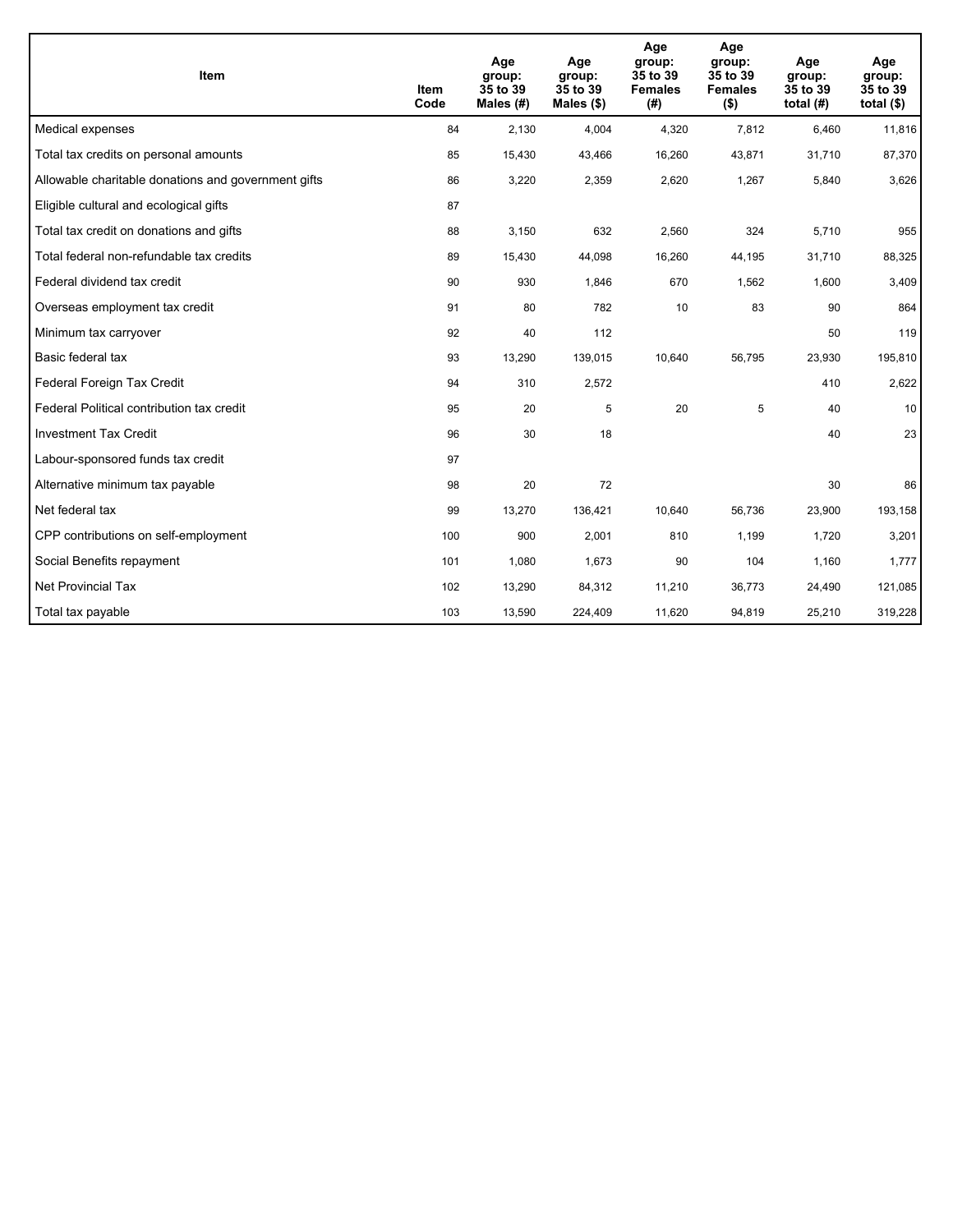| Item | Item Code | Age group: 35 to 39 Males (#) | Age group: 35 to 39 Males ($) | Age group: 35 to 39 Females (#) | Age group: 35 to 39 Females ($) | Age group: 35 to 39 total (#) | Age group: 35 to 39 total ($) |
|---|---|---|---|---|---|---|---|
| Medical expenses | 84 | 2,130 | 4,004 | 4,320 | 7,812 | 6,460 | 11,816 |
| Total tax credits on personal amounts | 85 | 15,430 | 43,466 | 16,260 | 43,871 | 31,710 | 87,370 |
| Allowable charitable donations and government gifts | 86 | 3,220 | 2,359 | 2,620 | 1,267 | 5,840 | 3,626 |
| Eligible cultural and ecological gifts | 87 | | | | | | |
| Total tax credit on donations and gifts | 88 | 3,150 | 632 | 2,560 | 324 | 5,710 | 955 |
| Total federal non-refundable tax credits | 89 | 15,430 | 44,098 | 16,260 | 44,195 | 31,710 | 88,325 |
| Federal dividend tax credit | 90 | 930 | 1,846 | 670 | 1,562 | 1,600 | 3,409 |
| Overseas employment tax credit | 91 | 80 | 782 | 10 | 83 | 90 | 864 |
| Minimum tax carryover | 92 | 40 | 112 | | | 50 | 119 |
| Basic federal tax | 93 | 13,290 | 139,015 | 10,640 | 56,795 | 23,930 | 195,810 |
| Federal Foreign Tax Credit | 94 | 310 | 2,572 | | | 410 | 2,622 |
| Federal Political contribution tax credit | 95 | 20 | 5 | 20 | 5 | 40 | 10 |
| Investment Tax Credit | 96 | 30 | 18 | | | 40 | 23 |
| Labour-sponsored funds tax credit | 97 | | | | | | |
| Alternative minimum tax payable | 98 | 20 | 72 | | | 30 | 86 |
| Net federal tax | 99 | 13,270 | 136,421 | 10,640 | 56,736 | 23,900 | 193,158 |
| CPP contributions on self-employment | 100 | 900 | 2,001 | 810 | 1,199 | 1,720 | 3,201 |
| Social Benefits repayment | 101 | 1,080 | 1,673 | 90 | 104 | 1,160 | 1,777 |
| Net Provincial Tax | 102 | 13,290 | 84,312 | 11,210 | 36,773 | 24,490 | 121,085 |
| Total tax payable | 103 | 13,590 | 224,409 | 11,620 | 94,819 | 25,210 | 319,228 |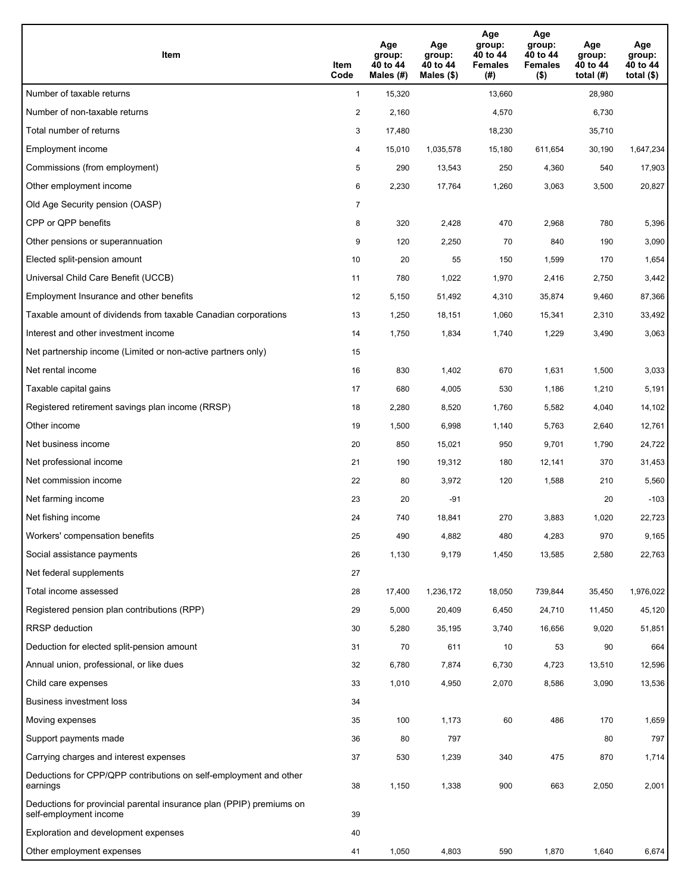| Item | Item Code | Age group: 40 to 44 Males (#) | Age group: 40 to 44 Males ($) | Age group: 40 to 44 Females (#) | Age group: 40 to 44 Females ($) | Age group: 40 to 44 total (#) | Age group: 40 to 44 total ($) |
|---|---|---|---|---|---|---|---|
| Number of taxable returns | 1 | 15,320 | | 13,660 | | 28,980 | |
| Number of non-taxable returns | 2 | 2,160 | | 4,570 | | 6,730 | |
| Total number of returns | 3 | 17,480 | | 18,230 | | 35,710 | |
| Employment income | 4 | 15,010 | 1,035,578 | 15,180 | 611,654 | 30,190 | 1,647,234 |
| Commissions (from employment) | 5 | 290 | 13,543 | 250 | 4,360 | 540 | 17,903 |
| Other employment income | 6 | 2,230 | 17,764 | 1,260 | 3,063 | 3,500 | 20,827 |
| Old Age Security pension (OASP) | 7 | | | | | | |
| CPP or QPP benefits | 8 | 320 | 2,428 | 470 | 2,968 | 780 | 5,396 |
| Other pensions or superannuation | 9 | 120 | 2,250 | 70 | 840 | 190 | 3,090 |
| Elected split-pension amount | 10 | 20 | 55 | 150 | 1,599 | 170 | 1,654 |
| Universal Child Care Benefit (UCCB) | 11 | 780 | 1,022 | 1,970 | 2,416 | 2,750 | 3,442 |
| Employment Insurance and other benefits | 12 | 5,150 | 51,492 | 4,310 | 35,874 | 9,460 | 87,366 |
| Taxable amount of dividends from taxable Canadian corporations | 13 | 1,250 | 18,151 | 1,060 | 15,341 | 2,310 | 33,492 |
| Interest and other investment income | 14 | 1,750 | 1,834 | 1,740 | 1,229 | 3,490 | 3,063 |
| Net partnership income (Limited or non-active partners only) | 15 | | | | | | |
| Net rental income | 16 | 830 | 1,402 | 670 | 1,631 | 1,500 | 3,033 |
| Taxable capital gains | 17 | 680 | 4,005 | 530 | 1,186 | 1,210 | 5,191 |
| Registered retirement savings plan income (RRSP) | 18 | 2,280 | 8,520 | 1,760 | 5,582 | 4,040 | 14,102 |
| Other income | 19 | 1,500 | 6,998 | 1,140 | 5,763 | 2,640 | 12,761 |
| Net business income | 20 | 850 | 15,021 | 950 | 9,701 | 1,790 | 24,722 |
| Net professional income | 21 | 190 | 19,312 | 180 | 12,141 | 370 | 31,453 |
| Net commission income | 22 | 80 | 3,972 | 120 | 1,588 | 210 | 5,560 |
| Net farming income | 23 | 20 | -91 | | | 20 | -103 |
| Net fishing income | 24 | 740 | 18,841 | 270 | 3,883 | 1,020 | 22,723 |
| Workers' compensation benefits | 25 | 490 | 4,882 | 480 | 4,283 | 970 | 9,165 |
| Social assistance payments | 26 | 1,130 | 9,179 | 1,450 | 13,585 | 2,580 | 22,763 |
| Net federal supplements | 27 | | | | | | |
| Total income assessed | 28 | 17,400 | 1,236,172 | 18,050 | 739,844 | 35,450 | 1,976,022 |
| Registered pension plan contributions (RPP) | 29 | 5,000 | 20,409 | 6,450 | 24,710 | 11,450 | 45,120 |
| RRSP deduction | 30 | 5,280 | 35,195 | 3,740 | 16,656 | 9,020 | 51,851 |
| Deduction for elected split-pension amount | 31 | 70 | 611 | 10 | 53 | 90 | 664 |
| Annual union, professional, or like dues | 32 | 6,780 | 7,874 | 6,730 | 4,723 | 13,510 | 12,596 |
| Child care expenses | 33 | 1,010 | 4,950 | 2,070 | 8,586 | 3,090 | 13,536 |
| Business investment loss | 34 | | | | | | |
| Moving expenses | 35 | 100 | 1,173 | 60 | 486 | 170 | 1,659 |
| Support payments made | 36 | 80 | 797 | | | 80 | 797 |
| Carrying charges and interest expenses | 37 | 530 | 1,239 | 340 | 475 | 870 | 1,714 |
| Deductions for CPP/QPP contributions on self-employment and other earnings | 38 | 1,150 | 1,338 | 900 | 663 | 2,050 | 2,001 |
| Deductions for provincial parental insurance plan (PPIP) premiums on self-employment income | 39 | | | | | | |
| Exploration and development expenses | 40 | | | | | | |
| Other employment expenses | 41 | 1,050 | 4,803 | 590 | 1,870 | 1,640 | 6,674 |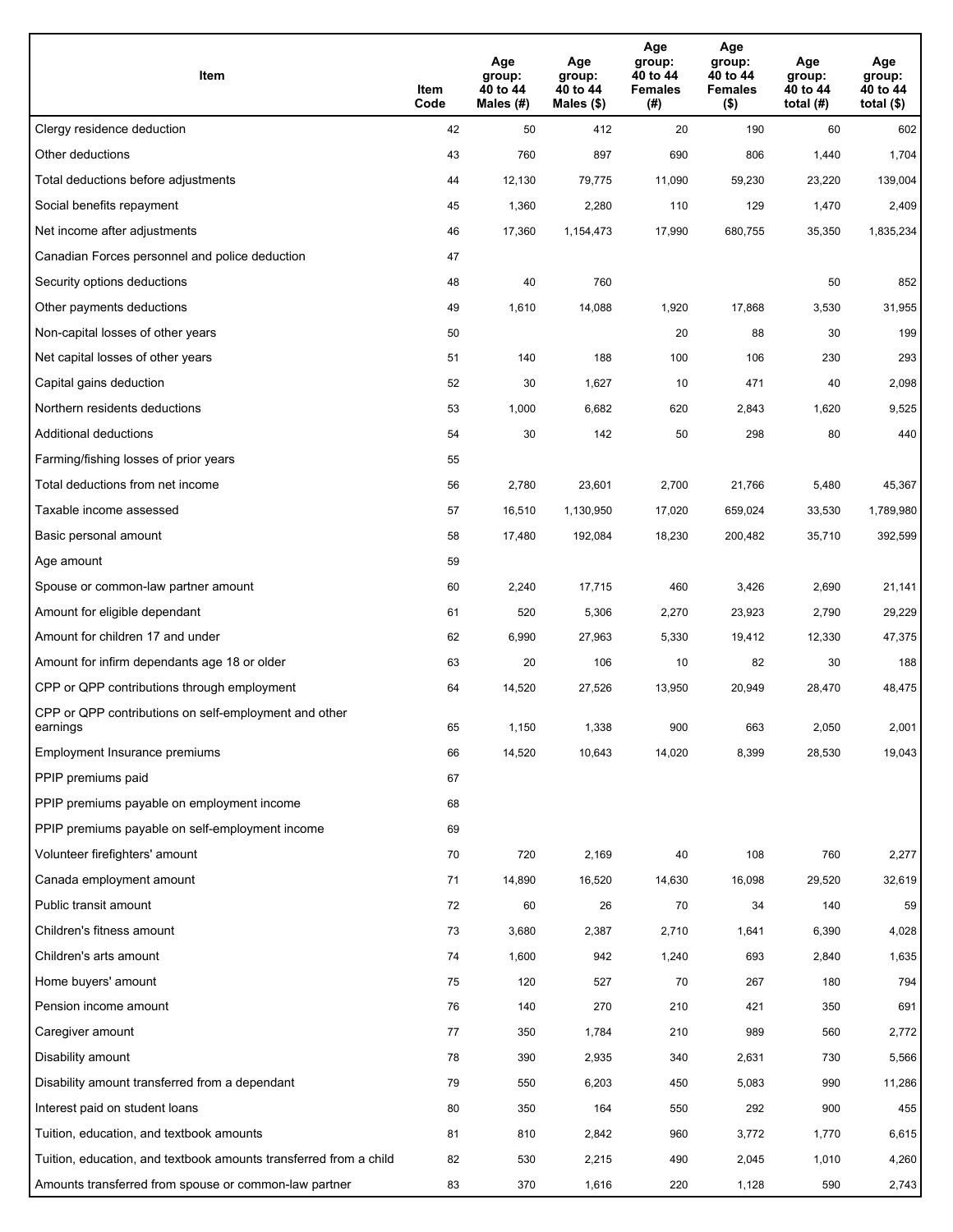| Item | Item Code | Age group: 40 to 44 Males (#) | Age group: 40 to 44 Males ($) | Age group: 40 to 44 Females (#) | Age group: 40 to 44 Females ($) | Age group: 40 to 44 total (#) | Age group: 40 to 44 total ($) |
|---|---|---|---|---|---|---|---|
| Clergy residence deduction | 42 | 50 | 412 | 20 | 190 | 60 | 602 |
| Other deductions | 43 | 760 | 897 | 690 | 806 | 1,440 | 1,704 |
| Total deductions before adjustments | 44 | 12,130 | 79,775 | 11,090 | 59,230 | 23,220 | 139,004 |
| Social benefits repayment | 45 | 1,360 | 2,280 | 110 | 129 | 1,470 | 2,409 |
| Net income after adjustments | 46 | 17,360 | 1,154,473 | 17,990 | 680,755 | 35,350 | 1,835,234 |
| Canadian Forces personnel and police deduction | 47 | | | | | | |
| Security options deductions | 48 | 40 | 760 | | | 50 | 852 |
| Other payments deductions | 49 | 1,610 | 14,088 | 1,920 | 17,868 | 3,530 | 31,955 |
| Non-capital losses of other years | 50 | | | 20 | 88 | 30 | 199 |
| Net capital losses of other years | 51 | 140 | 188 | 100 | 106 | 230 | 293 |
| Capital gains deduction | 52 | 30 | 1,627 | 10 | 471 | 40 | 2,098 |
| Northern residents deductions | 53 | 1,000 | 6,682 | 620 | 2,843 | 1,620 | 9,525 |
| Additional deductions | 54 | 30 | 142 | 50 | 298 | 80 | 440 |
| Farming/fishing losses of prior years | 55 | | | | | | |
| Total deductions from net income | 56 | 2,780 | 23,601 | 2,700 | 21,766 | 5,480 | 45,367 |
| Taxable income assessed | 57 | 16,510 | 1,130,950 | 17,020 | 659,024 | 33,530 | 1,789,980 |
| Basic personal amount | 58 | 17,480 | 192,084 | 18,230 | 200,482 | 35,710 | 392,599 |
| Age amount | 59 | | | | | | |
| Spouse or common-law partner amount | 60 | 2,240 | 17,715 | 460 | 3,426 | 2,690 | 21,141 |
| Amount for eligible dependant | 61 | 520 | 5,306 | 2,270 | 23,923 | 2,790 | 29,229 |
| Amount for children 17 and under | 62 | 6,990 | 27,963 | 5,330 | 19,412 | 12,330 | 47,375 |
| Amount for infirm dependants age 18 or older | 63 | 20 | 106 | 10 | 82 | 30 | 188 |
| CPP or QPP contributions through employment | 64 | 14,520 | 27,526 | 13,950 | 20,949 | 28,470 | 48,475 |
| CPP or QPP contributions on self-employment and other earnings | 65 | 1,150 | 1,338 | 900 | 663 | 2,050 | 2,001 |
| Employment Insurance premiums | 66 | 14,520 | 10,643 | 14,020 | 8,399 | 28,530 | 19,043 |
| PPIP premiums paid | 67 | | | | | | |
| PPIP premiums payable on employment income | 68 | | | | | | |
| PPIP premiums payable on self-employment income | 69 | | | | | | |
| Volunteer firefighters' amount | 70 | 720 | 2,169 | 40 | 108 | 760 | 2,277 |
| Canada employment amount | 71 | 14,890 | 16,520 | 14,630 | 16,098 | 29,520 | 32,619 |
| Public transit amount | 72 | 60 | 26 | 70 | 34 | 140 | 59 |
| Children's fitness amount | 73 | 3,680 | 2,387 | 2,710 | 1,641 | 6,390 | 4,028 |
| Children's arts amount | 74 | 1,600 | 942 | 1,240 | 693 | 2,840 | 1,635 |
| Home buyers' amount | 75 | 120 | 527 | 70 | 267 | 180 | 794 |
| Pension income amount | 76 | 140 | 270 | 210 | 421 | 350 | 691 |
| Caregiver amount | 77 | 350 | 1,784 | 210 | 989 | 560 | 2,772 |
| Disability amount | 78 | 390 | 2,935 | 340 | 2,631 | 730 | 5,566 |
| Disability amount transferred from a dependant | 79 | 550 | 6,203 | 450 | 5,083 | 990 | 11,286 |
| Interest paid on student loans | 80 | 350 | 164 | 550 | 292 | 900 | 455 |
| Tuition, education, and textbook amounts | 81 | 810 | 2,842 | 960 | 3,772 | 1,770 | 6,615 |
| Tuition, education, and textbook amounts transferred from a child | 82 | 530 | 2,215 | 490 | 2,045 | 1,010 | 4,260 |
| Amounts transferred from spouse or common-law partner | 83 | 370 | 1,616 | 220 | 1,128 | 590 | 2,743 |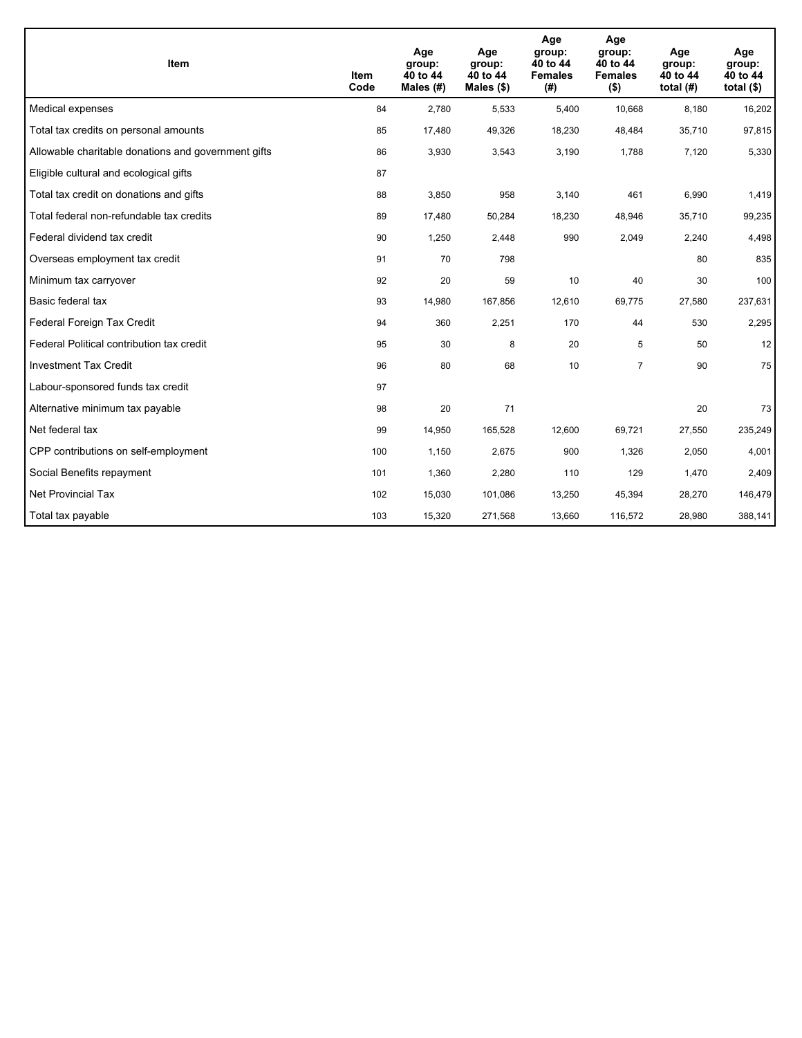| Item | Item Code | Age group: 40 to 44 Males (#) | Age group: 40 to 44 Males ($) | Age group: 40 to 44 Females (#) | Age group: 40 to 44 Females ($) | Age group: 40 to 44 total (#) | Age group: 40 to 44 total ($) |
|---|---|---|---|---|---|---|---|
| Medical expenses | 84 | 2,780 | 5,533 | 5,400 | 10,668 | 8,180 | 16,202 |
| Total tax credits on personal amounts | 85 | 17,480 | 49,326 | 18,230 | 48,484 | 35,710 | 97,815 |
| Allowable charitable donations and government gifts | 86 | 3,930 | 3,543 | 3,190 | 1,788 | 7,120 | 5,330 |
| Eligible cultural and ecological gifts | 87 | | | | | | |
| Total tax credit on donations and gifts | 88 | 3,850 | 958 | 3,140 | 461 | 6,990 | 1,419 |
| Total federal non-refundable tax credits | 89 | 17,480 | 50,284 | 18,230 | 48,946 | 35,710 | 99,235 |
| Federal dividend tax credit | 90 | 1,250 | 2,448 | 990 | 2,049 | 2,240 | 4,498 |
| Overseas employment tax credit | 91 | 70 | 798 | | | 80 | 835 |
| Minimum tax carryover | 92 | 20 | 59 | 10 | 40 | 30 | 100 |
| Basic federal tax | 93 | 14,980 | 167,856 | 12,610 | 69,775 | 27,580 | 237,631 |
| Federal Foreign Tax Credit | 94 | 360 | 2,251 | 170 | 44 | 530 | 2,295 |
| Federal Political contribution tax credit | 95 | 30 | 8 | 20 | 5 | 50 | 12 |
| Investment Tax Credit | 96 | 80 | 68 | 10 | 7 | 90 | 75 |
| Labour-sponsored funds tax credit | 97 | | | | | | |
| Alternative minimum tax payable | 98 | 20 | 71 | | | 20 | 73 |
| Net federal tax | 99 | 14,950 | 165,528 | 12,600 | 69,721 | 27,550 | 235,249 |
| CPP contributions on self-employment | 100 | 1,150 | 2,675 | 900 | 1,326 | 2,050 | 4,001 |
| Social Benefits repayment | 101 | 1,360 | 2,280 | 110 | 129 | 1,470 | 2,409 |
| Net Provincial Tax | 102 | 15,030 | 101,086 | 13,250 | 45,394 | 28,270 | 146,479 |
| Total tax payable | 103 | 15,320 | 271,568 | 13,660 | 116,572 | 28,980 | 388,141 |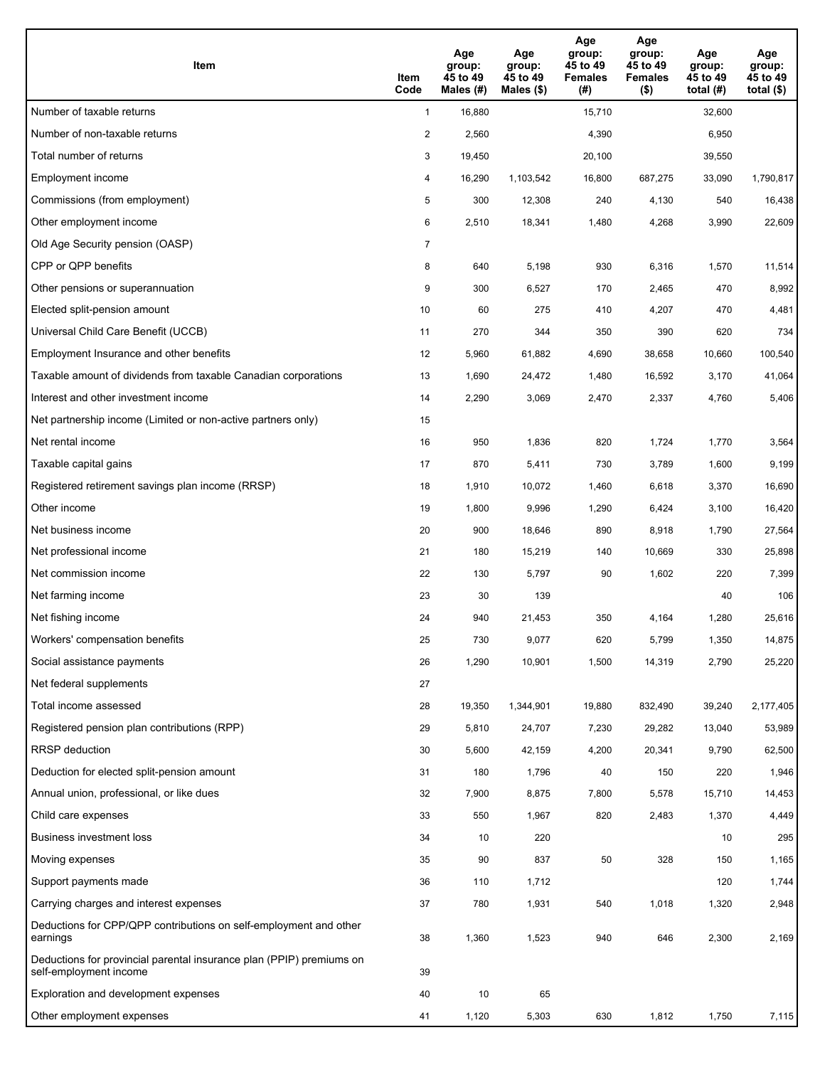| Item | Item Code | Age group: 45 to 49 Males (#) | Age group: 45 to 49 Males ($) | Age group: 45 to 49 Females (#) | Age group: 45 to 49 Females ($) | Age group: 45 to 49 total (#) | Age group: 45 to 49 total ($) |
|---|---|---|---|---|---|---|---|
| Number of taxable returns | 1 | 16,880 | | 15,710 | | 32,600 | |
| Number of non-taxable returns | 2 | 2,560 | | 4,390 | | 6,950 | |
| Total number of returns | 3 | 19,450 | | 20,100 | | 39,550 | |
| Employment income | 4 | 16,290 | 1,103,542 | 16,800 | 687,275 | 33,090 | 1,790,817 |
| Commissions (from employment) | 5 | 300 | 12,308 | 240 | 4,130 | 540 | 16,438 |
| Other employment income | 6 | 2,510 | 18,341 | 1,480 | 4,268 | 3,990 | 22,609 |
| Old Age Security pension (OASP) | 7 | | | | | | |
| CPP or QPP benefits | 8 | 640 | 5,198 | 930 | 6,316 | 1,570 | 11,514 |
| Other pensions or superannuation | 9 | 300 | 6,527 | 170 | 2,465 | 470 | 8,992 |
| Elected split-pension amount | 10 | 60 | 275 | 410 | 4,207 | 470 | 4,481 |
| Universal Child Care Benefit (UCCB) | 11 | 270 | 344 | 350 | 390 | 620 | 734 |
| Employment Insurance and other benefits | 12 | 5,960 | 61,882 | 4,690 | 38,658 | 10,660 | 100,540 |
| Taxable amount of dividends from taxable Canadian corporations | 13 | 1,690 | 24,472 | 1,480 | 16,592 | 3,170 | 41,064 |
| Interest and other investment income | 14 | 2,290 | 3,069 | 2,470 | 2,337 | 4,760 | 5,406 |
| Net partnership income (Limited or non-active partners only) | 15 | | | | | | |
| Net rental income | 16 | 950 | 1,836 | 820 | 1,724 | 1,770 | 3,564 |
| Taxable capital gains | 17 | 870 | 5,411 | 730 | 3,789 | 1,600 | 9,199 |
| Registered retirement savings plan income (RRSP) | 18 | 1,910 | 10,072 | 1,460 | 6,618 | 3,370 | 16,690 |
| Other income | 19 | 1,800 | 9,996 | 1,290 | 6,424 | 3,100 | 16,420 |
| Net business income | 20 | 900 | 18,646 | 890 | 8,918 | 1,790 | 27,564 |
| Net professional income | 21 | 180 | 15,219 | 140 | 10,669 | 330 | 25,898 |
| Net commission income | 22 | 130 | 5,797 | 90 | 1,602 | 220 | 7,399 |
| Net farming income | 23 | 30 | 139 | | | 40 | 106 |
| Net fishing income | 24 | 940 | 21,453 | 350 | 4,164 | 1,280 | 25,616 |
| Workers' compensation benefits | 25 | 730 | 9,077 | 620 | 5,799 | 1,350 | 14,875 |
| Social assistance payments | 26 | 1,290 | 10,901 | 1,500 | 14,319 | 2,790 | 25,220 |
| Net federal supplements | 27 | | | | | | |
| Total income assessed | 28 | 19,350 | 1,344,901 | 19,880 | 832,490 | 39,240 | 2,177,405 |
| Registered pension plan contributions (RPP) | 29 | 5,810 | 24,707 | 7,230 | 29,282 | 13,040 | 53,989 |
| RRSP deduction | 30 | 5,600 | 42,159 | 4,200 | 20,341 | 9,790 | 62,500 |
| Deduction for elected split-pension amount | 31 | 180 | 1,796 | 40 | 150 | 220 | 1,946 |
| Annual union, professional, or like dues | 32 | 7,900 | 8,875 | 7,800 | 5,578 | 15,710 | 14,453 |
| Child care expenses | 33 | 550 | 1,967 | 820 | 2,483 | 1,370 | 4,449 |
| Business investment loss | 34 | 10 | 220 | | | 10 | 295 |
| Moving expenses | 35 | 90 | 837 | 50 | 328 | 150 | 1,165 |
| Support payments made | 36 | 110 | 1,712 | | | 120 | 1,744 |
| Carrying charges and interest expenses | 37 | 780 | 1,931 | 540 | 1,018 | 1,320 | 2,948 |
| Deductions for CPP/QPP contributions on self-employment and other earnings | 38 | 1,360 | 1,523 | 940 | 646 | 2,300 | 2,169 |
| Deductions for provincial parental insurance plan (PPIP) premiums on self-employment income | 39 | | | | | | |
| Exploration and development expenses | 40 | 10 | 65 | | | | |
| Other employment expenses | 41 | 1,120 | 5,303 | 630 | 1,812 | 1,750 | 7,115 |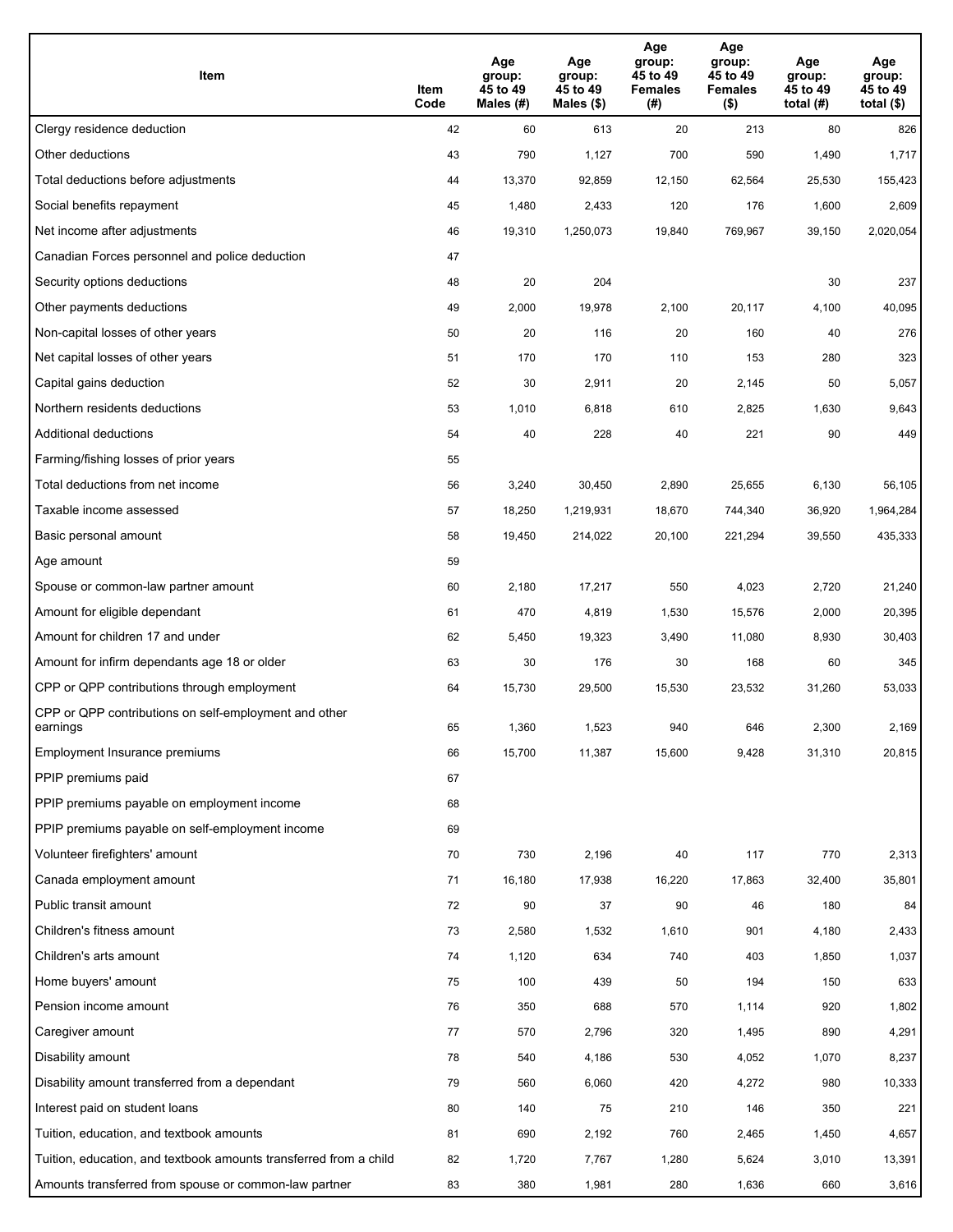| Item | Item Code | Age group: 45 to 49 Males (#) | Age group: 45 to 49 Males ($) | Age group: 45 to 49 Females (#) | Age group: 45 to 49 Females ($) | Age group: 45 to 49 total (#) | Age group: 45 to 49 total ($) |
|---|---|---|---|---|---|---|---|
| Clergy residence deduction | 42 | 60 | 613 | 20 | 213 | 80 | 826 |
| Other deductions | 43 | 790 | 1,127 | 700 | 590 | 1,490 | 1,717 |
| Total deductions before adjustments | 44 | 13,370 | 92,859 | 12,150 | 62,564 | 25,530 | 155,423 |
| Social benefits repayment | 45 | 1,480 | 2,433 | 120 | 176 | 1,600 | 2,609 |
| Net income after adjustments | 46 | 19,310 | 1,250,073 | 19,840 | 769,967 | 39,150 | 2,020,054 |
| Canadian Forces personnel and police deduction | 47 | | | | | | |
| Security options deductions | 48 | 20 | 204 | | | 30 | 237 |
| Other payments deductions | 49 | 2,000 | 19,978 | 2,100 | 20,117 | 4,100 | 40,095 |
| Non-capital losses of other years | 50 | 20 | 116 | 20 | 160 | 40 | 276 |
| Net capital losses of other years | 51 | 170 | 170 | 110 | 153 | 280 | 323 |
| Capital gains deduction | 52 | 30 | 2,911 | 20 | 2,145 | 50 | 5,057 |
| Northern residents deductions | 53 | 1,010 | 6,818 | 610 | 2,825 | 1,630 | 9,643 |
| Additional deductions | 54 | 40 | 228 | 40 | 221 | 90 | 449 |
| Farming/fishing losses of prior years | 55 | | | | | | |
| Total deductions from net income | 56 | 3,240 | 30,450 | 2,890 | 25,655 | 6,130 | 56,105 |
| Taxable income assessed | 57 | 18,250 | 1,219,931 | 18,670 | 744,340 | 36,920 | 1,964,284 |
| Basic personal amount | 58 | 19,450 | 214,022 | 20,100 | 221,294 | 39,550 | 435,333 |
| Age amount | 59 | | | | | | |
| Spouse or common-law partner amount | 60 | 2,180 | 17,217 | 550 | 4,023 | 2,720 | 21,240 |
| Amount for eligible dependant | 61 | 470 | 4,819 | 1,530 | 15,576 | 2,000 | 20,395 |
| Amount for children 17 and under | 62 | 5,450 | 19,323 | 3,490 | 11,080 | 8,930 | 30,403 |
| Amount for infirm dependants age 18 or older | 63 | 30 | 176 | 30 | 168 | 60 | 345 |
| CPP or QPP contributions through employment | 64 | 15,730 | 29,500 | 15,530 | 23,532 | 31,260 | 53,033 |
| CPP or QPP contributions on self-employment and other earnings | 65 | 1,360 | 1,523 | 940 | 646 | 2,300 | 2,169 |
| Employment Insurance premiums | 66 | 15,700 | 11,387 | 15,600 | 9,428 | 31,310 | 20,815 |
| PPIP premiums paid | 67 | | | | | | |
| PPIP premiums payable on employment income | 68 | | | | | | |
| PPIP premiums payable on self-employment income | 69 | | | | | | |
| Volunteer firefighters' amount | 70 | 730 | 2,196 | 40 | 117 | 770 | 2,313 |
| Canada employment amount | 71 | 16,180 | 17,938 | 16,220 | 17,863 | 32,400 | 35,801 |
| Public transit amount | 72 | 90 | 37 | 90 | 46 | 180 | 84 |
| Children's fitness amount | 73 | 2,580 | 1,532 | 1,610 | 901 | 4,180 | 2,433 |
| Children's arts amount | 74 | 1,120 | 634 | 740 | 403 | 1,850 | 1,037 |
| Home buyers' amount | 75 | 100 | 439 | 50 | 194 | 150 | 633 |
| Pension income amount | 76 | 350 | 688 | 570 | 1,114 | 920 | 1,802 |
| Caregiver amount | 77 | 570 | 2,796 | 320 | 1,495 | 890 | 4,291 |
| Disability amount | 78 | 540 | 4,186 | 530 | 4,052 | 1,070 | 8,237 |
| Disability amount transferred from a dependant | 79 | 560 | 6,060 | 420 | 4,272 | 980 | 10,333 |
| Interest paid on student loans | 80 | 140 | 75 | 210 | 146 | 350 | 221 |
| Tuition, education, and textbook amounts | 81 | 690 | 2,192 | 760 | 2,465 | 1,450 | 4,657 |
| Tuition, education, and textbook amounts transferred from a child | 82 | 1,720 | 7,767 | 1,280 | 5,624 | 3,010 | 13,391 |
| Amounts transferred from spouse or common-law partner | 83 | 380 | 1,981 | 280 | 1,636 | 660 | 3,616 |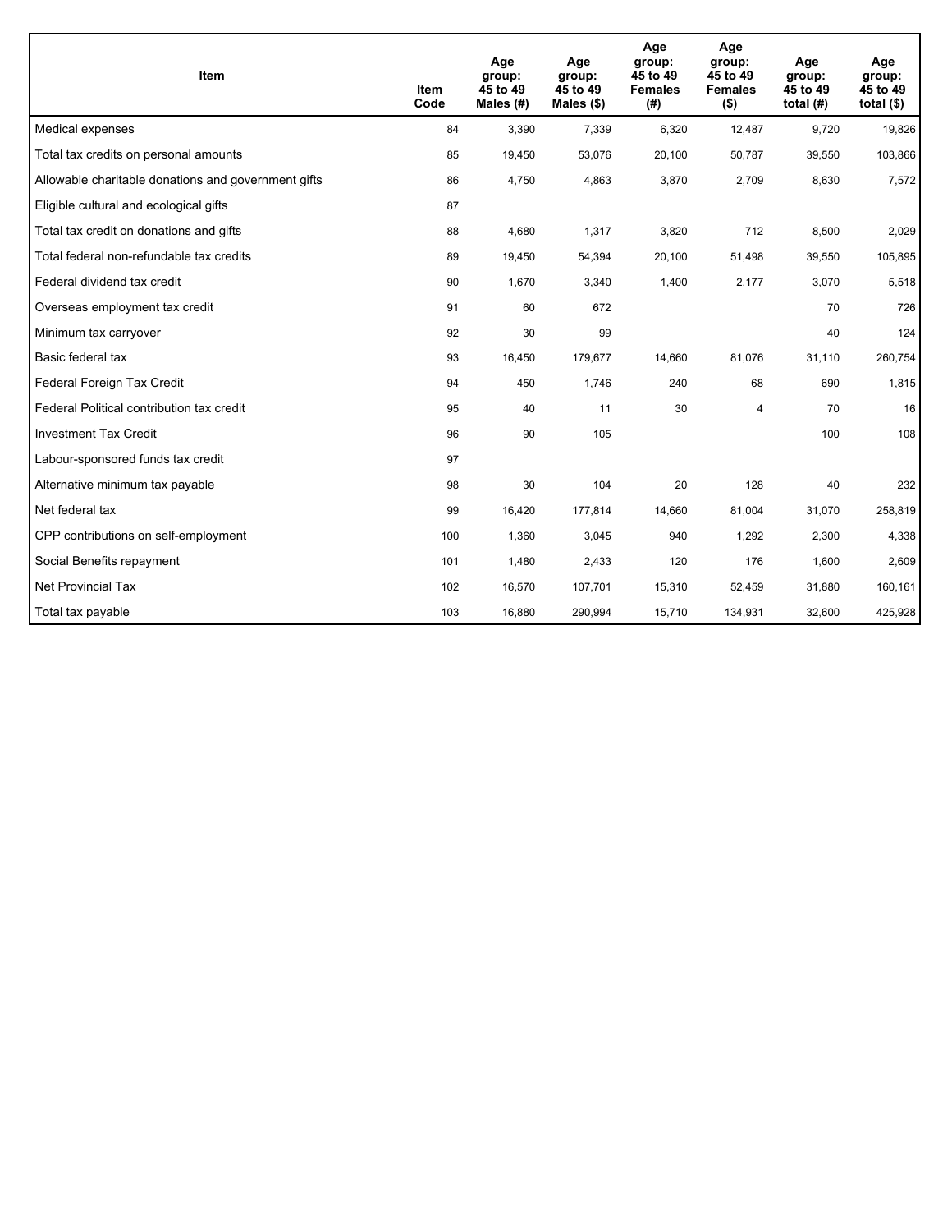| Item | Item Code | Age group: 45 to 49 Males (#) | Age group: 45 to 49 Males ($) | Age group: 45 to 49 Females (#) | Age group: 45 to 49 Females ($) | Age group: 45 to 49 total (#) | Age group: 45 to 49 total ($) |
|---|---|---|---|---|---|---|---|
| Medical expenses | 84 | 3,390 | 7,339 | 6,320 | 12,487 | 9,720 | 19,826 |
| Total tax credits on personal amounts | 85 | 19,450 | 53,076 | 20,100 | 50,787 | 39,550 | 103,866 |
| Allowable charitable donations and government gifts | 86 | 4,750 | 4,863 | 3,870 | 2,709 | 8,630 | 7,572 |
| Eligible cultural and ecological gifts | 87 | | | | | | |
| Total tax credit on donations and gifts | 88 | 4,680 | 1,317 | 3,820 | 712 | 8,500 | 2,029 |
| Total federal non-refundable tax credits | 89 | 19,450 | 54,394 | 20,100 | 51,498 | 39,550 | 105,895 |
| Federal dividend tax credit | 90 | 1,670 | 3,340 | 1,400 | 2,177 | 3,070 | 5,518 |
| Overseas employment tax credit | 91 | 60 | 672 | | | 70 | 726 |
| Minimum tax carryover | 92 | 30 | 99 | | | 40 | 124 |
| Basic federal tax | 93 | 16,450 | 179,677 | 14,660 | 81,076 | 31,110 | 260,754 |
| Federal Foreign Tax Credit | 94 | 450 | 1,746 | 240 | 68 | 690 | 1,815 |
| Federal Political contribution tax credit | 95 | 40 | 11 | 30 | 4 | 70 | 16 |
| Investment Tax Credit | 96 | 90 | 105 | | | 100 | 108 |
| Labour-sponsored funds tax credit | 97 | | | | | | |
| Alternative minimum tax payable | 98 | 30 | 104 | 20 | 128 | 40 | 232 |
| Net federal tax | 99 | 16,420 | 177,814 | 14,660 | 81,004 | 31,070 | 258,819 |
| CPP contributions on self-employment | 100 | 1,360 | 3,045 | 940 | 1,292 | 2,300 | 4,338 |
| Social Benefits repayment | 101 | 1,480 | 2,433 | 120 | 176 | 1,600 | 2,609 |
| Net Provincial Tax | 102 | 16,570 | 107,701 | 15,310 | 52,459 | 31,880 | 160,161 |
| Total tax payable | 103 | 16,880 | 290,994 | 15,710 | 134,931 | 32,600 | 425,928 |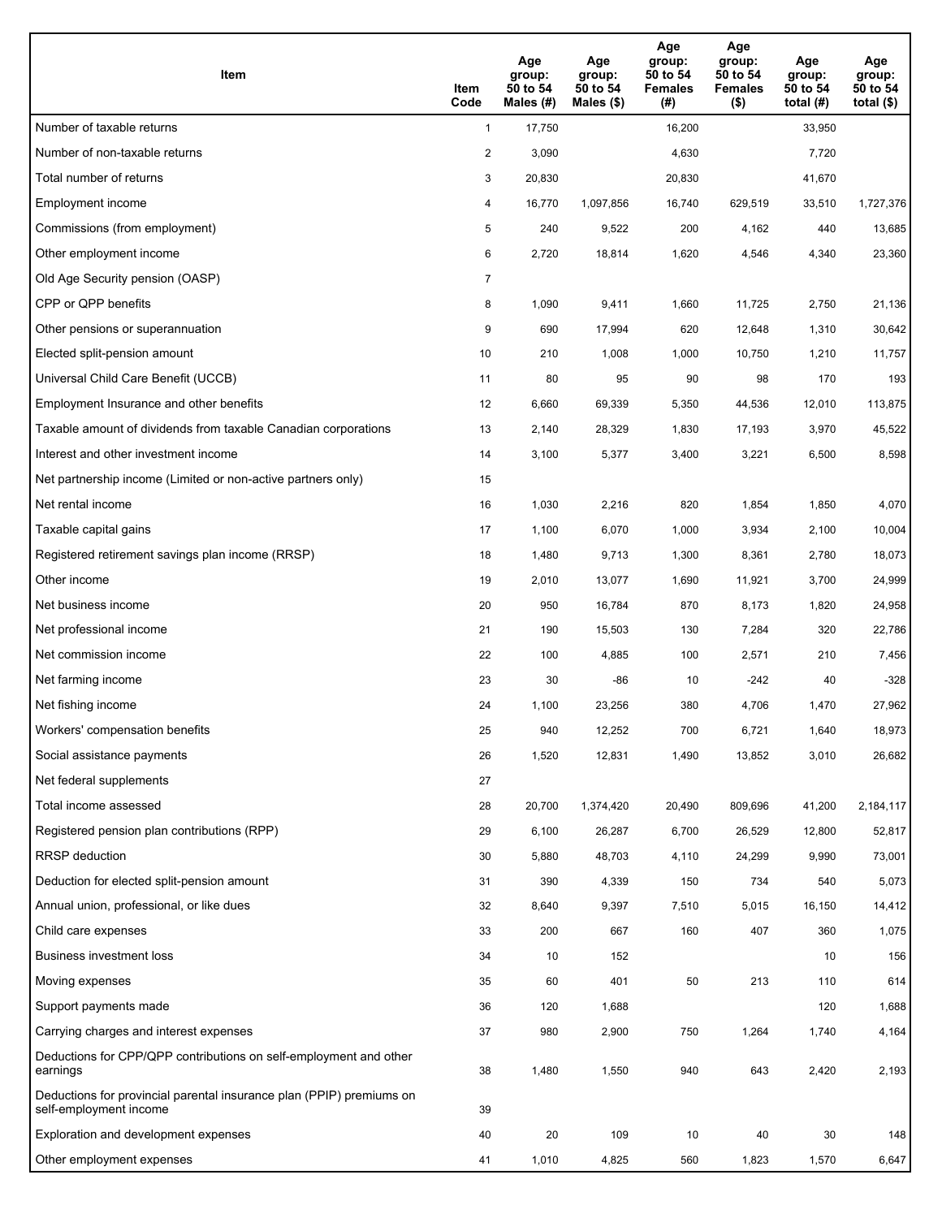| Item | Item Code | Age group: 50 to 54 Males (#) | Age group: 50 to 54 Males ($) | Age group: 50 to 54 Females (#) | Age group: 50 to 54 Females ($) | Age group: 50 to 54 total (#) | Age group: 50 to 54 total ($) |
|---|---|---|---|---|---|---|---|
| Number of taxable returns | 1 | 17,750 | | 16,200 | | 33,950 | |
| Number of non-taxable returns | 2 | 3,090 | | 4,630 | | 7,720 | |
| Total number of returns | 3 | 20,830 | | 20,830 | | 41,670 | |
| Employment income | 4 | 16,770 | 1,097,856 | 16,740 | 629,519 | 33,510 | 1,727,376 |
| Commissions (from employment) | 5 | 240 | 9,522 | 200 | 4,162 | 440 | 13,685 |
| Other employment income | 6 | 2,720 | 18,814 | 1,620 | 4,546 | 4,340 | 23,360 |
| Old Age Security pension (OASP) | 7 | | | | | | |
| CPP or QPP benefits | 8 | 1,090 | 9,411 | 1,660 | 11,725 | 2,750 | 21,136 |
| Other pensions or superannuation | 9 | 690 | 17,994 | 620 | 12,648 | 1,310 | 30,642 |
| Elected split-pension amount | 10 | 210 | 1,008 | 1,000 | 10,750 | 1,210 | 11,757 |
| Universal Child Care Benefit (UCCB) | 11 | 80 | 95 | 90 | 98 | 170 | 193 |
| Employment Insurance and other benefits | 12 | 6,660 | 69,339 | 5,350 | 44,536 | 12,010 | 113,875 |
| Taxable amount of dividends from taxable Canadian corporations | 13 | 2,140 | 28,329 | 1,830 | 17,193 | 3,970 | 45,522 |
| Interest and other investment income | 14 | 3,100 | 5,377 | 3,400 | 3,221 | 6,500 | 8,598 |
| Net partnership income (Limited or non-active partners only) | 15 | | | | | | |
| Net rental income | 16 | 1,030 | 2,216 | 820 | 1,854 | 1,850 | 4,070 |
| Taxable capital gains | 17 | 1,100 | 6,070 | 1,000 | 3,934 | 2,100 | 10,004 |
| Registered retirement savings plan income (RRSP) | 18 | 1,480 | 9,713 | 1,300 | 8,361 | 2,780 | 18,073 |
| Other income | 19 | 2,010 | 13,077 | 1,690 | 11,921 | 3,700 | 24,999 |
| Net business income | 20 | 950 | 16,784 | 870 | 8,173 | 1,820 | 24,958 |
| Net professional income | 21 | 190 | 15,503 | 130 | 7,284 | 320 | 22,786 |
| Net commission income | 22 | 100 | 4,885 | 100 | 2,571 | 210 | 7,456 |
| Net farming income | 23 | 30 | -86 | 10 | -242 | 40 | -328 |
| Net fishing income | 24 | 1,100 | 23,256 | 380 | 4,706 | 1,470 | 27,962 |
| Workers' compensation benefits | 25 | 940 | 12,252 | 700 | 6,721 | 1,640 | 18,973 |
| Social assistance payments | 26 | 1,520 | 12,831 | 1,490 | 13,852 | 3,010 | 26,682 |
| Net federal supplements | 27 | | | | | | |
| Total income assessed | 28 | 20,700 | 1,374,420 | 20,490 | 809,696 | 41,200 | 2,184,117 |
| Registered pension plan contributions (RPP) | 29 | 6,100 | 26,287 | 6,700 | 26,529 | 12,800 | 52,817 |
| RRSP deduction | 30 | 5,880 | 48,703 | 4,110 | 24,299 | 9,990 | 73,001 |
| Deduction for elected split-pension amount | 31 | 390 | 4,339 | 150 | 734 | 540 | 5,073 |
| Annual union, professional, or like dues | 32 | 8,640 | 9,397 | 7,510 | 5,015 | 16,150 | 14,412 |
| Child care expenses | 33 | 200 | 667 | 160 | 407 | 360 | 1,075 |
| Business investment loss | 34 | 10 | 152 | | | 10 | 156 |
| Moving expenses | 35 | 60 | 401 | 50 | 213 | 110 | 614 |
| Support payments made | 36 | 120 | 1,688 | | | 120 | 1,688 |
| Carrying charges and interest expenses | 37 | 980 | 2,900 | 750 | 1,264 | 1,740 | 4,164 |
| Deductions for CPP/QPP contributions on self-employment and other earnings | 38 | 1,480 | 1,550 | 940 | 643 | 2,420 | 2,193 |
| Deductions for provincial parental insurance plan (PPIP) premiums on self-employment income | 39 | | | | | | |
| Exploration and development expenses | 40 | 20 | 109 | 10 | 40 | 30 | 148 |
| Other employment expenses | 41 | 1,010 | 4,825 | 560 | 1,823 | 1,570 | 6,647 |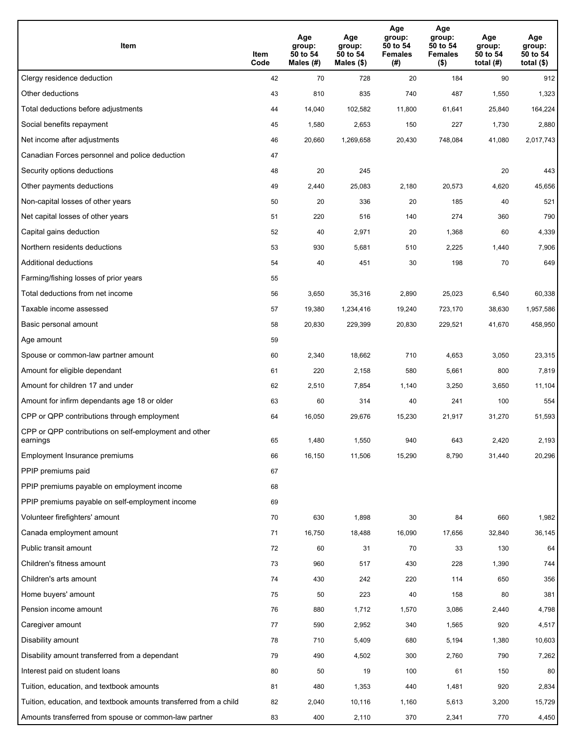| Item | Item Code | Age group: 50 to 54 Males (#) | Age group: 50 to 54 Males ($) | Age group: 50 to 54 Females (#) | Age group: 50 to 54 Females ($) | Age group: 50 to 54 total (#) | Age group: 50 to 54 total ($) |
|---|---|---|---|---|---|---|---|
| Clergy residence deduction | 42 | 70 | 728 | 20 | 184 | 90 | 912 |
| Other deductions | 43 | 810 | 835 | 740 | 487 | 1,550 | 1,323 |
| Total deductions before adjustments | 44 | 14,040 | 102,582 | 11,800 | 61,641 | 25,840 | 164,224 |
| Social benefits repayment | 45 | 1,580 | 2,653 | 150 | 227 | 1,730 | 2,880 |
| Net income after adjustments | 46 | 20,660 | 1,269,658 | 20,430 | 748,084 | 41,080 | 2,017,743 |
| Canadian Forces personnel and police deduction | 47 | | | | | | |
| Security options deductions | 48 | 20 | 245 | | | 20 | 443 |
| Other payments deductions | 49 | 2,440 | 25,083 | 2,180 | 20,573 | 4,620 | 45,656 |
| Non-capital losses of other years | 50 | 20 | 336 | 20 | 185 | 40 | 521 |
| Net capital losses of other years | 51 | 220 | 516 | 140 | 274 | 360 | 790 |
| Capital gains deduction | 52 | 40 | 2,971 | 20 | 1,368 | 60 | 4,339 |
| Northern residents deductions | 53 | 930 | 5,681 | 510 | 2,225 | 1,440 | 7,906 |
| Additional deductions | 54 | 40 | 451 | 30 | 198 | 70 | 649 |
| Farming/fishing losses of prior years | 55 | | | | | | |
| Total deductions from net income | 56 | 3,650 | 35,316 | 2,890 | 25,023 | 6,540 | 60,338 |
| Taxable income assessed | 57 | 19,380 | 1,234,416 | 19,240 | 723,170 | 38,630 | 1,957,586 |
| Basic personal amount | 58 | 20,830 | 229,399 | 20,830 | 229,521 | 41,670 | 458,950 |
| Age amount | 59 | | | | | | |
| Spouse or common-law partner amount | 60 | 2,340 | 18,662 | 710 | 4,653 | 3,050 | 23,315 |
| Amount for eligible dependant | 61 | 220 | 2,158 | 580 | 5,661 | 800 | 7,819 |
| Amount for children 17 and under | 62 | 2,510 | 7,854 | 1,140 | 3,250 | 3,650 | 11,104 |
| Amount for infirm dependants age 18 or older | 63 | 60 | 314 | 40 | 241 | 100 | 554 |
| CPP or QPP contributions through employment | 64 | 16,050 | 29,676 | 15,230 | 21,917 | 31,270 | 51,593 |
| CPP or QPP contributions on self-employment and other earnings | 65 | 1,480 | 1,550 | 940 | 643 | 2,420 | 2,193 |
| Employment Insurance premiums | 66 | 16,150 | 11,506 | 15,290 | 8,790 | 31,440 | 20,296 |
| PPIP premiums paid | 67 | | | | | | |
| PPIP premiums payable on employment income | 68 | | | | | | |
| PPIP premiums payable on self-employment income | 69 | | | | | | |
| Volunteer firefighters' amount | 70 | 630 | 1,898 | 30 | 84 | 660 | 1,982 |
| Canada employment amount | 71 | 16,750 | 18,488 | 16,090 | 17,656 | 32,840 | 36,145 |
| Public transit amount | 72 | 60 | 31 | 70 | 33 | 130 | 64 |
| Children's fitness amount | 73 | 960 | 517 | 430 | 228 | 1,390 | 744 |
| Children's arts amount | 74 | 430 | 242 | 220 | 114 | 650 | 356 |
| Home buyers' amount | 75 | 50 | 223 | 40 | 158 | 80 | 381 |
| Pension income amount | 76 | 880 | 1,712 | 1,570 | 3,086 | 2,440 | 4,798 |
| Caregiver amount | 77 | 590 | 2,952 | 340 | 1,565 | 920 | 4,517 |
| Disability amount | 78 | 710 | 5,409 | 680 | 5,194 | 1,380 | 10,603 |
| Disability amount transferred from a dependant | 79 | 490 | 4,502 | 300 | 2,760 | 790 | 7,262 |
| Interest paid on student loans | 80 | 50 | 19 | 100 | 61 | 150 | 80 |
| Tuition, education, and textbook amounts | 81 | 480 | 1,353 | 440 | 1,481 | 920 | 2,834 |
| Tuition, education, and textbook amounts transferred from a child | 82 | 2,040 | 10,116 | 1,160 | 5,613 | 3,200 | 15,729 |
| Amounts transferred from spouse or common-law partner | 83 | 400 | 2,110 | 370 | 2,341 | 770 | 4,450 |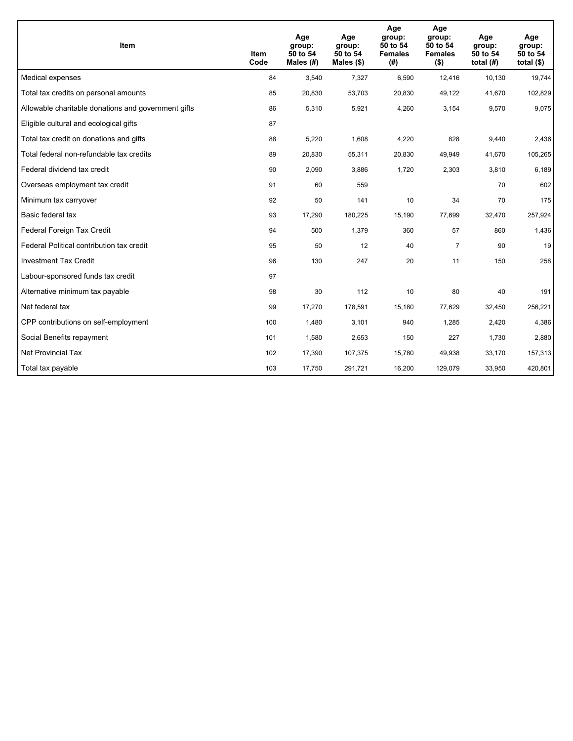| Item | Item Code | Age group: 50 to 54 Males (#) | Age group: 50 to 54 Males ($) | Age group: 50 to 54 Females (#) | Age group: 50 to 54 Females ($) | Age group: 50 to 54 total (#) | Age group: 50 to 54 total ($) |
|---|---|---|---|---|---|---|---|
| Medical expenses | 84 | 3,540 | 7,327 | 6,590 | 12,416 | 10,130 | 19,744 |
| Total tax credits on personal amounts | 85 | 20,830 | 53,703 | 20,830 | 49,122 | 41,670 | 102,829 |
| Allowable charitable donations and government gifts | 86 | 5,310 | 5,921 | 4,260 | 3,154 | 9,570 | 9,075 |
| Eligible cultural and ecological gifts | 87 | | | | | | |
| Total tax credit on donations and gifts | 88 | 5,220 | 1,608 | 4,220 | 828 | 9,440 | 2,436 |
| Total federal non-refundable tax credits | 89 | 20,830 | 55,311 | 20,830 | 49,949 | 41,670 | 105,265 |
| Federal dividend tax credit | 90 | 2,090 | 3,886 | 1,720 | 2,303 | 3,810 | 6,189 |
| Overseas employment tax credit | 91 | 60 | 559 | | | 70 | 602 |
| Minimum tax carryover | 92 | 50 | 141 | 10 | 34 | 70 | 175 |
| Basic federal tax | 93 | 17,290 | 180,225 | 15,190 | 77,699 | 32,470 | 257,924 |
| Federal Foreign Tax Credit | 94 | 500 | 1,379 | 360 | 57 | 860 | 1,436 |
| Federal Political contribution tax credit | 95 | 50 | 12 | 40 | 7 | 90 | 19 |
| Investment Tax Credit | 96 | 130 | 247 | 20 | 11 | 150 | 258 |
| Labour-sponsored funds tax credit | 97 | | | | | | |
| Alternative minimum tax payable | 98 | 30 | 112 | 10 | 80 | 40 | 191 |
| Net federal tax | 99 | 17,270 | 178,591 | 15,180 | 77,629 | 32,450 | 256,221 |
| CPP contributions on self-employment | 100 | 1,480 | 3,101 | 940 | 1,285 | 2,420 | 4,386 |
| Social Benefits repayment | 101 | 1,580 | 2,653 | 150 | 227 | 1,730 | 2,880 |
| Net Provincial Tax | 102 | 17,390 | 107,375 | 15,780 | 49,938 | 33,170 | 157,313 |
| Total tax payable | 103 | 17,750 | 291,721 | 16,200 | 129,079 | 33,950 | 420,801 |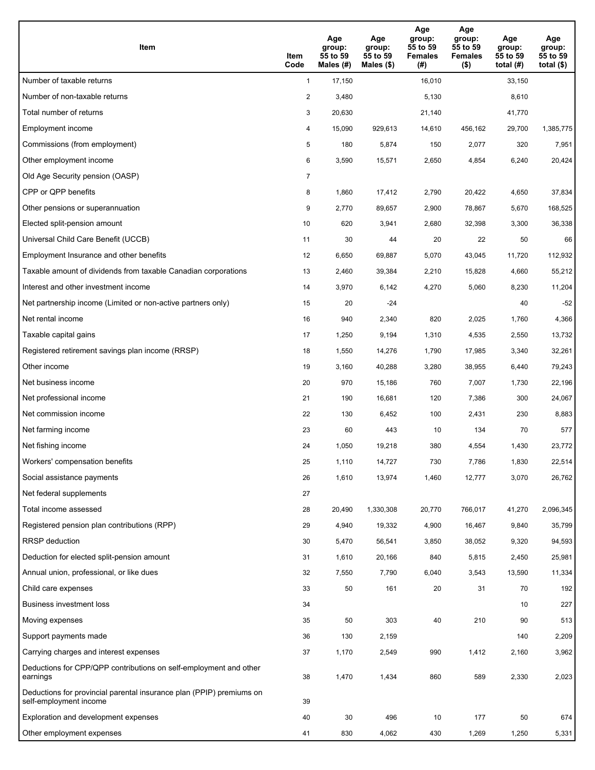| Item | Item Code | Age group: 55 to 59 Males (#) | Age group: 55 to 59 Males ($) | Age group: 55 to 59 Females (#) | Age group: 55 to 59 Females ($) | Age group: 55 to 59 total (#) | Age group: 55 to 59 total ($) |
|---|---|---|---|---|---|---|---|
| Number of taxable returns | 1 | 17,150 | | 16,010 | | 33,150 | |
| Number of non-taxable returns | 2 | 3,480 | | 5,130 | | 8,610 | |
| Total number of returns | 3 | 20,630 | | 21,140 | | 41,770 | |
| Employment income | 4 | 15,090 | 929,613 | 14,610 | 456,162 | 29,700 | 1,385,775 |
| Commissions (from employment) | 5 | 180 | 5,874 | 150 | 2,077 | 320 | 7,951 |
| Other employment income | 6 | 3,590 | 15,571 | 2,650 | 4,854 | 6,240 | 20,424 |
| Old Age Security pension (OASP) | 7 | | | | | | |
| CPP or QPP benefits | 8 | 1,860 | 17,412 | 2,790 | 20,422 | 4,650 | 37,834 |
| Other pensions or superannuation | 9 | 2,770 | 89,657 | 2,900 | 78,867 | 5,670 | 168,525 |
| Elected split-pension amount | 10 | 620 | 3,941 | 2,680 | 32,398 | 3,300 | 36,338 |
| Universal Child Care Benefit (UCCB) | 11 | 30 | 44 | 20 | 22 | 50 | 66 |
| Employment Insurance and other benefits | 12 | 6,650 | 69,887 | 5,070 | 43,045 | 11,720 | 112,932 |
| Taxable amount of dividends from taxable Canadian corporations | 13 | 2,460 | 39,384 | 2,210 | 15,828 | 4,660 | 55,212 |
| Interest and other investment income | 14 | 3,970 | 6,142 | 4,270 | 5,060 | 8,230 | 11,204 |
| Net partnership income (Limited or non-active partners only) | 15 | 20 | -24 | | | 40 | -52 |
| Net rental income | 16 | 940 | 2,340 | 820 | 2,025 | 1,760 | 4,366 |
| Taxable capital gains | 17 | 1,250 | 9,194 | 1,310 | 4,535 | 2,550 | 13,732 |
| Registered retirement savings plan income (RRSP) | 18 | 1,550 | 14,276 | 1,790 | 17,985 | 3,340 | 32,261 |
| Other income | 19 | 3,160 | 40,288 | 3,280 | 38,955 | 6,440 | 79,243 |
| Net business income | 20 | 970 | 15,186 | 760 | 7,007 | 1,730 | 22,196 |
| Net professional income | 21 | 190 | 16,681 | 120 | 7,386 | 300 | 24,067 |
| Net commission income | 22 | 130 | 6,452 | 100 | 2,431 | 230 | 8,883 |
| Net farming income | 23 | 60 | 443 | 10 | 134 | 70 | 577 |
| Net fishing income | 24 | 1,050 | 19,218 | 380 | 4,554 | 1,430 | 23,772 |
| Workers' compensation benefits | 25 | 1,110 | 14,727 | 730 | 7,786 | 1,830 | 22,514 |
| Social assistance payments | 26 | 1,610 | 13,974 | 1,460 | 12,777 | 3,070 | 26,762 |
| Net federal supplements | 27 | | | | | | |
| Total income assessed | 28 | 20,490 | 1,330,308 | 20,770 | 766,017 | 41,270 | 2,096,345 |
| Registered pension plan contributions (RPP) | 29 | 4,940 | 19,332 | 4,900 | 16,467 | 9,840 | 35,799 |
| RRSP deduction | 30 | 5,470 | 56,541 | 3,850 | 38,052 | 9,320 | 94,593 |
| Deduction for elected split-pension amount | 31 | 1,610 | 20,166 | 840 | 5,815 | 2,450 | 25,981 |
| Annual union, professional, or like dues | 32 | 7,550 | 7,790 | 6,040 | 3,543 | 13,590 | 11,334 |
| Child care expenses | 33 | 50 | 161 | 20 | 31 | 70 | 192 |
| Business investment loss | 34 | | | | | 10 | 227 |
| Moving expenses | 35 | 50 | 303 | 40 | 210 | 90 | 513 |
| Support payments made | 36 | 130 | 2,159 | | | 140 | 2,209 |
| Carrying charges and interest expenses | 37 | 1,170 | 2,549 | 990 | 1,412 | 2,160 | 3,962 |
| Deductions for CPP/QPP contributions on self-employment and other earnings | 38 | 1,470 | 1,434 | 860 | 589 | 2,330 | 2,023 |
| Deductions for provincial parental insurance plan (PPIP) premiums on self-employment income | 39 | | | | | | |
| Exploration and development expenses | 40 | 30 | 496 | 10 | 177 | 50 | 674 |
| Other employment expenses | 41 | 830 | 4,062 | 430 | 1,269 | 1,250 | 5,331 |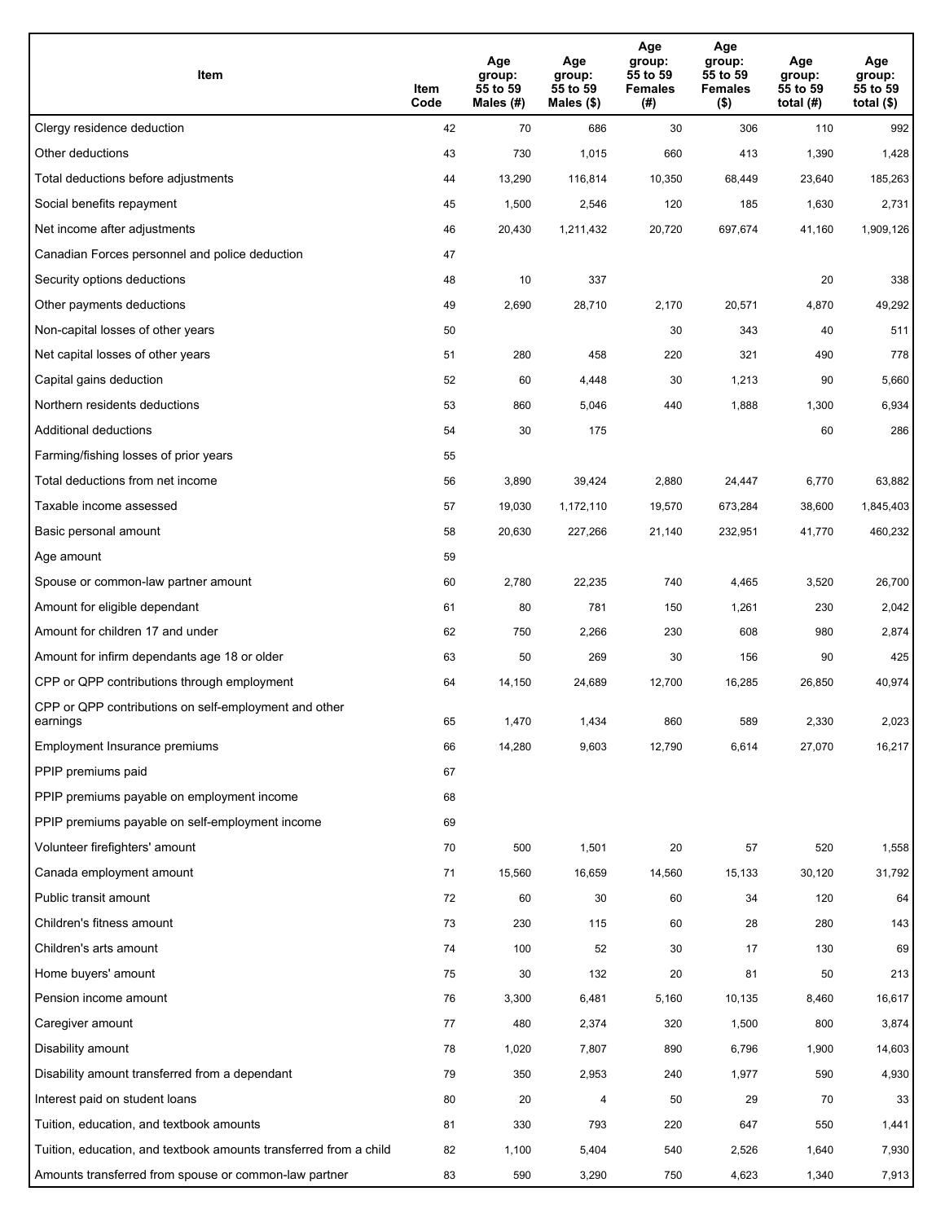| Item | Item Code | Age group: 55 to 59 Males (#) | Age group: 55 to 59 Males ($) | Age group: 55 to 59 Females (#) | Age group: 55 to 59 Females ($) | Age group: 55 to 59 total (#) | Age group: 55 to 59 total ($) |
|---|---|---|---|---|---|---|---|
| Clergy residence deduction | 42 | 70 | 686 | 30 | 306 | 110 | 992 |
| Other deductions | 43 | 730 | 1,015 | 660 | 413 | 1,390 | 1,428 |
| Total deductions before adjustments | 44 | 13,290 | 116,814 | 10,350 | 68,449 | 23,640 | 185,263 |
| Social benefits repayment | 45 | 1,500 | 2,546 | 120 | 185 | 1,630 | 2,731 |
| Net income after adjustments | 46 | 20,430 | 1,211,432 | 20,720 | 697,674 | 41,160 | 1,909,126 |
| Canadian Forces personnel and police deduction | 47 | | | | | | |
| Security options deductions | 48 | 10 | 337 | | | 20 | 338 |
| Other payments deductions | 49 | 2,690 | 28,710 | 2,170 | 20,571 | 4,870 | 49,292 |
| Non-capital losses of other years | 50 | | | 30 | 343 | 40 | 511 |
| Net capital losses of other years | 51 | 280 | 458 | 220 | 321 | 490 | 778 |
| Capital gains deduction | 52 | 60 | 4,448 | 30 | 1,213 | 90 | 5,660 |
| Northern residents deductions | 53 | 860 | 5,046 | 440 | 1,888 | 1,300 | 6,934 |
| Additional deductions | 54 | 30 | 175 | | | 60 | 286 |
| Farming/fishing losses of prior years | 55 | | | | | | |
| Total deductions from net income | 56 | 3,890 | 39,424 | 2,880 | 24,447 | 6,770 | 63,882 |
| Taxable income assessed | 57 | 19,030 | 1,172,110 | 19,570 | 673,284 | 38,600 | 1,845,403 |
| Basic personal amount | 58 | 20,630 | 227,266 | 21,140 | 232,951 | 41,770 | 460,232 |
| Age amount | 59 | | | | | | |
| Spouse or common-law partner amount | 60 | 2,780 | 22,235 | 740 | 4,465 | 3,520 | 26,700 |
| Amount for eligible dependant | 61 | 80 | 781 | 150 | 1,261 | 230 | 2,042 |
| Amount for children 17 and under | 62 | 750 | 2,266 | 230 | 608 | 980 | 2,874 |
| Amount for infirm dependants age 18 or older | 63 | 50 | 269 | 30 | 156 | 90 | 425 |
| CPP or QPP contributions through employment | 64 | 14,150 | 24,689 | 12,700 | 16,285 | 26,850 | 40,974 |
| CPP or QPP contributions on self-employment and other earnings | 65 | 1,470 | 1,434 | 860 | 589 | 2,330 | 2,023 |
| Employment Insurance premiums | 66 | 14,280 | 9,603 | 12,790 | 6,614 | 27,070 | 16,217 |
| PPIP premiums paid | 67 | | | | | | |
| PPIP premiums payable on employment income | 68 | | | | | | |
| PPIP premiums payable on self-employment income | 69 | | | | | | |
| Volunteer firefighters' amount | 70 | 500 | 1,501 | 20 | 57 | 520 | 1,558 |
| Canada employment amount | 71 | 15,560 | 16,659 | 14,560 | 15,133 | 30,120 | 31,792 |
| Public transit amount | 72 | 60 | 30 | 60 | 34 | 120 | 64 |
| Children's fitness amount | 73 | 230 | 115 | 60 | 28 | 280 | 143 |
| Children's arts amount | 74 | 100 | 52 | 30 | 17 | 130 | 69 |
| Home buyers' amount | 75 | 30 | 132 | 20 | 81 | 50 | 213 |
| Pension income amount | 76 | 3,300 | 6,481 | 5,160 | 10,135 | 8,460 | 16,617 |
| Caregiver amount | 77 | 480 | 2,374 | 320 | 1,500 | 800 | 3,874 |
| Disability amount | 78 | 1,020 | 7,807 | 890 | 6,796 | 1,900 | 14,603 |
| Disability amount transferred from a dependant | 79 | 350 | 2,953 | 240 | 1,977 | 590 | 4,930 |
| Interest paid on student loans | 80 | 20 | 4 | 50 | 29 | 70 | 33 |
| Tuition, education, and textbook amounts | 81 | 330 | 793 | 220 | 647 | 550 | 1,441 |
| Tuition, education, and textbook amounts transferred from a child | 82 | 1,100 | 5,404 | 540 | 2,526 | 1,640 | 7,930 |
| Amounts transferred from spouse or common-law partner | 83 | 590 | 3,290 | 750 | 4,623 | 1,340 | 7,913 |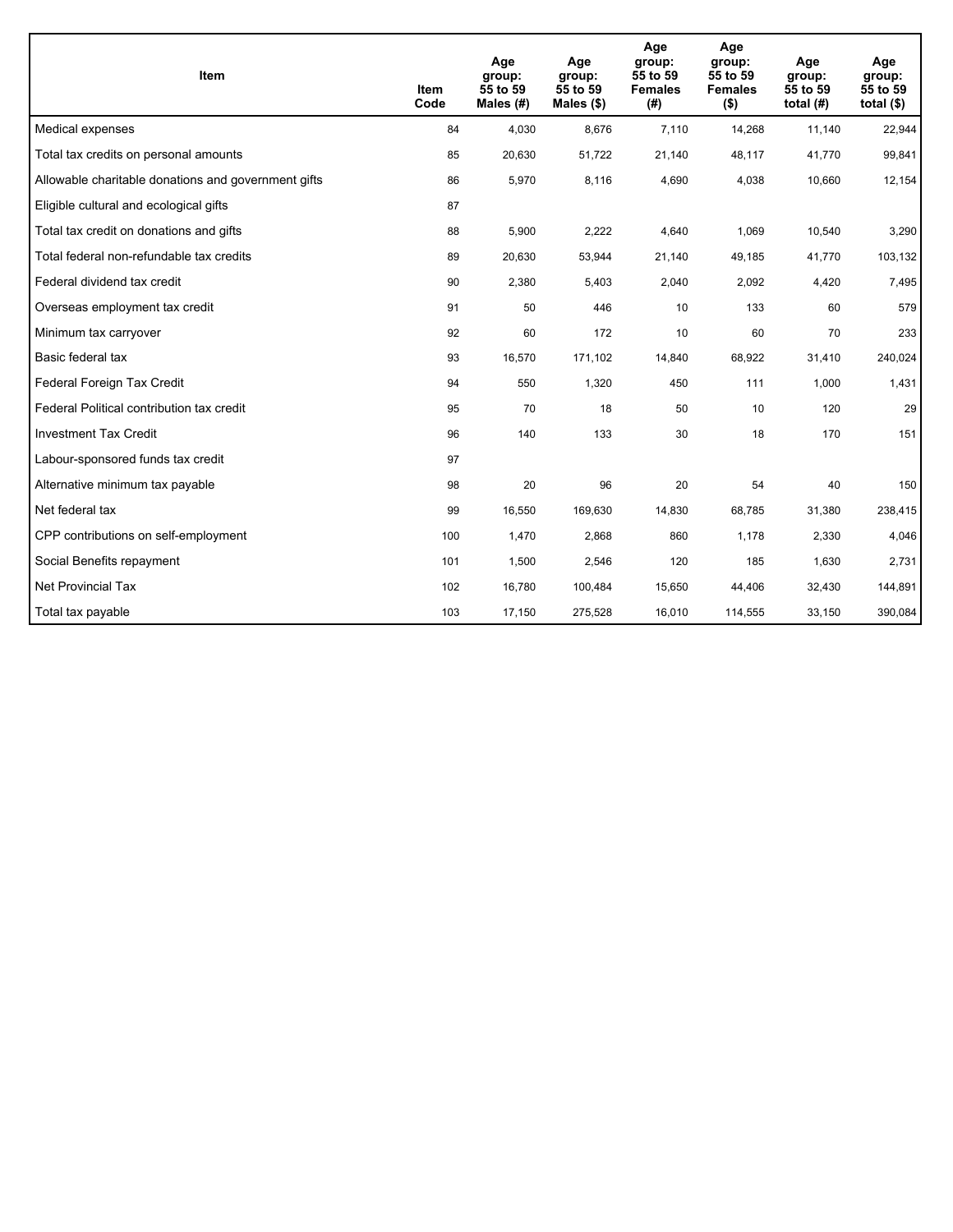| Item | Item Code | Age group: 55 to 59 Males (#) | Age group: 55 to 59 Males ($) | Age group: 55 to 59 Females (#) | Age group: 55 to 59 Females ($) | Age group: 55 to 59 total (#) | Age group: 55 to 59 total ($) |
|---|---|---|---|---|---|---|---|
| Medical expenses | 84 | 4,030 | 8,676 | 7,110 | 14,268 | 11,140 | 22,944 |
| Total tax credits on personal amounts | 85 | 20,630 | 51,722 | 21,140 | 48,117 | 41,770 | 99,841 |
| Allowable charitable donations and government gifts | 86 | 5,970 | 8,116 | 4,690 | 4,038 | 10,660 | 12,154 |
| Eligible cultural and ecological gifts | 87 | | | | | | |
| Total tax credit on donations and gifts | 88 | 5,900 | 2,222 | 4,640 | 1,069 | 10,540 | 3,290 |
| Total federal non-refundable tax credits | 89 | 20,630 | 53,944 | 21,140 | 49,185 | 41,770 | 103,132 |
| Federal dividend tax credit | 90 | 2,380 | 5,403 | 2,040 | 2,092 | 4,420 | 7,495 |
| Overseas employment tax credit | 91 | 50 | 446 | 10 | 133 | 60 | 579 |
| Minimum tax carryover | 92 | 60 | 172 | 10 | 60 | 70 | 233 |
| Basic federal tax | 93 | 16,570 | 171,102 | 14,840 | 68,922 | 31,410 | 240,024 |
| Federal Foreign Tax Credit | 94 | 550 | 1,320 | 450 | 111 | 1,000 | 1,431 |
| Federal Political contribution tax credit | 95 | 70 | 18 | 50 | 10 | 120 | 29 |
| Investment Tax Credit | 96 | 140 | 133 | 30 | 18 | 170 | 151 |
| Labour-sponsored funds tax credit | 97 | | | | | | |
| Alternative minimum tax payable | 98 | 20 | 96 | 20 | 54 | 40 | 150 |
| Net federal tax | 99 | 16,550 | 169,630 | 14,830 | 68,785 | 31,380 | 238,415 |
| CPP contributions on self-employment | 100 | 1,470 | 2,868 | 860 | 1,178 | 2,330 | 4,046 |
| Social Benefits repayment | 101 | 1,500 | 2,546 | 120 | 185 | 1,630 | 2,731 |
| Net Provincial Tax | 102 | 16,780 | 100,484 | 15,650 | 44,406 | 32,430 | 144,891 |
| Total tax payable | 103 | 17,150 | 275,528 | 16,010 | 114,555 | 33,150 | 390,084 |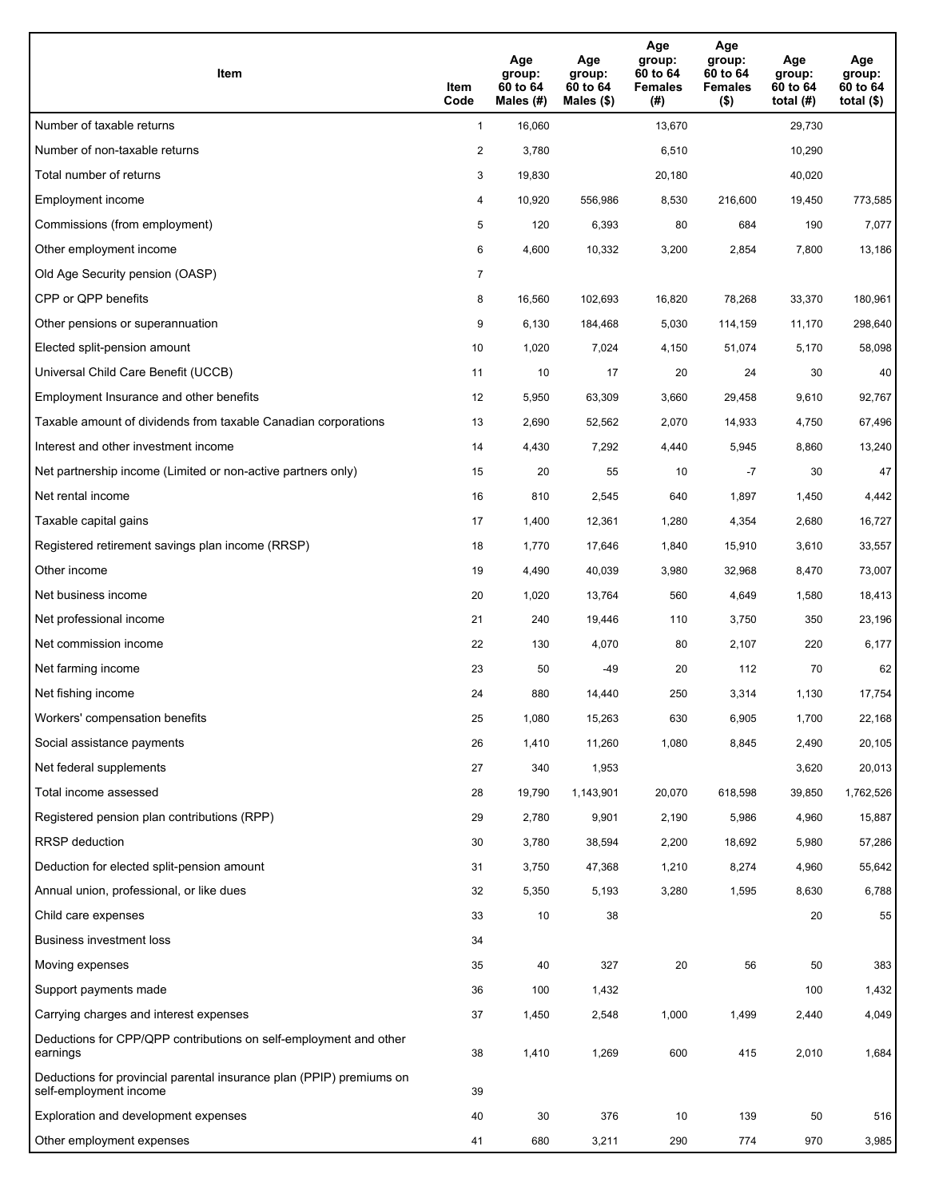| Item | Item Code | Age group: 60 to 64 Males (#) | Age group: 60 to 64 Males ($) | Age group: 60 to 64 Females (#) | Age group: 60 to 64 Females ($) | Age group: 60 to 64 total (#) | Age group: 60 to 64 total ($) |
|---|---|---|---|---|---|---|---|
| Number of taxable returns | 1 | 16,060 | | 13,670 | | 29,730 | |
| Number of non-taxable returns | 2 | 3,780 | | 6,510 | | 10,290 | |
| Total number of returns | 3 | 19,830 | | 20,180 | | 40,020 | |
| Employment income | 4 | 10,920 | 556,986 | 8,530 | 216,600 | 19,450 | 773,585 |
| Commissions (from employment) | 5 | 120 | 6,393 | 80 | 684 | 190 | 7,077 |
| Other employment income | 6 | 4,600 | 10,332 | 3,200 | 2,854 | 7,800 | 13,186 |
| Old Age Security pension (OASP) | 7 | | | | | | |
| CPP or QPP benefits | 8 | 16,560 | 102,693 | 16,820 | 78,268 | 33,370 | 180,961 |
| Other pensions or superannuation | 9 | 6,130 | 184,468 | 5,030 | 114,159 | 11,170 | 298,640 |
| Elected split-pension amount | 10 | 1,020 | 7,024 | 4,150 | 51,074 | 5,170 | 58,098 |
| Universal Child Care Benefit (UCCB) | 11 | 10 | 17 | 20 | 24 | 30 | 40 |
| Employment Insurance and other benefits | 12 | 5,950 | 63,309 | 3,660 | 29,458 | 9,610 | 92,767 |
| Taxable amount of dividends from taxable Canadian corporations | 13 | 2,690 | 52,562 | 2,070 | 14,933 | 4,750 | 67,496 |
| Interest and other investment income | 14 | 4,430 | 7,292 | 4,440 | 5,945 | 8,860 | 13,240 |
| Net partnership income (Limited or non-active partners only) | 15 | 20 | 55 | 10 | -7 | 30 | 47 |
| Net rental income | 16 | 810 | 2,545 | 640 | 1,897 | 1,450 | 4,442 |
| Taxable capital gains | 17 | 1,400 | 12,361 | 1,280 | 4,354 | 2,680 | 16,727 |
| Registered retirement savings plan income (RRSP) | 18 | 1,770 | 17,646 | 1,840 | 15,910 | 3,610 | 33,557 |
| Other income | 19 | 4,490 | 40,039 | 3,980 | 32,968 | 8,470 | 73,007 |
| Net business income | 20 | 1,020 | 13,764 | 560 | 4,649 | 1,580 | 18,413 |
| Net professional income | 21 | 240 | 19,446 | 110 | 3,750 | 350 | 23,196 |
| Net commission income | 22 | 130 | 4,070 | 80 | 2,107 | 220 | 6,177 |
| Net farming income | 23 | 50 | -49 | 20 | 112 | 70 | 62 |
| Net fishing income | 24 | 880 | 14,440 | 250 | 3,314 | 1,130 | 17,754 |
| Workers' compensation benefits | 25 | 1,080 | 15,263 | 630 | 6,905 | 1,700 | 22,168 |
| Social assistance payments | 26 | 1,410 | 11,260 | 1,080 | 8,845 | 2,490 | 20,105 |
| Net federal supplements | 27 | 340 | 1,953 | | | 3,620 | 20,013 |
| Total income assessed | 28 | 19,790 | 1,143,901 | 20,070 | 618,598 | 39,850 | 1,762,526 |
| Registered pension plan contributions (RPP) | 29 | 2,780 | 9,901 | 2,190 | 5,986 | 4,960 | 15,887 |
| RRSP deduction | 30 | 3,780 | 38,594 | 2,200 | 18,692 | 5,980 | 57,286 |
| Deduction for elected split-pension amount | 31 | 3,750 | 47,368 | 1,210 | 8,274 | 4,960 | 55,642 |
| Annual union, professional, or like dues | 32 | 5,350 | 5,193 | 3,280 | 1,595 | 8,630 | 6,788 |
| Child care expenses | 33 | 10 | 38 | | | 20 | 55 |
| Business investment loss | 34 | | | | | | |
| Moving expenses | 35 | 40 | 327 | 20 | 56 | 50 | 383 |
| Support payments made | 36 | 100 | 1,432 | | | 100 | 1,432 |
| Carrying charges and interest expenses | 37 | 1,450 | 2,548 | 1,000 | 1,499 | 2,440 | 4,049 |
| Deductions for CPP/QPP contributions on self-employment and other earnings | 38 | 1,410 | 1,269 | 600 | 415 | 2,010 | 1,684 |
| Deductions for provincial parental insurance plan (PPIP) premiums on self-employment income | 39 | | | | | | |
| Exploration and development expenses | 40 | 30 | 376 | 10 | 139 | 50 | 516 |
| Other employment expenses | 41 | 680 | 3,211 | 290 | 774 | 970 | 3,985 |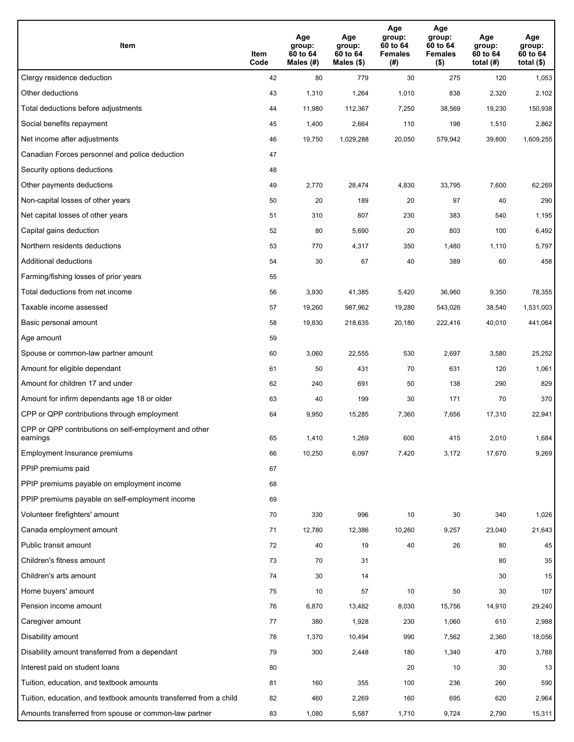| Item | Item Code | Age group: 60 to 64 Males (#) | Age group: 60 to 64 Males ($) | Age group: 60 to 64 Females (#) | Age group: 60 to 64 Females ($) | Age group: 60 to 64 total (#) | Age group: 60 to 64 total ($) |
|---|---|---|---|---|---|---|---|
| Clergy residence deduction | 42 | 80 | 779 | 30 | 275 | 120 | 1,053 |
| Other deductions | 43 | 1,310 | 1,264 | 1,010 | 838 | 2,320 | 2,102 |
| Total deductions before adjustments | 44 | 11,980 | 112,367 | 7,250 | 38,569 | 19,230 | 150,938 |
| Social benefits repayment | 45 | 1,400 | 2,664 | 110 | 198 | 1,510 | 2,862 |
| Net income after adjustments | 46 | 19,750 | 1,029,288 | 20,050 | 579,942 | 39,800 | 1,609,255 |
| Canadian Forces personnel and police deduction | 47 | | | | | | |
| Security options deductions | 48 | | | | | | |
| Other payments deductions | 49 | 2,770 | 28,474 | 4,830 | 33,795 | 7,600 | 62,269 |
| Non-capital losses of other years | 50 | 20 | 189 | 20 | 97 | 40 | 290 |
| Net capital losses of other years | 51 | 310 | 807 | 230 | 383 | 540 | 1,195 |
| Capital gains deduction | 52 | 80 | 5,690 | 20 | 803 | 100 | 6,492 |
| Northern residents deductions | 53 | 770 | 4,317 | 350 | 1,480 | 1,110 | 5,797 |
| Additional deductions | 54 | 30 | 67 | 40 | 389 | 60 | 458 |
| Farming/fishing losses of prior years | 55 | | | | | | |
| Total deductions from net income | 56 | 3,930 | 41,385 | 5,420 | 36,960 | 9,350 | 78,355 |
| Taxable income assessed | 57 | 19,260 | 987,962 | 19,280 | 543,026 | 38,540 | 1,531,003 |
| Basic personal amount | 58 | 19,830 | 218,635 | 20,180 | 222,416 | 40,010 | 441,064 |
| Age amount | 59 | | | | | | |
| Spouse or common-law partner amount | 60 | 3,060 | 22,555 | 530 | 2,697 | 3,580 | 25,252 |
| Amount for eligible dependant | 61 | 50 | 431 | 70 | 631 | 120 | 1,061 |
| Amount for children 17 and under | 62 | 240 | 691 | 50 | 138 | 290 | 829 |
| Amount for infirm dependants age 18 or older | 63 | 40 | 199 | 30 | 171 | 70 | 370 |
| CPP or QPP contributions through employment | 64 | 9,950 | 15,285 | 7,360 | 7,656 | 17,310 | 22,941 |
| CPP or QPP contributions on self-employment and other earnings | 65 | 1,410 | 1,269 | 600 | 415 | 2,010 | 1,684 |
| Employment Insurance premiums | 66 | 10,250 | 6,097 | 7,420 | 3,172 | 17,670 | 9,269 |
| PPIP premiums paid | 67 | | | | | | |
| PPIP premiums payable on employment income | 68 | | | | | | |
| PPIP premiums payable on self-employment income | 69 | | | | | | |
| Volunteer firefighters' amount | 70 | 330 | 996 | 10 | 30 | 340 | 1,026 |
| Canada employment amount | 71 | 12,780 | 12,386 | 10,260 | 9,257 | 23,040 | 21,643 |
| Public transit amount | 72 | 40 | 19 | 40 | 26 | 80 | 45 |
| Children's fitness amount | 73 | 70 | 31 | | | 80 | 35 |
| Children's arts amount | 74 | 30 | 14 | | | 30 | 15 |
| Home buyers' amount | 75 | 10 | 57 | 10 | 50 | 30 | 107 |
| Pension income amount | 76 | 6,870 | 13,482 | 8,030 | 15,756 | 14,910 | 29,240 |
| Caregiver amount | 77 | 380 | 1,928 | 230 | 1,060 | 610 | 2,988 |
| Disability amount | 78 | 1,370 | 10,494 | 990 | 7,562 | 2,360 | 18,056 |
| Disability amount transferred from a dependant | 79 | 300 | 2,448 | 180 | 1,340 | 470 | 3,788 |
| Interest paid on student loans | 80 | | | 20 | 10 | 30 | 13 |
| Tuition, education, and textbook amounts | 81 | 160 | 355 | 100 | 236 | 260 | 590 |
| Tuition, education, and textbook amounts transferred from a child | 82 | 460 | 2,269 | 160 | 695 | 620 | 2,964 |
| Amounts transferred from spouse or common-law partner | 83 | 1,080 | 5,587 | 1,710 | 9,724 | 2,790 | 15,311 |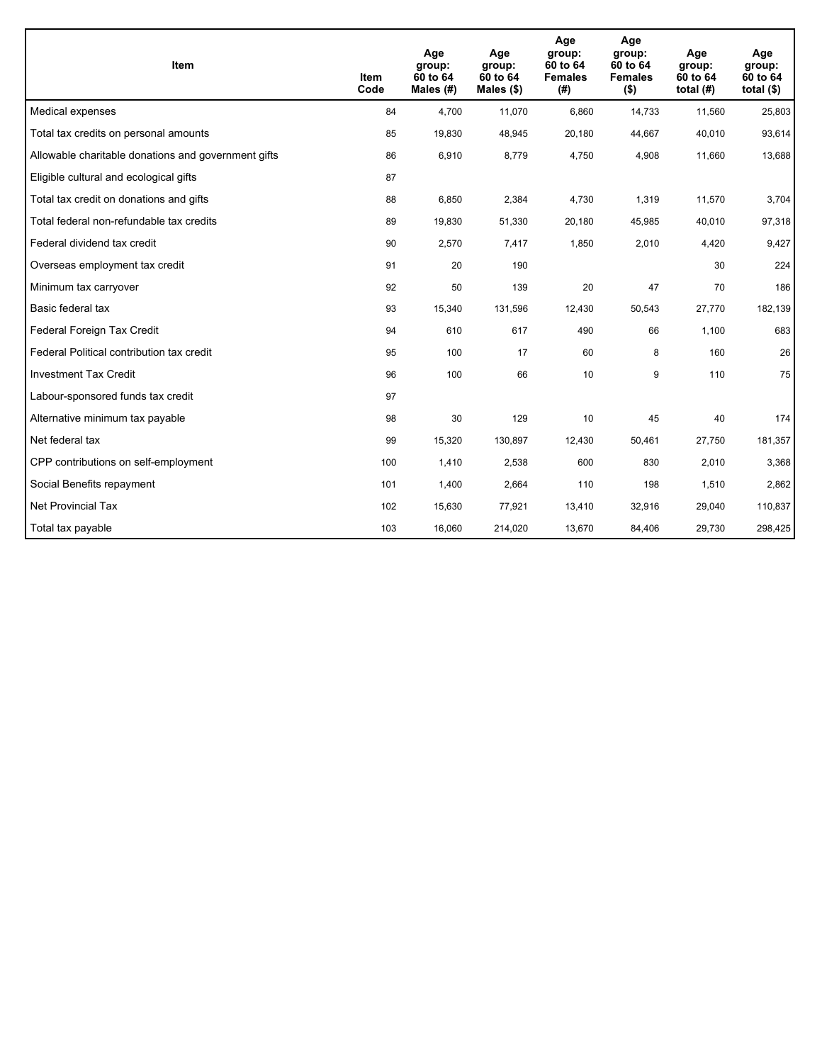| Item | Item Code | Age group: 60 to 64 Males (#) | Age group: 60 to 64 Males ($) | Age group: 60 to 64 Females (#) | Age group: 60 to 64 Females ($) | Age group: 60 to 64 total (#) | Age group: 60 to 64 total ($) |
|---|---|---|---|---|---|---|---|
| Medical expenses | 84 | 4,700 | 11,070 | 6,860 | 14,733 | 11,560 | 25,803 |
| Total tax credits on personal amounts | 85 | 19,830 | 48,945 | 20,180 | 44,667 | 40,010 | 93,614 |
| Allowable charitable donations and government gifts | 86 | 6,910 | 8,779 | 4,750 | 4,908 | 11,660 | 13,688 |
| Eligible cultural and ecological gifts | 87 | | | | | | |
| Total tax credit on donations and gifts | 88 | 6,850 | 2,384 | 4,730 | 1,319 | 11,570 | 3,704 |
| Total federal non-refundable tax credits | 89 | 19,830 | 51,330 | 20,180 | 45,985 | 40,010 | 97,318 |
| Federal dividend tax credit | 90 | 2,570 | 7,417 | 1,850 | 2,010 | 4,420 | 9,427 |
| Overseas employment tax credit | 91 | 20 | 190 | | | 30 | 224 |
| Minimum tax carryover | 92 | 50 | 139 | 20 | 47 | 70 | 186 |
| Basic federal tax | 93 | 15,340 | 131,596 | 12,430 | 50,543 | 27,770 | 182,139 |
| Federal Foreign Tax Credit | 94 | 610 | 617 | 490 | 66 | 1,100 | 683 |
| Federal Political contribution tax credit | 95 | 100 | 17 | 60 | 8 | 160 | 26 |
| Investment Tax Credit | 96 | 100 | 66 | 10 | 9 | 110 | 75 |
| Labour-sponsored funds tax credit | 97 | | | | | | |
| Alternative minimum tax payable | 98 | 30 | 129 | 10 | 45 | 40 | 174 |
| Net federal tax | 99 | 15,320 | 130,897 | 12,430 | 50,461 | 27,750 | 181,357 |
| CPP contributions on self-employment | 100 | 1,410 | 2,538 | 600 | 830 | 2,010 | 3,368 |
| Social Benefits repayment | 101 | 1,400 | 2,664 | 110 | 198 | 1,510 | 2,862 |
| Net Provincial Tax | 102 | 15,630 | 77,921 | 13,410 | 32,916 | 29,040 | 110,837 |
| Total tax payable | 103 | 16,060 | 214,020 | 13,670 | 84,406 | 29,730 | 298,425 |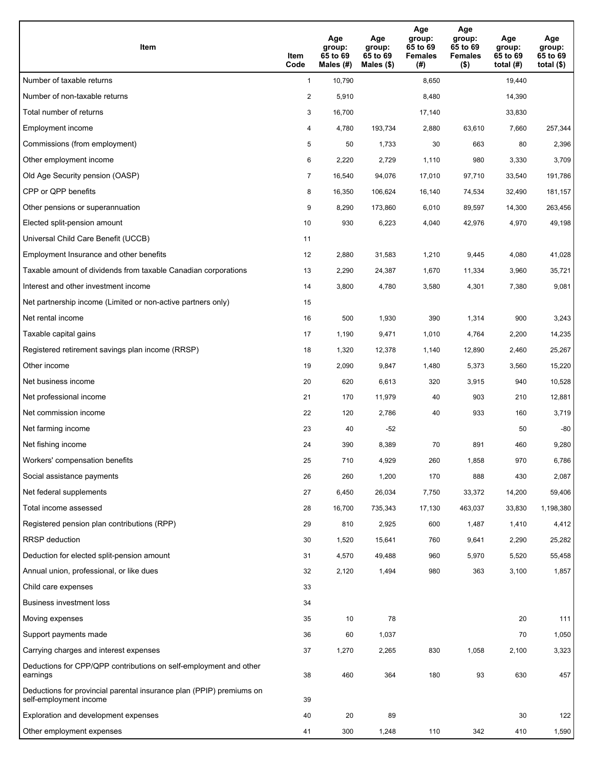| Item | Item Code | Age group: 65 to 69 Males (#) | Age group: 65 to 69 Males ($) | Age group: 65 to 69 Females (#) | Age group: 65 to 69 Females ($) | Age group: 65 to 69 total (#) | Age group: 65 to 69 total ($) |
|---|---|---|---|---|---|---|---|
| Number of taxable returns | 1 | 10,790 | | 8,650 | | 19,440 | |
| Number of non-taxable returns | 2 | 5,910 | | 8,480 | | 14,390 | |
| Total number of returns | 3 | 16,700 | | 17,140 | | 33,830 | |
| Employment income | 4 | 4,780 | 193,734 | 2,880 | 63,610 | 7,660 | 257,344 |
| Commissions (from employment) | 5 | 50 | 1,733 | 30 | 663 | 80 | 2,396 |
| Other employment income | 6 | 2,220 | 2,729 | 1,110 | 980 | 3,330 | 3,709 |
| Old Age Security pension (OASP) | 7 | 16,540 | 94,076 | 17,010 | 97,710 | 33,540 | 191,786 |
| CPP or QPP benefits | 8 | 16,350 | 106,624 | 16,140 | 74,534 | 32,490 | 181,157 |
| Other pensions or superannuation | 9 | 8,290 | 173,860 | 6,010 | 89,597 | 14,300 | 263,456 |
| Elected split-pension amount | 10 | 930 | 6,223 | 4,040 | 42,976 | 4,970 | 49,198 |
| Universal Child Care Benefit (UCCB) | 11 | | | | | | |
| Employment Insurance and other benefits | 12 | 2,880 | 31,583 | 1,210 | 9,445 | 4,080 | 41,028 |
| Taxable amount of dividends from taxable Canadian corporations | 13 | 2,290 | 24,387 | 1,670 | 11,334 | 3,960 | 35,721 |
| Interest and other investment income | 14 | 3,800 | 4,780 | 3,580 | 4,301 | 7,380 | 9,081 |
| Net partnership income (Limited or non-active partners only) | 15 | | | | | | |
| Net rental income | 16 | 500 | 1,930 | 390 | 1,314 | 900 | 3,243 |
| Taxable capital gains | 17 | 1,190 | 9,471 | 1,010 | 4,764 | 2,200 | 14,235 |
| Registered retirement savings plan income (RRSP) | 18 | 1,320 | 12,378 | 1,140 | 12,890 | 2,460 | 25,267 |
| Other income | 19 | 2,090 | 9,847 | 1,480 | 5,373 | 3,560 | 15,220 |
| Net business income | 20 | 620 | 6,613 | 320 | 3,915 | 940 | 10,528 |
| Net professional income | 21 | 170 | 11,979 | 40 | 903 | 210 | 12,881 |
| Net commission income | 22 | 120 | 2,786 | 40 | 933 | 160 | 3,719 |
| Net farming income | 23 | 40 | -52 | | | 50 | -80 |
| Net fishing income | 24 | 390 | 8,389 | 70 | 891 | 460 | 9,280 |
| Workers' compensation benefits | 25 | 710 | 4,929 | 260 | 1,858 | 970 | 6,786 |
| Social assistance payments | 26 | 260 | 1,200 | 170 | 888 | 430 | 2,087 |
| Net federal supplements | 27 | 6,450 | 26,034 | 7,750 | 33,372 | 14,200 | 59,406 |
| Total income assessed | 28 | 16,700 | 735,343 | 17,130 | 463,037 | 33,830 | 1,198,380 |
| Registered pension plan contributions (RPP) | 29 | 810 | 2,925 | 600 | 1,487 | 1,410 | 4,412 |
| RRSP deduction | 30 | 1,520 | 15,641 | 760 | 9,641 | 2,290 | 25,282 |
| Deduction for elected split-pension amount | 31 | 4,570 | 49,488 | 960 | 5,970 | 5,520 | 55,458 |
| Annual union, professional, or like dues | 32 | 2,120 | 1,494 | 980 | 363 | 3,100 | 1,857 |
| Child care expenses | 33 | | | | | | |
| Business investment loss | 34 | | | | | | |
| Moving expenses | 35 | 10 | 78 | | | 20 | 111 |
| Support payments made | 36 | 60 | 1,037 | | | 70 | 1,050 |
| Carrying charges and interest expenses | 37 | 1,270 | 2,265 | 830 | 1,058 | 2,100 | 3,323 |
| Deductions for CPP/QPP contributions on self-employment and other earnings | 38 | 460 | 364 | 180 | 93 | 630 | 457 |
| Deductions for provincial parental insurance plan (PPIP) premiums on self-employment income | 39 | | | | | | |
| Exploration and development expenses | 40 | 20 | 89 | | | 30 | 122 |
| Other employment expenses | 41 | 300 | 1,248 | 110 | 342 | 410 | 1,590 |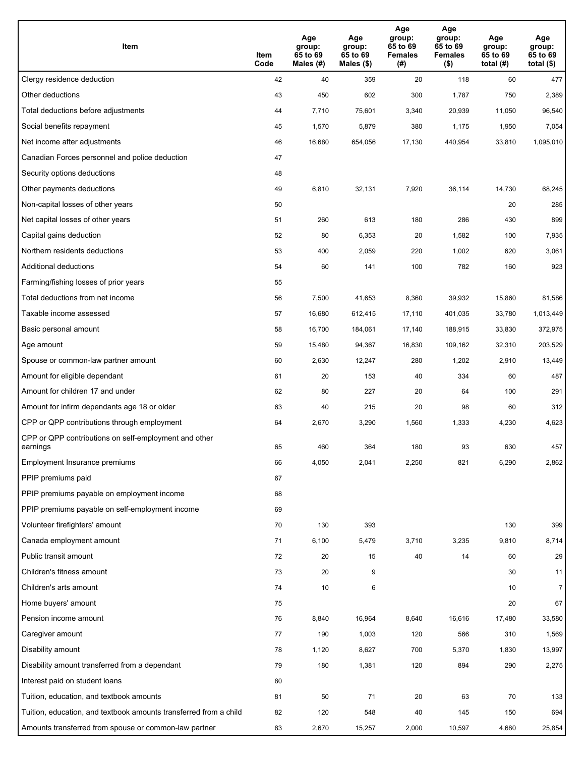| Item | Item Code | Age group: 65 to 69 Males (#) | Age group: 65 to 69 Males ($) | Age group: 65 to 69 Females (#) | Age group: 65 to 69 Females ($) | Age group: 65 to 69 total (#) | Age group: 65 to 69 total ($) |
|---|---|---|---|---|---|---|---|
| Clergy residence deduction | 42 | 40 | 359 | 20 | 118 | 60 | 477 |
| Other deductions | 43 | 450 | 602 | 300 | 1,787 | 750 | 2,389 |
| Total deductions before adjustments | 44 | 7,710 | 75,601 | 3,340 | 20,939 | 11,050 | 96,540 |
| Social benefits repayment | 45 | 1,570 | 5,879 | 380 | 1,175 | 1,950 | 7,054 |
| Net income after adjustments | 46 | 16,680 | 654,056 | 17,130 | 440,954 | 33,810 | 1,095,010 |
| Canadian Forces personnel and police deduction | 47 | | | | | | |
| Security options deductions | 48 | | | | | | |
| Other payments deductions | 49 | 6,810 | 32,131 | 7,920 | 36,114 | 14,730 | 68,245 |
| Non-capital losses of other years | 50 | | | | | 20 | 285 |
| Net capital losses of other years | 51 | 260 | 613 | 180 | 286 | 430 | 899 |
| Capital gains deduction | 52 | 80 | 6,353 | 20 | 1,582 | 100 | 7,935 |
| Northern residents deductions | 53 | 400 | 2,059 | 220 | 1,002 | 620 | 3,061 |
| Additional deductions | 54 | 60 | 141 | 100 | 782 | 160 | 923 |
| Farming/fishing losses of prior years | 55 | | | | | | |
| Total deductions from net income | 56 | 7,500 | 41,653 | 8,360 | 39,932 | 15,860 | 81,586 |
| Taxable income assessed | 57 | 16,680 | 612,415 | 17,110 | 401,035 | 33,780 | 1,013,449 |
| Basic personal amount | 58 | 16,700 | 184,061 | 17,140 | 188,915 | 33,830 | 372,975 |
| Age amount | 59 | 15,480 | 94,367 | 16,830 | 109,162 | 32,310 | 203,529 |
| Spouse or common-law partner amount | 60 | 2,630 | 12,247 | 280 | 1,202 | 2,910 | 13,449 |
| Amount for eligible dependant | 61 | 20 | 153 | 40 | 334 | 60 | 487 |
| Amount for children 17 and under | 62 | 80 | 227 | 20 | 64 | 100 | 291 |
| Amount for infirm dependants age 18 or older | 63 | 40 | 215 | 20 | 98 | 60 | 312 |
| CPP or QPP contributions through employment | 64 | 2,670 | 3,290 | 1,560 | 1,333 | 4,230 | 4,623 |
| CPP or QPP contributions on self-employment and other earnings | 65 | 460 | 364 | 180 | 93 | 630 | 457 |
| Employment Insurance premiums | 66 | 4,050 | 2,041 | 2,250 | 821 | 6,290 | 2,862 |
| PPIP premiums paid | 67 | | | | | | |
| PPIP premiums payable on employment income | 68 | | | | | | |
| PPIP premiums payable on self-employment income | 69 | | | | | | |
| Volunteer firefighters' amount | 70 | 130 | 393 | | | 130 | 399 |
| Canada employment amount | 71 | 6,100 | 5,479 | 3,710 | 3,235 | 9,810 | 8,714 |
| Public transit amount | 72 | 20 | 15 | 40 | 14 | 60 | 29 |
| Children's fitness amount | 73 | 20 | 9 | | | 30 | 11 |
| Children's arts amount | 74 | 10 | 6 | | | 10 | 7 |
| Home buyers' amount | 75 | | | | | 20 | 67 |
| Pension income amount | 76 | 8,840 | 16,964 | 8,640 | 16,616 | 17,480 | 33,580 |
| Caregiver amount | 77 | 190 | 1,003 | 120 | 566 | 310 | 1,569 |
| Disability amount | 78 | 1,120 | 8,627 | 700 | 5,370 | 1,830 | 13,997 |
| Disability amount transferred from a dependant | 79 | 180 | 1,381 | 120 | 894 | 290 | 2,275 |
| Interest paid on student loans | 80 | | | | | | |
| Tuition, education, and textbook amounts | 81 | 50 | 71 | 20 | 63 | 70 | 133 |
| Tuition, education, and textbook amounts transferred from a child | 82 | 120 | 548 | 40 | 145 | 150 | 694 |
| Amounts transferred from spouse or common-law partner | 83 | 2,670 | 15,257 | 2,000 | 10,597 | 4,680 | 25,854 |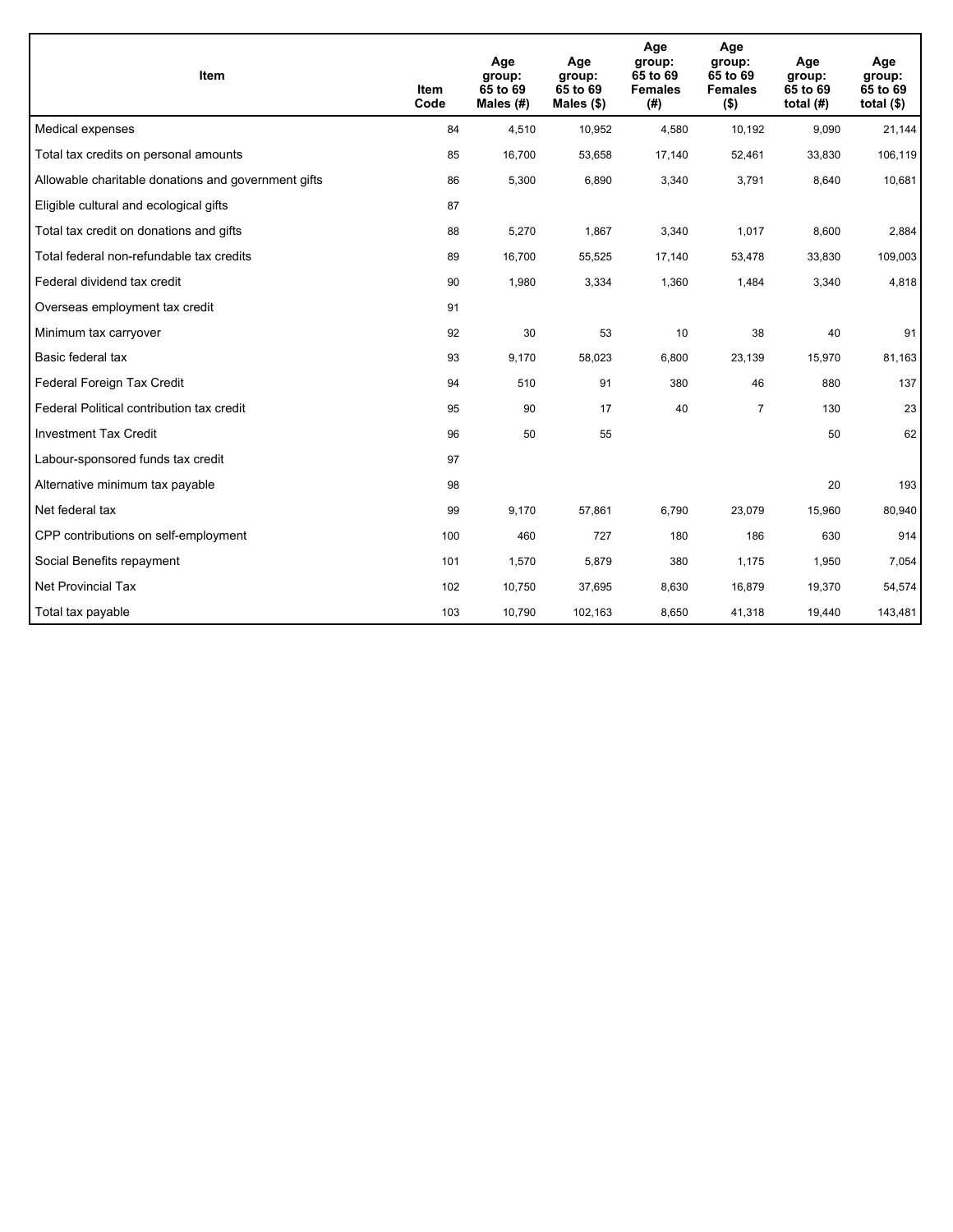| Item | Item Code | Age group: 65 to 69 Males (#) | Age group: 65 to 69 Males ($) | Age group: 65 to 69 Females (#) | Age group: 65 to 69 Females ($) | Age group: 65 to 69 total (#) | Age group: 65 to 69 total ($) |
|---|---|---|---|---|---|---|---|
| Medical expenses | 84 | 4,510 | 10,952 | 4,580 | 10,192 | 9,090 | 21,144 |
| Total tax credits on personal amounts | 85 | 16,700 | 53,658 | 17,140 | 52,461 | 33,830 | 106,119 |
| Allowable charitable donations and government gifts | 86 | 5,300 | 6,890 | 3,340 | 3,791 | 8,640 | 10,681 |
| Eligible cultural and ecological gifts | 87 | | | | | | |
| Total tax credit on donations and gifts | 88 | 5,270 | 1,867 | 3,340 | 1,017 | 8,600 | 2,884 |
| Total federal non-refundable tax credits | 89 | 16,700 | 55,525 | 17,140 | 53,478 | 33,830 | 109,003 |
| Federal dividend tax credit | 90 | 1,980 | 3,334 | 1,360 | 1,484 | 3,340 | 4,818 |
| Overseas employment tax credit | 91 | | | | | | |
| Minimum tax carryover | 92 | 30 | 53 | 10 | 38 | 40 | 91 |
| Basic federal tax | 93 | 9,170 | 58,023 | 6,800 | 23,139 | 15,970 | 81,163 |
| Federal Foreign Tax Credit | 94 | 510 | 91 | 380 | 46 | 880 | 137 |
| Federal Political contribution tax credit | 95 | 90 | 17 | 40 | 7 | 130 | 23 |
| Investment Tax Credit | 96 | 50 | 55 | | | 50 | 62 |
| Labour-sponsored funds tax credit | 97 | | | | | | |
| Alternative minimum tax payable | 98 | | | | | 20 | 193 |
| Net federal tax | 99 | 9,170 | 57,861 | 6,790 | 23,079 | 15,960 | 80,940 |
| CPP contributions on self-employment | 100 | 460 | 727 | 180 | 186 | 630 | 914 |
| Social Benefits repayment | 101 | 1,570 | 5,879 | 380 | 1,175 | 1,950 | 7,054 |
| Net Provincial Tax | 102 | 10,750 | 37,695 | 8,630 | 16,879 | 19,370 | 54,574 |
| Total tax payable | 103 | 10,790 | 102,163 | 8,650 | 41,318 | 19,440 | 143,481 |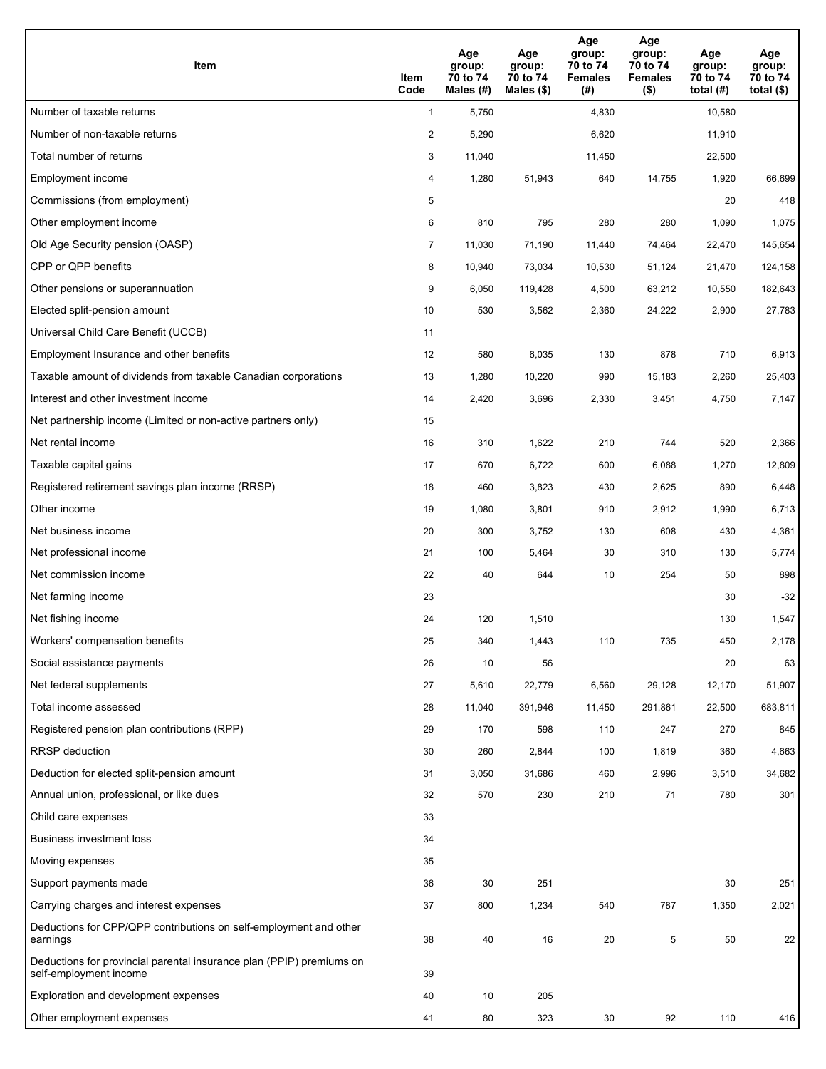| Item | Item Code | Age group: 70 to 74 Males (#) | Age group: 70 to 74 Males ($) | Age group: 70 to 74 Females (#) | Age group: 70 to 74 Females ($) | Age group: 70 to 74 total (#) | Age group: 70 to 74 total ($) |
|---|---|---|---|---|---|---|---|
| Number of taxable returns | 1 | 5,750 | | 4,830 | | 10,580 | |
| Number of non-taxable returns | 2 | 5,290 | | 6,620 | | 11,910 | |
| Total number of returns | 3 | 11,040 | | 11,450 | | 22,500 | |
| Employment income | 4 | 1,280 | 51,943 | 640 | 14,755 | 1,920 | 66,699 |
| Commissions (from employment) | 5 | | | | | 20 | 418 |
| Other employment income | 6 | 810 | 795 | 280 | 280 | 1,090 | 1,075 |
| Old Age Security pension (OASP) | 7 | 11,030 | 71,190 | 11,440 | 74,464 | 22,470 | 145,654 |
| CPP or QPP benefits | 8 | 10,940 | 73,034 | 10,530 | 51,124 | 21,470 | 124,158 |
| Other pensions or superannuation | 9 | 6,050 | 119,428 | 4,500 | 63,212 | 10,550 | 182,643 |
| Elected split-pension amount | 10 | 530 | 3,562 | 2,360 | 24,222 | 2,900 | 27,783 |
| Universal Child Care Benefit (UCCB) | 11 | | | | | | |
| Employment Insurance and other benefits | 12 | 580 | 6,035 | 130 | 878 | 710 | 6,913 |
| Taxable amount of dividends from taxable Canadian corporations | 13 | 1,280 | 10,220 | 990 | 15,183 | 2,260 | 25,403 |
| Interest and other investment income | 14 | 2,420 | 3,696 | 2,330 | 3,451 | 4,750 | 7,147 |
| Net partnership income (Limited or non-active partners only) | 15 | | | | | | |
| Net rental income | 16 | 310 | 1,622 | 210 | 744 | 520 | 2,366 |
| Taxable capital gains | 17 | 670 | 6,722 | 600 | 6,088 | 1,270 | 12,809 |
| Registered retirement savings plan income (RRSP) | 18 | 460 | 3,823 | 430 | 2,625 | 890 | 6,448 |
| Other income | 19 | 1,080 | 3,801 | 910 | 2,912 | 1,990 | 6,713 |
| Net business income | 20 | 300 | 3,752 | 130 | 608 | 430 | 4,361 |
| Net professional income | 21 | 100 | 5,464 | 30 | 310 | 130 | 5,774 |
| Net commission income | 22 | 40 | 644 | 10 | 254 | 50 | 898 |
| Net farming income | 23 | | | | | 30 | -32 |
| Net fishing income | 24 | 120 | 1,510 | | | 130 | 1,547 |
| Workers' compensation benefits | 25 | 340 | 1,443 | 110 | 735 | 450 | 2,178 |
| Social assistance payments | 26 | 10 | 56 | | | 20 | 63 |
| Net federal supplements | 27 | 5,610 | 22,779 | 6,560 | 29,128 | 12,170 | 51,907 |
| Total income assessed | 28 | 11,040 | 391,946 | 11,450 | 291,861 | 22,500 | 683,811 |
| Registered pension plan contributions (RPP) | 29 | 170 | 598 | 110 | 247 | 270 | 845 |
| RRSP deduction | 30 | 260 | 2,844 | 100 | 1,819 | 360 | 4,663 |
| Deduction for elected split-pension amount | 31 | 3,050 | 31,686 | 460 | 2,996 | 3,510 | 34,682 |
| Annual union, professional, or like dues | 32 | 570 | 230 | 210 | 71 | 780 | 301 |
| Child care expenses | 33 | | | | | | |
| Business investment loss | 34 | | | | | | |
| Moving expenses | 35 | | | | | | |
| Support payments made | 36 | 30 | 251 | | | 30 | 251 |
| Carrying charges and interest expenses | 37 | 800 | 1,234 | 540 | 787 | 1,350 | 2,021 |
| Deductions for CPP/QPP contributions on self-employment and other earnings | 38 | 40 | 16 | 20 | 5 | 50 | 22 |
| Deductions for provincial parental insurance plan (PPIP) premiums on self-employment income | 39 | | | | | | |
| Exploration and development expenses | 40 | 10 | 205 | | | | |
| Other employment expenses | 41 | 80 | 323 | 30 | 92 | 110 | 416 |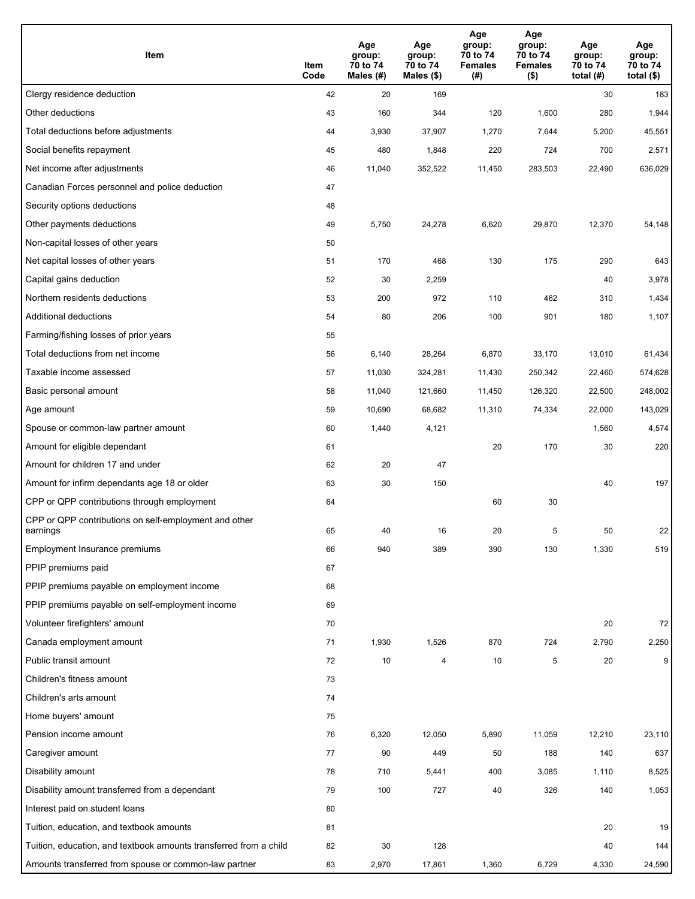| Item | Item Code | Age group: 70 to 74 Males (#) | Age group: 70 to 74 Males ($) | Age group: 70 to 74 Females (#) | Age group: 70 to 74 Females ($) | Age group: 70 to 74 total (#) | Age group: 70 to 74 total ($) |
|---|---|---|---|---|---|---|---|
| Clergy residence deduction | 42 | 20 | 169 | | | 30 | 183 |
| Other deductions | 43 | 160 | 344 | 120 | 1,600 | 280 | 1,944 |
| Total deductions before adjustments | 44 | 3,930 | 37,907 | 1,270 | 7,644 | 5,200 | 45,551 |
| Social benefits repayment | 45 | 480 | 1,848 | 220 | 724 | 700 | 2,571 |
| Net income after adjustments | 46 | 11,040 | 352,522 | 11,450 | 283,503 | 22,490 | 636,029 |
| Canadian Forces personnel and police deduction | 47 | | | | | | |
| Security options deductions | 48 | | | | | | |
| Other payments deductions | 49 | 5,750 | 24,278 | 6,620 | 29,870 | 12,370 | 54,148 |
| Non-capital losses of other years | 50 | | | | | | |
| Net capital losses of other years | 51 | 170 | 468 | 130 | 175 | 290 | 643 |
| Capital gains deduction | 52 | 30 | 2,259 | | | 40 | 3,978 |
| Northern residents deductions | 53 | 200 | 972 | 110 | 462 | 310 | 1,434 |
| Additional deductions | 54 | 80 | 206 | 100 | 901 | 180 | 1,107 |
| Farming/fishing losses of prior years | 55 | | | | | | |
| Total deductions from net income | 56 | 6,140 | 28,264 | 6,870 | 33,170 | 13,010 | 61,434 |
| Taxable income assessed | 57 | 11,030 | 324,281 | 11,430 | 250,342 | 22,460 | 574,628 |
| Basic personal amount | 58 | 11,040 | 121,660 | 11,450 | 126,320 | 22,500 | 248,002 |
| Age amount | 59 | 10,690 | 68,682 | 11,310 | 74,334 | 22,000 | 143,029 |
| Spouse or common-law partner amount | 60 | 1,440 | 4,121 | | | 1,560 | 4,574 |
| Amount for eligible dependant | 61 | | | 20 | 170 | 30 | 220 |
| Amount for children 17 and under | 62 | 20 | 47 | | | | |
| Amount for infirm dependants age 18 or older | 63 | 30 | 150 | | | 40 | 197 |
| CPP or QPP contributions through employment | 64 | | | 60 | 30 | | |
| CPP or QPP contributions on self-employment and other earnings | 65 | 40 | 16 | 20 | 5 | 50 | 22 |
| Employment Insurance premiums | 66 | 940 | 389 | 390 | 130 | 1,330 | 519 |
| PPIP premiums paid | 67 | | | | | | |
| PPIP premiums payable on employment income | 68 | | | | | | |
| PPIP premiums payable on self-employment income | 69 | | | | | | |
| Volunteer firefighters' amount | 70 | | | | | 20 | 72 |
| Canada employment amount | 71 | 1,930 | 1,526 | 870 | 724 | 2,790 | 2,250 |
| Public transit amount | 72 | 10 | 4 | 10 | 5 | 20 | 9 |
| Children's fitness amount | 73 | | | | | | |
| Children's arts amount | 74 | | | | | | |
| Home buyers' amount | 75 | | | | | | |
| Pension income amount | 76 | 6,320 | 12,050 | 5,890 | 11,059 | 12,210 | 23,110 |
| Caregiver amount | 77 | 90 | 449 | 50 | 188 | 140 | 637 |
| Disability amount | 78 | 710 | 5,441 | 400 | 3,085 | 1,110 | 8,525 |
| Disability amount transferred from a dependant | 79 | 100 | 727 | 40 | 326 | 140 | 1,053 |
| Interest paid on student loans | 80 | | | | | | |
| Tuition, education, and textbook amounts | 81 | | | | | 20 | 19 |
| Tuition, education, and textbook amounts transferred from a child | 82 | 30 | 128 | | | 40 | 144 |
| Amounts transferred from spouse or common-law partner | 83 | 2,970 | 17,861 | 1,360 | 6,729 | 4,330 | 24,590 |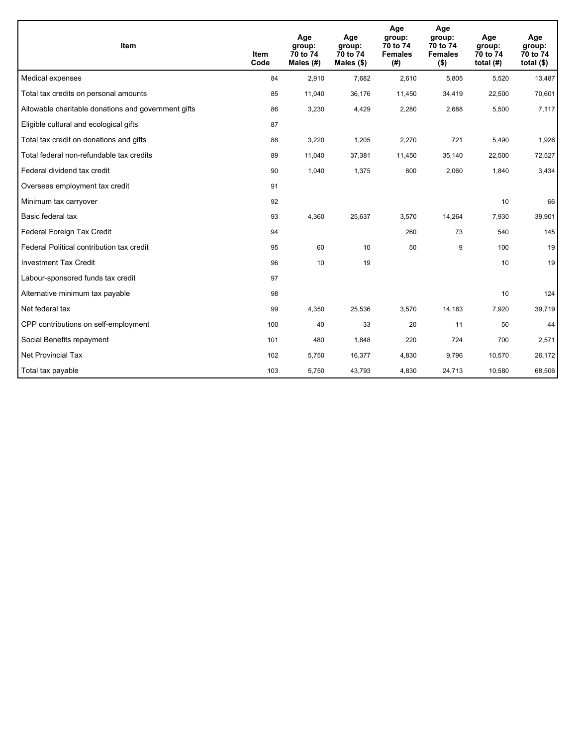| Item | Item Code | Age group: 70 to 74 Males (#) | Age group: 70 to 74 Males ($) | Age group: 70 to 74 Females (#) | Age group: 70 to 74 Females ($) | Age group: 70 to 74 total (#) | Age group: 70 to 74 total ($) |
|---|---|---|---|---|---|---|---|
| Medical expenses | 84 | 2,910 | 7,682 | 2,610 | 5,805 | 5,520 | 13,487 |
| Total tax credits on personal amounts | 85 | 11,040 | 36,176 | 11,450 | 34,419 | 22,500 | 70,601 |
| Allowable charitable donations and government gifts | 86 | 3,230 | 4,429 | 2,280 | 2,688 | 5,500 | 7,117 |
| Eligible cultural and ecological gifts | 87 | | | | | | |
| Total tax credit on donations and gifts | 88 | 3,220 | 1,205 | 2,270 | 721 | 5,490 | 1,926 |
| Total federal non-refundable tax credits | 89 | 11,040 | 37,381 | 11,450 | 35,140 | 22,500 | 72,527 |
| Federal dividend tax credit | 90 | 1,040 | 1,375 | 800 | 2,060 | 1,840 | 3,434 |
| Overseas employment tax credit | 91 | | | | | | |
| Minimum tax carryover | 92 | | | | | 10 | 66 |
| Basic federal tax | 93 | 4,360 | 25,637 | 3,570 | 14,264 | 7,930 | 39,901 |
| Federal Foreign Tax Credit | 94 | | | 260 | 73 | 540 | 145 |
| Federal Political contribution tax credit | 95 | 60 | 10 | 50 | 9 | 100 | 19 |
| Investment Tax Credit | 96 | 10 | 19 | | | 10 | 19 |
| Labour-sponsored funds tax credit | 97 | | | | | | |
| Alternative minimum tax payable | 98 | | | | | 10 | 124 |
| Net federal tax | 99 | 4,350 | 25,536 | 3,570 | 14,183 | 7,920 | 39,719 |
| CPP contributions on self-employment | 100 | 40 | 33 | 20 | 11 | 50 | 44 |
| Social Benefits repayment | 101 | 480 | 1,848 | 220 | 724 | 700 | 2,571 |
| Net Provincial Tax | 102 | 5,750 | 16,377 | 4,830 | 9,796 | 10,570 | 26,172 |
| Total tax payable | 103 | 5,750 | 43,793 | 4,830 | 24,713 | 10,580 | 68,506 |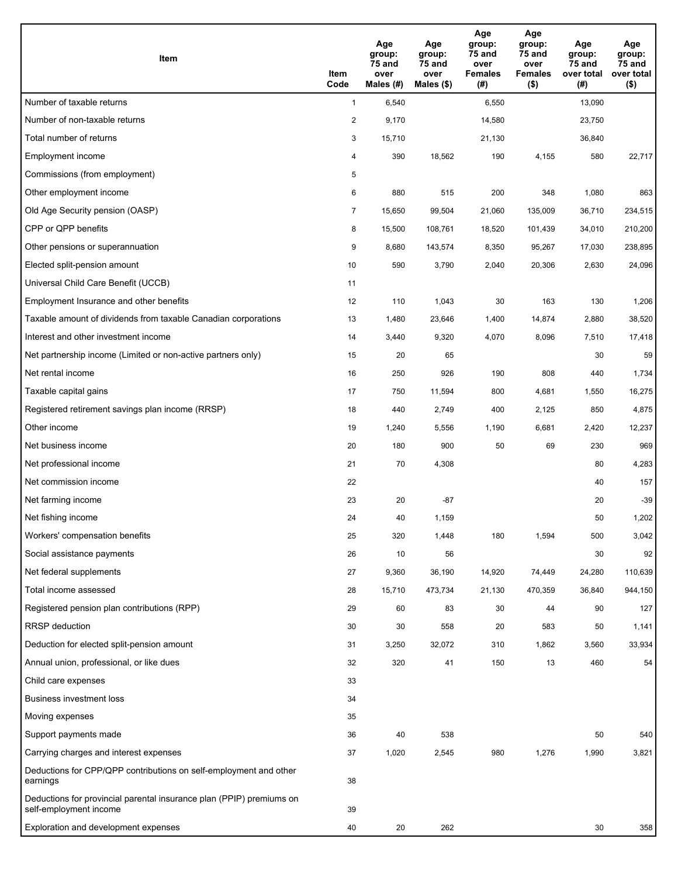| Item | Item Code | Age group: 75 and over Males (#) | Age group: 75 and over Males ($) | Age group: 75 and over Females (#) | Age group: 75 and over Females ($) | Age group: 75 and over total (#) | Age group: 75 and over total ($) |
|---|---|---|---|---|---|---|---|
| Number of taxable returns | 1 | 6,540 | | 6,550 | | 13,090 | |
| Number of non-taxable returns | 2 | 9,170 | | 14,580 | | 23,750 | |
| Total number of returns | 3 | 15,710 | | 21,130 | | 36,840 | |
| Employment income | 4 | 390 | 18,562 | 190 | 4,155 | 580 | 22,717 |
| Commissions (from employment) | 5 | | | | | | |
| Other employment income | 6 | 880 | 515 | 200 | 348 | 1,080 | 863 |
| Old Age Security pension (OASP) | 7 | 15,650 | 99,504 | 21,060 | 135,009 | 36,710 | 234,515 |
| CPP or QPP benefits | 8 | 15,500 | 108,761 | 18,520 | 101,439 | 34,010 | 210,200 |
| Other pensions or superannuation | 9 | 8,680 | 143,574 | 8,350 | 95,267 | 17,030 | 238,895 |
| Elected split-pension amount | 10 | 590 | 3,790 | 2,040 | 20,306 | 2,630 | 24,096 |
| Universal Child Care Benefit (UCCB) | 11 | | | | | | |
| Employment Insurance and other benefits | 12 | 110 | 1,043 | 30 | 163 | 130 | 1,206 |
| Taxable amount of dividends from taxable Canadian corporations | 13 | 1,480 | 23,646 | 1,400 | 14,874 | 2,880 | 38,520 |
| Interest and other investment income | 14 | 3,440 | 9,320 | 4,070 | 8,096 | 7,510 | 17,418 |
| Net partnership income (Limited or non-active partners only) | 15 | 20 | 65 | | | 30 | 59 |
| Net rental income | 16 | 250 | 926 | 190 | 808 | 440 | 1,734 |
| Taxable capital gains | 17 | 750 | 11,594 | 800 | 4,681 | 1,550 | 16,275 |
| Registered retirement savings plan income (RRSP) | 18 | 440 | 2,749 | 400 | 2,125 | 850 | 4,875 |
| Other income | 19 | 1,240 | 5,556 | 1,190 | 6,681 | 2,420 | 12,237 |
| Net business income | 20 | 180 | 900 | 50 | 69 | 230 | 969 |
| Net professional income | 21 | 70 | 4,308 | | | 80 | 4,283 |
| Net commission income | 22 | | | | | 40 | 157 |
| Net farming income | 23 | 20 | -87 | | | 20 | -39 |
| Net fishing income | 24 | 40 | 1,159 | | | 50 | 1,202 |
| Workers' compensation benefits | 25 | 320 | 1,448 | 180 | 1,594 | 500 | 3,042 |
| Social assistance payments | 26 | 10 | 56 | | | 30 | 92 |
| Net federal supplements | 27 | 9,360 | 36,190 | 14,920 | 74,449 | 24,280 | 110,639 |
| Total income assessed | 28 | 15,710 | 473,734 | 21,130 | 470,359 | 36,840 | 944,150 |
| Registered pension plan contributions (RPP) | 29 | 60 | 83 | 30 | 44 | 90 | 127 |
| RRSP deduction | 30 | 30 | 558 | 20 | 583 | 50 | 1,141 |
| Deduction for elected split-pension amount | 31 | 3,250 | 32,072 | 310 | 1,862 | 3,560 | 33,934 |
| Annual union, professional, or like dues | 32 | 320 | 41 | 150 | 13 | 460 | 54 |
| Child care expenses | 33 | | | | | | |
| Business investment loss | 34 | | | | | | |
| Moving expenses | 35 | | | | | | |
| Support payments made | 36 | 40 | 538 | | | 50 | 540 |
| Carrying charges and interest expenses | 37 | 1,020 | 2,545 | 980 | 1,276 | 1,990 | 3,821 |
| Deductions for CPP/QPP contributions on self-employment and other earnings | 38 | | | | | | |
| Deductions for provincial parental insurance plan (PPIP) premiums on self-employment income | 39 | | | | | | |
| Exploration and development expenses | 40 | 20 | 262 | | | 30 | 358 |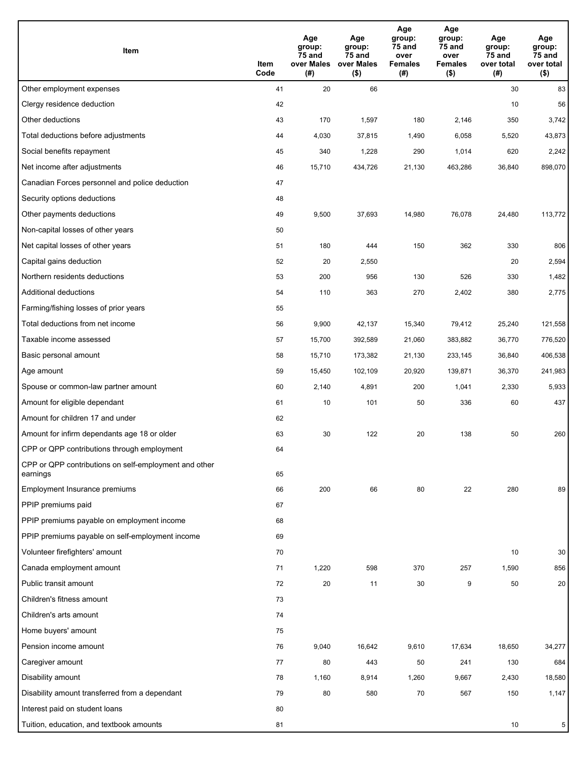| Item | Item Code | Age group: 75 and over Males (#) | Age group: 75 and over Males ($) | Age group: 75 and over Females (#) | Age group: 75 and over Females ($) | Age group: 75 and over total (#) | Age group: 75 and over total ($) |
|---|---|---|---|---|---|---|---|
| Other employment expenses | 41 | 20 | 66 | | | 30 | 83 |
| Clergy residence deduction | 42 | | | | | 10 | 56 |
| Other deductions | 43 | 170 | 1,597 | 180 | 2,146 | 350 | 3,742 |
| Total deductions before adjustments | 44 | 4,030 | 37,815 | 1,490 | 6,058 | 5,520 | 43,873 |
| Social benefits repayment | 45 | 340 | 1,228 | 290 | 1,014 | 620 | 2,242 |
| Net income after adjustments | 46 | 15,710 | 434,726 | 21,130 | 463,286 | 36,840 | 898,070 |
| Canadian Forces personnel and police deduction | 47 | | | | | | |
| Security options deductions | 48 | | | | | | |
| Other payments deductions | 49 | 9,500 | 37,693 | 14,980 | 76,078 | 24,480 | 113,772 |
| Non-capital losses of other years | 50 | | | | | | |
| Net capital losses of other years | 51 | 180 | 444 | 150 | 362 | 330 | 806 |
| Capital gains deduction | 52 | 20 | 2,550 | | | 20 | 2,594 |
| Northern residents deductions | 53 | 200 | 956 | 130 | 526 | 330 | 1,482 |
| Additional deductions | 54 | 110 | 363 | 270 | 2,402 | 380 | 2,775 |
| Farming/fishing losses of prior years | 55 | | | | | | |
| Total deductions from net income | 56 | 9,900 | 42,137 | 15,340 | 79,412 | 25,240 | 121,558 |
| Taxable income assessed | 57 | 15,700 | 392,589 | 21,060 | 383,882 | 36,770 | 776,520 |
| Basic personal amount | 58 | 15,710 | 173,382 | 21,130 | 233,145 | 36,840 | 406,538 |
| Age amount | 59 | 15,450 | 102,109 | 20,920 | 139,871 | 36,370 | 241,983 |
| Spouse or common-law partner amount | 60 | 2,140 | 4,891 | 200 | 1,041 | 2,330 | 5,933 |
| Amount for eligible dependant | 61 | 10 | 101 | 50 | 336 | 60 | 437 |
| Amount for children 17 and under | 62 | | | | | | |
| Amount for infirm dependants age 18 or older | 63 | 30 | 122 | 20 | 138 | 50 | 260 |
| CPP or QPP contributions through employment | 64 | | | | | | |
| CPP or QPP contributions on self-employment and other earnings | 65 | | | | | | |
| Employment Insurance premiums | 66 | 200 | 66 | 80 | 22 | 280 | 89 |
| PPIP premiums paid | 67 | | | | | | |
| PPIP premiums payable on employment income | 68 | | | | | | |
| PPIP premiums payable on self-employment income | 69 | | | | | | |
| Volunteer firefighters' amount | 70 | | | | | 10 | 30 |
| Canada employment amount | 71 | 1,220 | 598 | 370 | 257 | 1,590 | 856 |
| Public transit amount | 72 | 20 | 11 | 30 | 9 | 50 | 20 |
| Children's fitness amount | 73 | | | | | | |
| Children's arts amount | 74 | | | | | | |
| Home buyers' amount | 75 | | | | | | |
| Pension income amount | 76 | 9,040 | 16,642 | 9,610 | 17,634 | 18,650 | 34,277 |
| Caregiver amount | 77 | 80 | 443 | 50 | 241 | 130 | 684 |
| Disability amount | 78 | 1,160 | 8,914 | 1,260 | 9,667 | 2,430 | 18,580 |
| Disability amount transferred from a dependant | 79 | 80 | 580 | 70 | 567 | 150 | 1,147 |
| Interest paid on student loans | 80 | | | | | | |
| Tuition, education, and textbook amounts | 81 | | | | | 10 | 5 |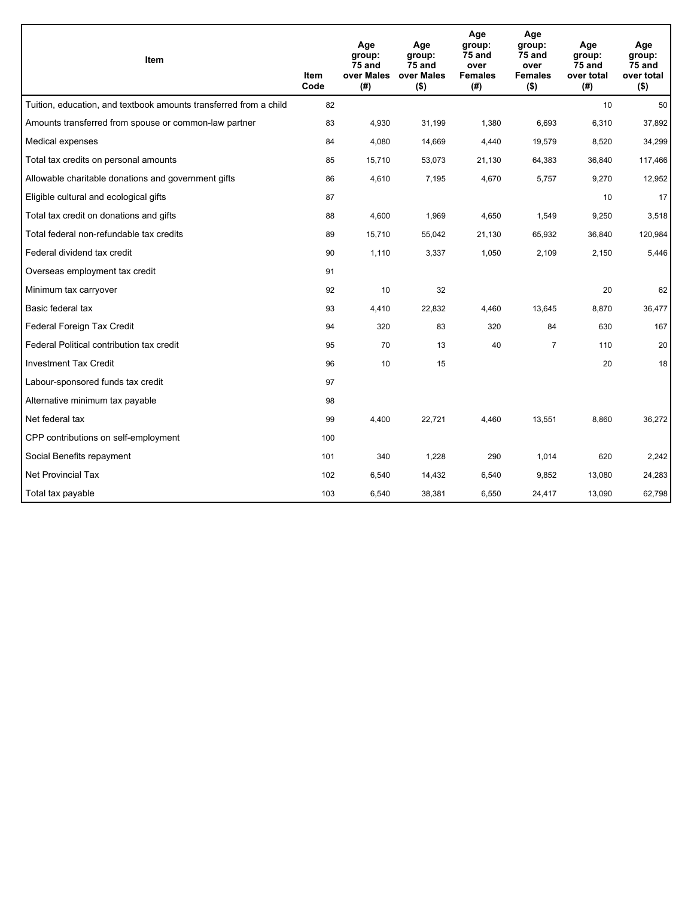| Item | Item Code | Age group: 75 and over Males (#) | Age group: 75 and over Males ($) | Age group: 75 and over Females (#) | Age group: 75 and over Females ($) | Age group: 75 and over total (#) | Age group: 75 and over total ($) |
|---|---|---|---|---|---|---|---|
| Tuition, education, and textbook amounts transferred from a child | 82 | | | | | 10 | 50 |
| Amounts transferred from spouse or common-law partner | 83 | 4,930 | 31,199 | 1,380 | 6,693 | 6,310 | 37,892 |
| Medical expenses | 84 | 4,080 | 14,669 | 4,440 | 19,579 | 8,520 | 34,299 |
| Total tax credits on personal amounts | 85 | 15,710 | 53,073 | 21,130 | 64,383 | 36,840 | 117,466 |
| Allowable charitable donations and government gifts | 86 | 4,610 | 7,195 | 4,670 | 5,757 | 9,270 | 12,952 |
| Eligible cultural and ecological gifts | 87 | | | | | 10 | 17 |
| Total tax credit on donations and gifts | 88 | 4,600 | 1,969 | 4,650 | 1,549 | 9,250 | 3,518 |
| Total federal non-refundable tax credits | 89 | 15,710 | 55,042 | 21,130 | 65,932 | 36,840 | 120,984 |
| Federal dividend tax credit | 90 | 1,110 | 3,337 | 1,050 | 2,109 | 2,150 | 5,446 |
| Overseas employment tax credit | 91 | | | | | | |
| Minimum tax carryover | 92 | 10 | 32 | | | 20 | 62 |
| Basic federal tax | 93 | 4,410 | 22,832 | 4,460 | 13,645 | 8,870 | 36,477 |
| Federal Foreign Tax Credit | 94 | 320 | 83 | 320 | 84 | 630 | 167 |
| Federal Political contribution tax credit | 95 | 70 | 13 | 40 | 7 | 110 | 20 |
| Investment Tax Credit | 96 | 10 | 15 | | | 20 | 18 |
| Labour-sponsored funds tax credit | 97 | | | | | | |
| Alternative minimum tax payable | 98 | | | | | | |
| Net federal tax | 99 | 4,400 | 22,721 | 4,460 | 13,551 | 8,860 | 36,272 |
| CPP contributions on self-employment | 100 | | | | | | |
| Social Benefits repayment | 101 | 340 | 1,228 | 290 | 1,014 | 620 | 2,242 |
| Net Provincial Tax | 102 | 6,540 | 14,432 | 6,540 | 9,852 | 13,080 | 24,283 |
| Total tax payable | 103 | 6,540 | 38,381 | 6,550 | 24,417 | 13,090 | 62,798 |